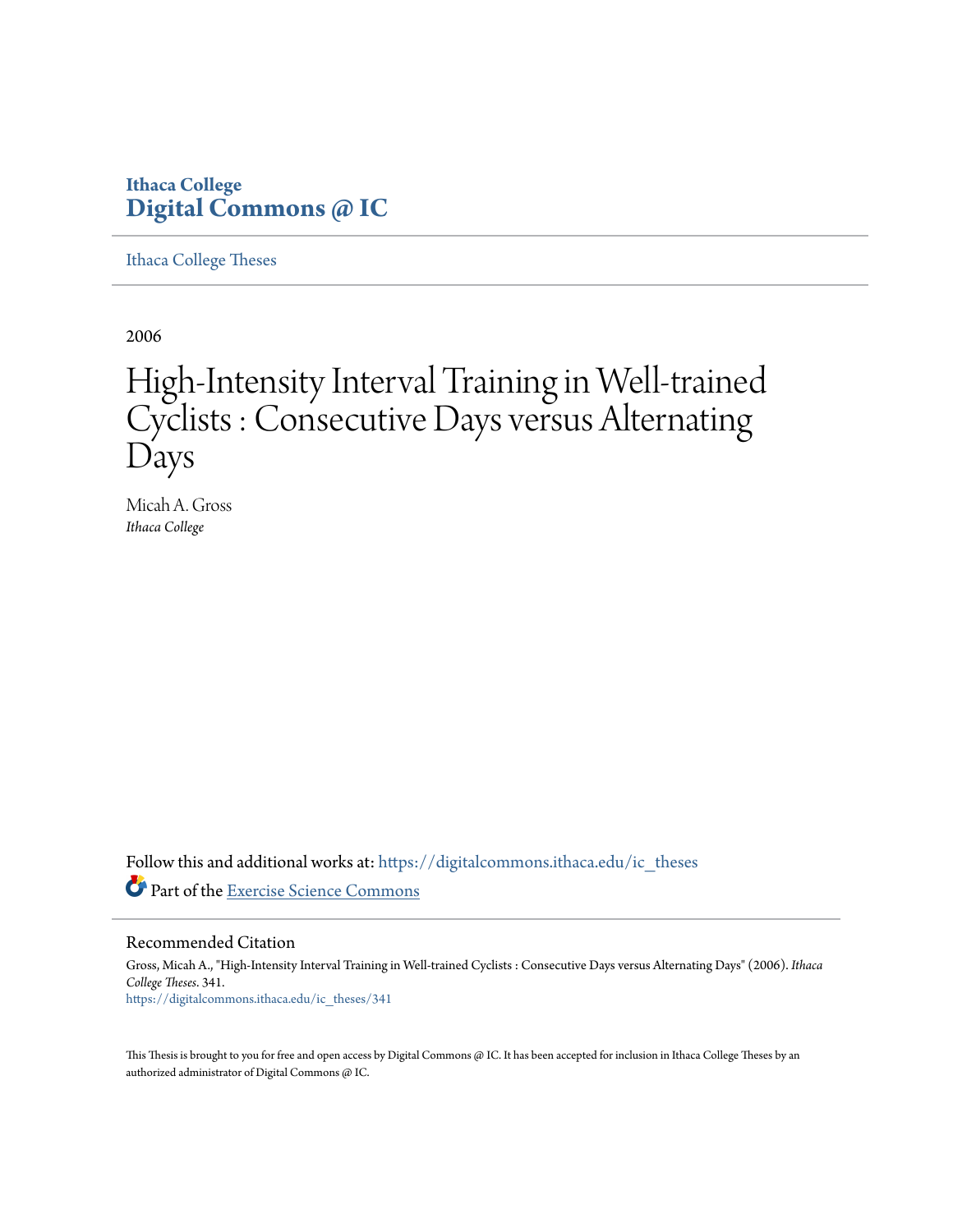Ithaca College
**Digital Commons @ IC**

Ithaca College Theses

2006

# High-Intensity Interval Training in Well-trained Cyclists : Consecutive Days versus Alternating Days

Micah A. Gross
*Ithaca College*

Follow this and additional works at: https://digitalcommons.ithaca.edu/ic_theses

Part of the Exercise Science Commons

## Recommended Citation

Gross, Micah A., "High-Intensity Interval Training in Well-trained Cyclists : Consecutive Days versus Alternating Days" (2006). *Ithaca College Theses*. 341.
https://digitalcommons.ithaca.edu/ic_theses/341

This Thesis is brought to you for free and open access by Digital Commons @ IC. It has been accepted for inclusion in Ithaca College Theses by an authorized administrator of Digital Commons @ IC.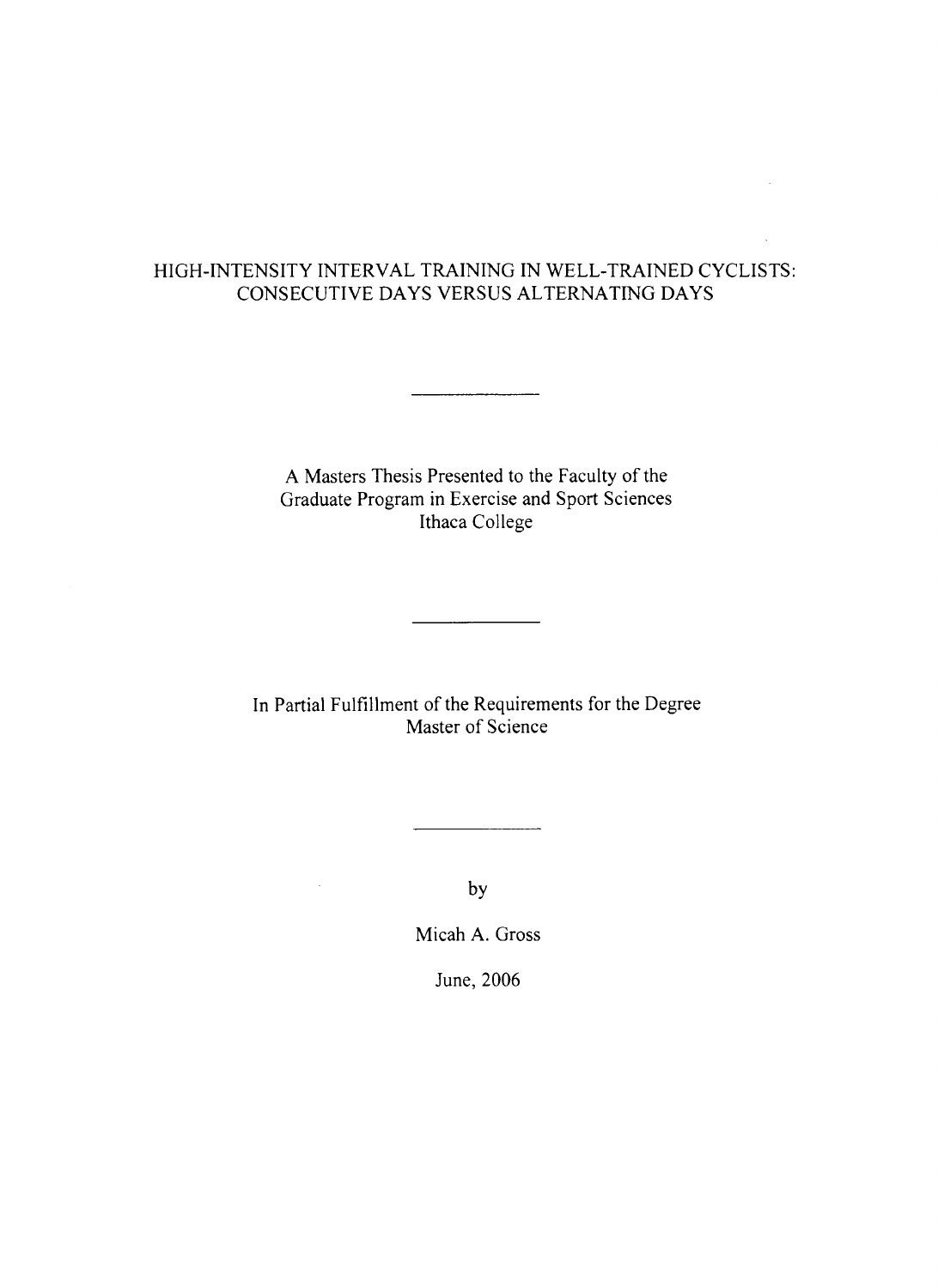# HIGH-INTENSITY INTERVAL TRAINING IN WELL-TRAINED CYCLISTS: CONSECUTIVE DAYS VERSUS ALTERNATING DAYS

---

A Masters Thesis Presented to the Faculty of the Graduate Program in Exercise and Sport Sciences Ithaca College

---

In Partial Fulfillment of the Requirements for the Degree Master of Science

---

by

Micah A. Gross

June, 2006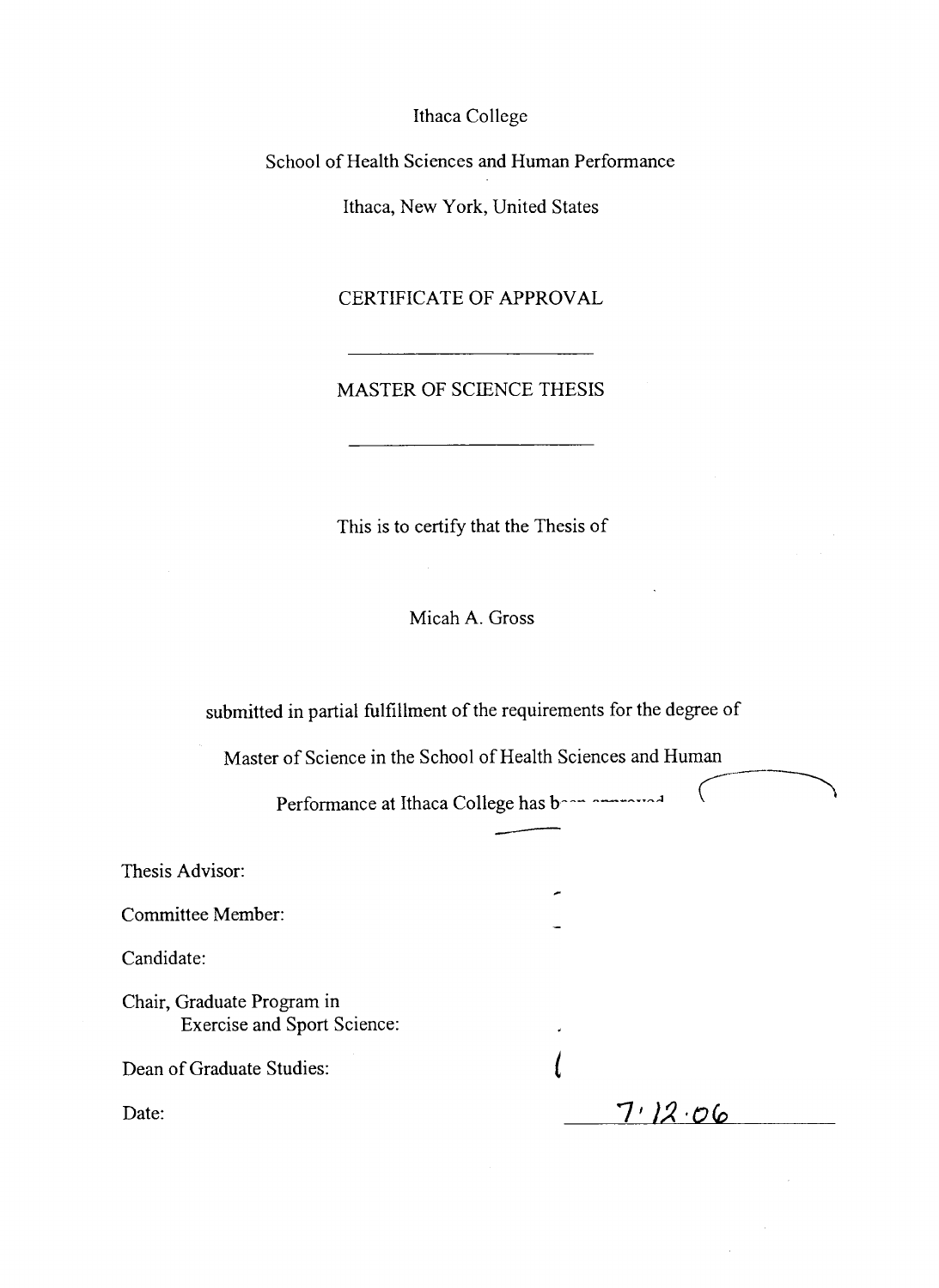Ithaca College

School of Health Sciences and Human Performance

Ithaca, New York, United States

CERTIFICATE OF APPROVAL

---

MASTER OF SCIENCE THESIS

---

This is to certify that the Thesis of

Micah A. Gross

submitted in partial fulfillment of the requirements for the degree of

Master of Science in the School of Health Sciences and Human

Performance at Ithaca College has been approved.

Thesis Advisor:

Committee Member:

Candidate:

Chair, Graduate Program in
Exercise and Sport Science:

Dean of Graduate Studies:

Date: 7.12.06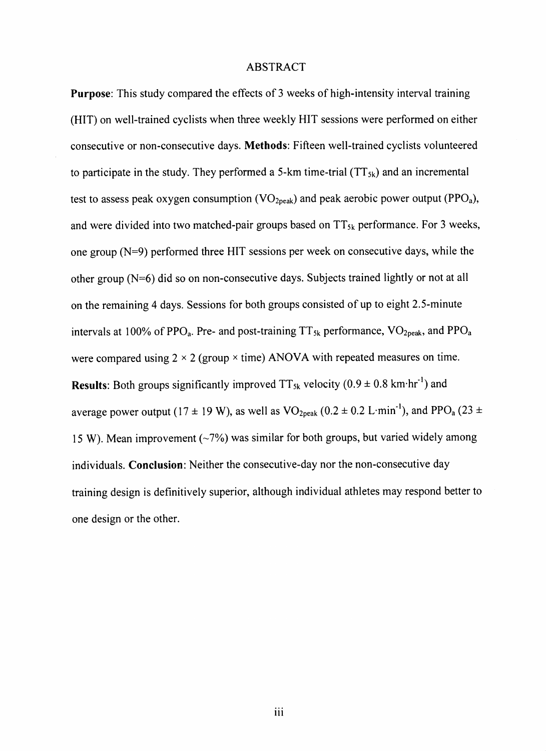# ABSTRACT

**Purpose**: This study compared the effects of 3 weeks of high-intensity interval training (HIT) on well-trained cyclists when three weekly HIT sessions were performed on either consecutive or non-consecutive days. **Methods**: Fifteen well-trained cyclists volunteered to participate in the study. They performed a 5-km time-trial ($TT_{5k}$) and an incremental test to assess peak oxygen consumption ($VO_{2peak}$) and peak aerobic power output ($PPO_a$), and were divided into two matched-pair groups based on $TT_{5k}$ performance. For 3 weeks, one group (N=9) performed three HIT sessions per week on consecutive days, while the other group (N=6) did so on non-consecutive days. Subjects trained lightly or not at all on the remaining 4 days. Sessions for both groups consisted of up to eight 2.5-minute intervals at 100% of $PPO_a$. Pre- and post-training $TT_{5k}$ performance, $VO_{2peak}$, and $PPO_a$ were compared using $2 \times 2$ (group $\times$ time) ANOVA with repeated measures on time. **Results**: Both groups significantly improved $TT_{5k}$ velocity ($0.9 \pm 0.8$ $km \cdot hr^{-1}$) and average power output ($17 \pm 19$ W), as well as $VO_{2peak}$ ($0.2 \pm 0.2$ $L \cdot min^{-1}$), and $PPO_a$ ($23 \pm 15$ W). Mean improvement (~7%) was similar for both groups, but varied widely among individuals. **Conclusion**: Neither the consecutive-day nor the non-consecutive day training design is definitively superior, although individual athletes may respond better to one design or the other.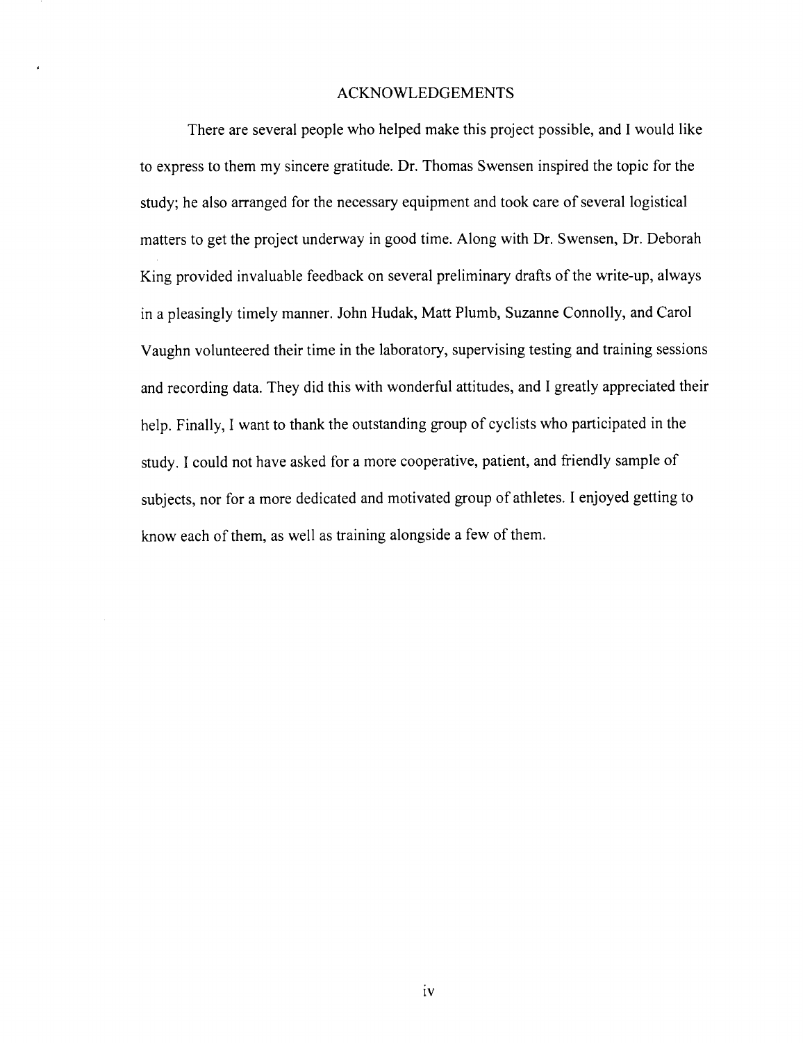# ACKNOWLEDGEMENTS

There are several people who helped make this project possible, and I would like to express to them my sincere gratitude. Dr. Thomas Swensen inspired the topic for the study; he also arranged for the necessary equipment and took care of several logistical matters to get the project underway in good time. Along with Dr. Swensen, Dr. Deborah King provided invaluable feedback on several preliminary drafts of the write-up, always in a pleasingly timely manner. John Hudak, Matt Plumb, Suzanne Connolly, and Carol Vaughn volunteered their time in the laboratory, supervising testing and training sessions and recording data. They did this with wonderful attitudes, and I greatly appreciated their help. Finally, I want to thank the outstanding group of cyclists who participated in the study. I could not have asked for a more cooperative, patient, and friendly sample of subjects, nor for a more dedicated and motivated group of athletes. I enjoyed getting to know each of them, as well as training alongside a few of them.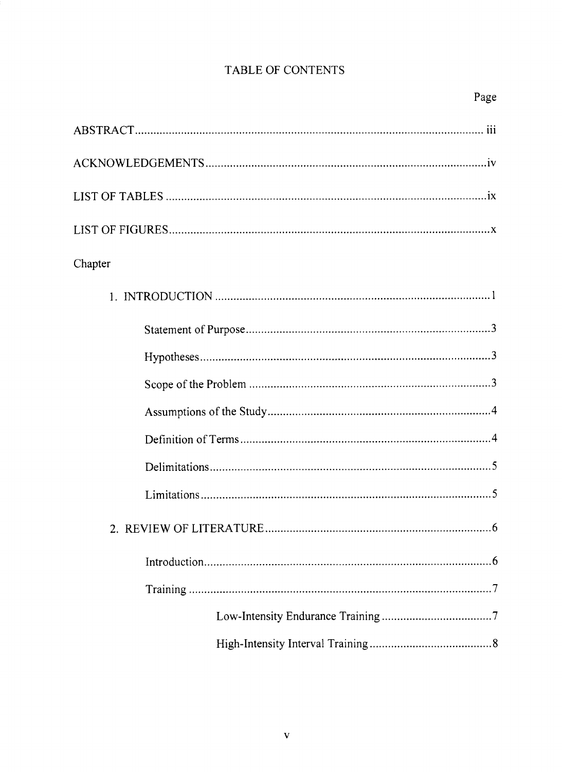# TABLE OF CONTENTS

| | Page |
|---|---|
| ABSTRACT | iii |
| ACKNOWLEDGEMENTS | iv |
| LIST OF TABLES | ix |
| LIST OF FIGURES | x |
| Chapter | |
| 1. INTRODUCTION | 1 |
| Statement of Purpose | 3 |
| Hypotheses | 3 |
| Scope of the Problem | 3 |
| Assumptions of the Study | 4 |
| Definition of Terms | 4 |
| Delimitations | 5 |
| Limitations | 5 |
| 2. REVIEW OF LITERATURE | 6 |
| Introduction | 6 |
| Training | 7 |
| Low-Intensity Endurance Training | 7 |
| High-Intensity Interval Training | 8 |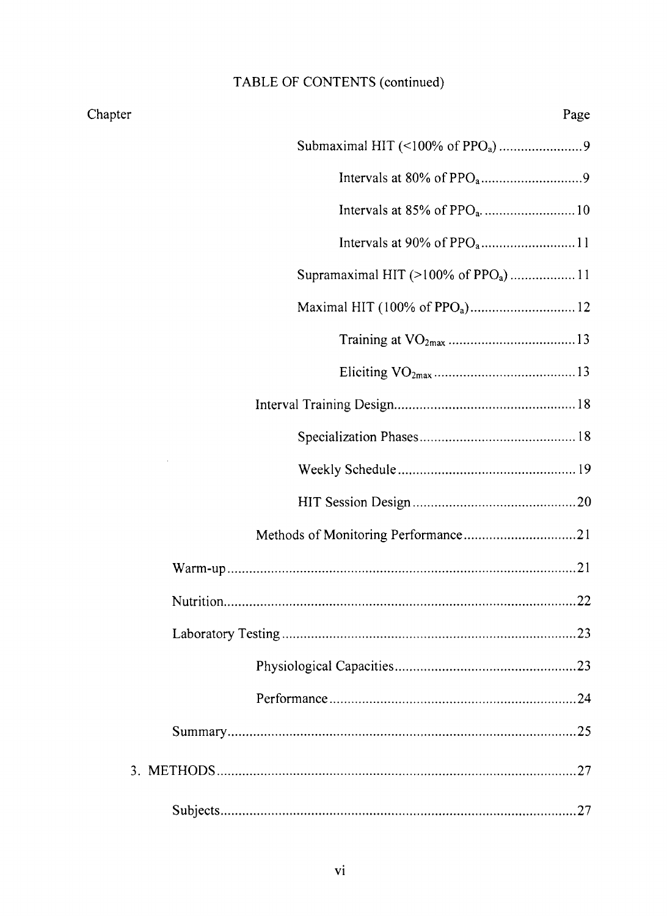TABLE OF CONTENTS (continued)

| Chapter | Page |
|---|---|
| Submaximal HIT (<100% of $PPO_a$) | 9 |
| Intervals at 80% of $PPO_a$ | 9 |
| Intervals at 85% of $PPO_a$. | 10 |
| Intervals at 90% of $PPO_a$ | 11 |
| Supramaximal HIT (>100% of $PPO_a$) | 11 |
| Maximal HIT (100% of $PPO_a$) | 12 |
| Training at $VO_{2max}$ | 13 |
| Eliciting $VO_{2max}$ | 13 |
| Interval Training Design | 18 |
| Specialization Phases | 18 |
| Weekly Schedule | 19 |
| HIT Session Design | 20 |
| Methods of Monitoring Performance | 21 |
| Warm-up | 21 |
| Nutrition | 22 |
| Laboratory Testing | 23 |
| Physiological Capacities | 23 |
| Performance | 24 |
| Summary | 25 |
| 3. METHODS | 27 |
| Subjects | 27 |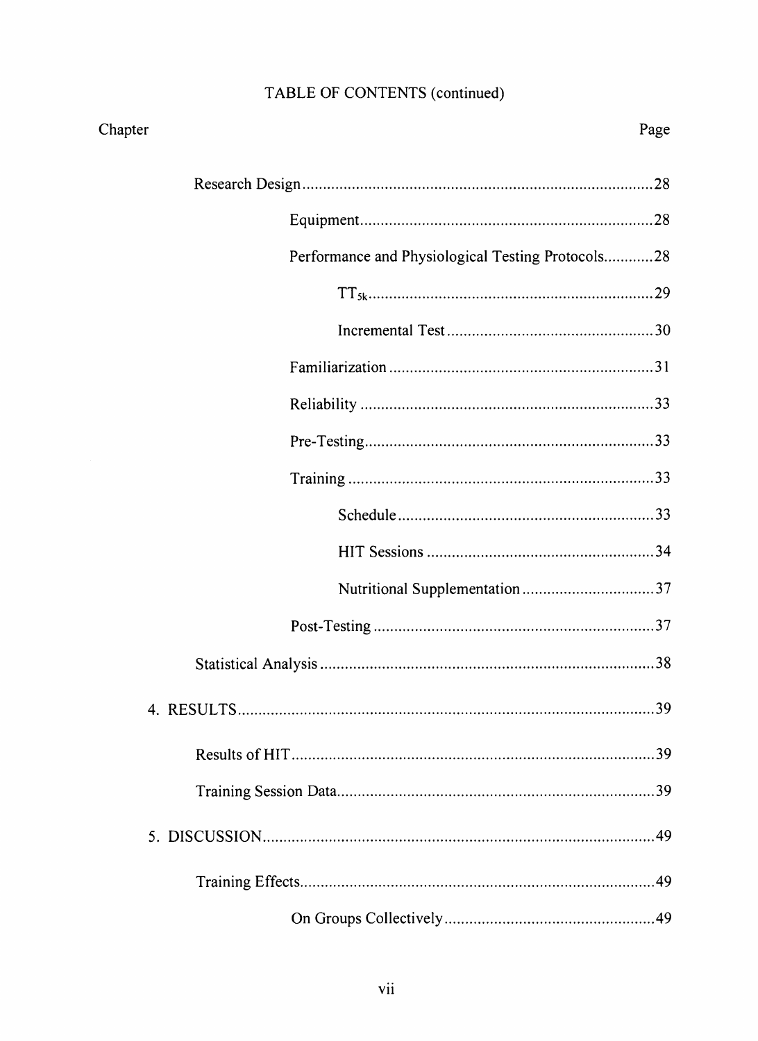TABLE OF CONTENTS (continued)

| Chapter | | Page |
|---|---|---|
| | Research Design | 28 |
| | Equipment | 28 |
| | Performance and Physiological Testing Protocols | 28 |
| | $TT_{5k}$ | 29 |
| | Incremental Test | 30 |
| | Familiarization | 31 |
| | Reliability | 33 |
| | Pre-Testing | 33 |
| | Training | 33 |
| | Schedule | 33 |
| | HIT Sessions | 34 |
| | Nutritional Supplementation | 37 |
| | Post-Testing | 37 |
| | Statistical Analysis | 38 |
| 4. | RESULTS | 39 |
| | Results of HIT | 39 |
| | Training Session Data | 39 |
| 5. | DISCUSSION | 49 |
| | Training Effects | 49 |
| | On Groups Collectively | 49 |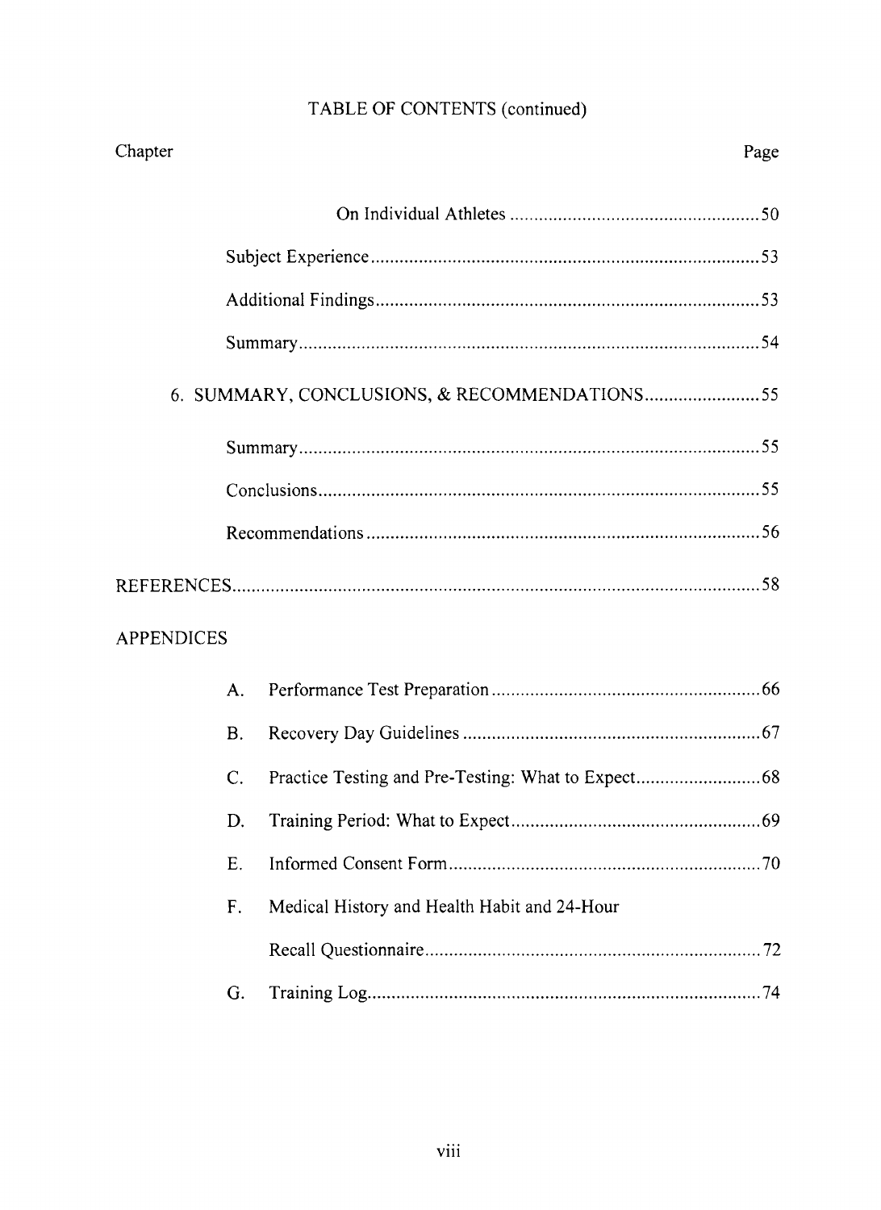TABLE OF CONTENTS (continued)

| Chapter | Page |
|---|---|
| On Individual Athletes | 50 |
| Subject Experience | 53 |
| Additional Findings | 53 |
| Summary | 54 |
| 6. SUMMARY, CONCLUSIONS, & RECOMMENDATIONS | 55 |
| Summary | 55 |
| Conclusions | 55 |
| Recommendations | 56 |
| REFERENCES | 58 |
| APPENDICES | |
| A. Performance Test Preparation | 66 |
| B. Recovery Day Guidelines | 67 |
| C. Practice Testing and Pre-Testing: What to Expect | 68 |
| D. Training Period: What to Expect | 69 |
| E. Informed Consent Form | 70 |
| F. Medical History and Health Habit and 24-Hour Recall Questionnaire | 72 |
| G. Training Log | 74 |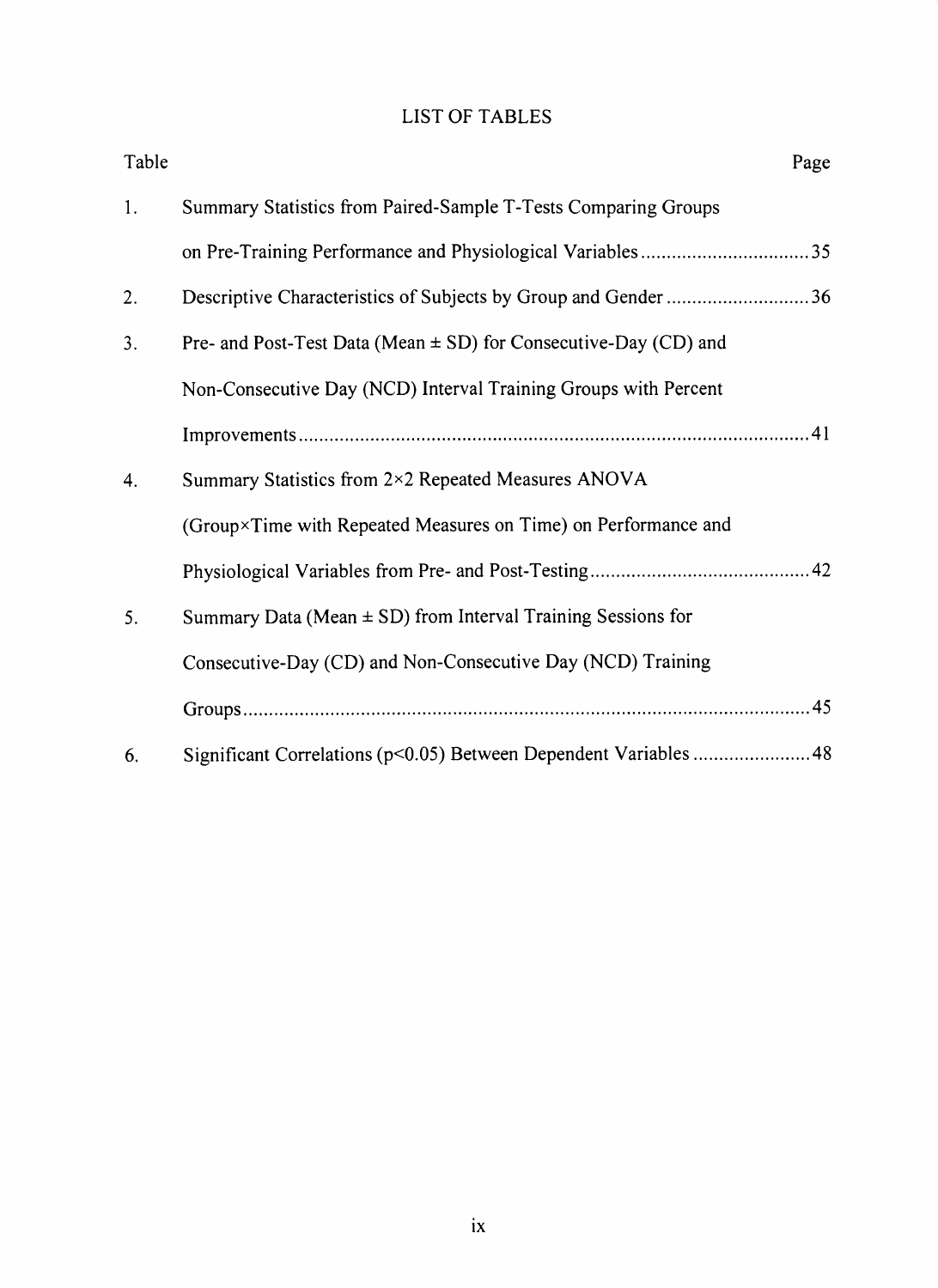# LIST OF TABLES

| Table | | Page |
|---|---|---|
| 1. | Summary Statistics from Paired-Sample T-Tests Comparing Groups on Pre-Training Performance and Physiological Variables | 35 |
| 2. | Descriptive Characteristics of Subjects by Group and Gender | 36 |
| 3. | Pre- and Post-Test Data (Mean ± SD) for Consecutive-Day (CD) and Non-Consecutive Day (NCD) Interval Training Groups with Percent Improvements | 41 |
| 4. | Summary Statistics from 2×2 Repeated Measures ANOVA (Group×Time with Repeated Measures on Time) on Performance and Physiological Variables from Pre- and Post-Testing | 42 |
| 5. | Summary Data (Mean ± SD) from Interval Training Sessions for Consecutive-Day (CD) and Non-Consecutive Day (NCD) Training Groups | 45 |
| 6. | Significant Correlations ($p<0.05$) Between Dependent Variables | 48 |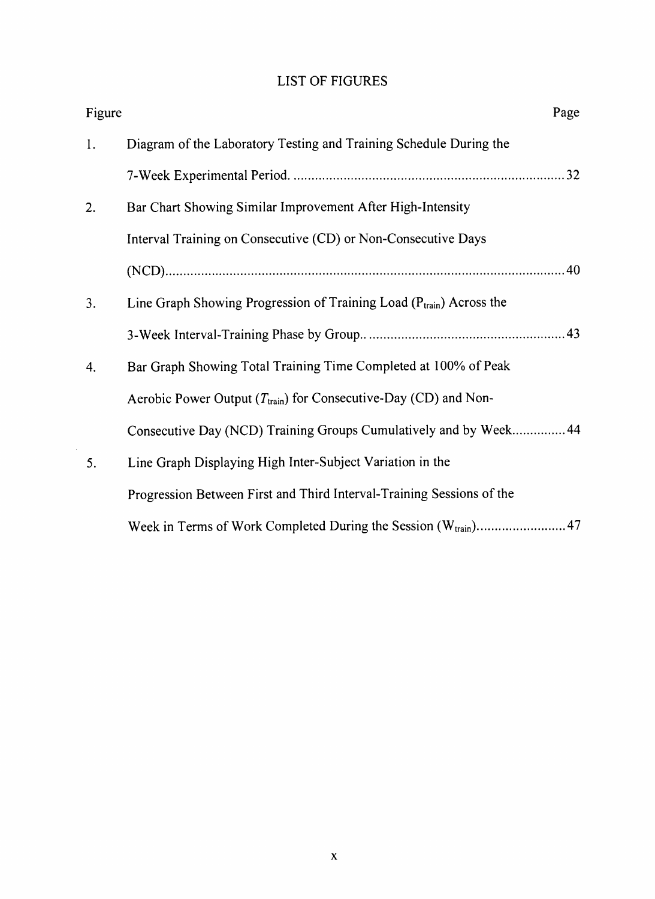# LIST OF FIGURES

| Figure | | Page |
|---|---|---|
| 1. | Diagram of the Laboratory Testing and Training Schedule During the 7-Week Experimental Period. | 32 |
| 2. | Bar Chart Showing Similar Improvement After High-Intensity Interval Training on Consecutive (CD) or Non-Consecutive Days (NCD) | 40 |
| 3. | Line Graph Showing Progression of Training Load ($P_{train}$) Across the 3-Week Interval-Training Phase by Group.. | 43 |
| 4. | Bar Graph Showing Total Training Time Completed at 100% of Peak Aerobic Power Output ($T_{train}$) for Consecutive-Day (CD) and Non-Consecutive Day (NCD) Training Groups Cumulatively and by Week | 44 |
| 5. | Line Graph Displaying High Inter-Subject Variation in the Progression Between First and Third Interval-Training Sessions of the Week in Terms of Work Completed During the Session ($W_{train}$) | 47 |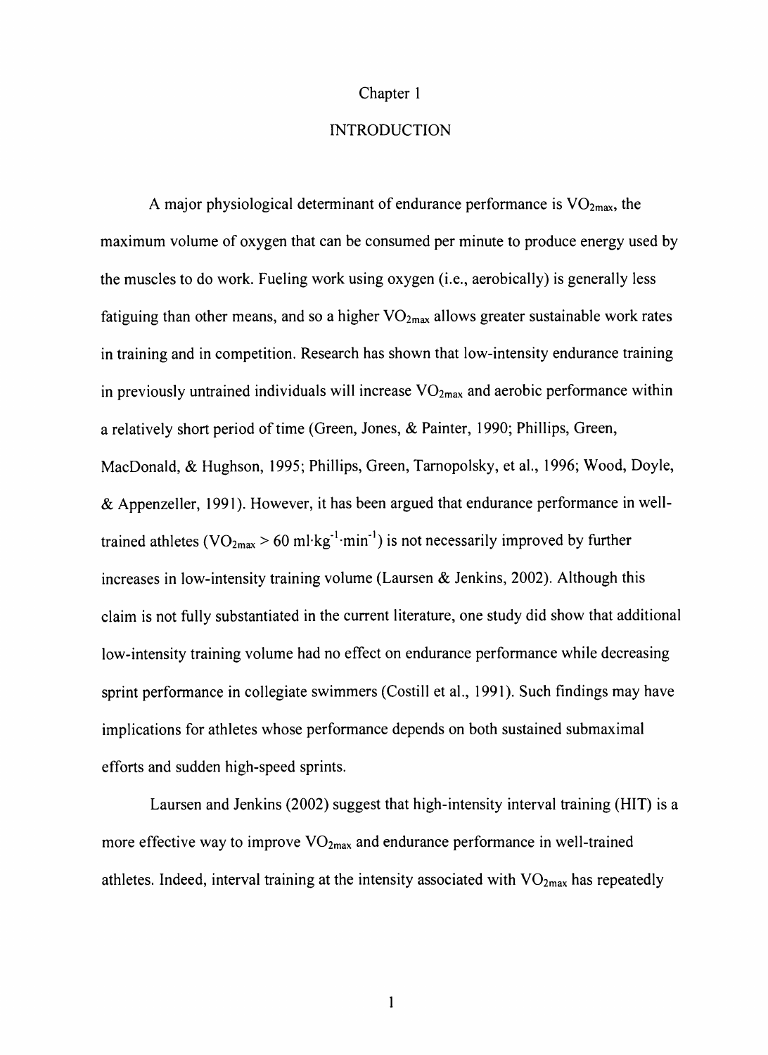# Chapter 1

## INTRODUCTION

A major physiological determinant of endurance performance is $VO_{2max}$, the maximum volume of oxygen that can be consumed per minute to produce energy used by the muscles to do work. Fueling work using oxygen (i.e., aerobically) is generally less fatiguing than other means, and so a higher $VO_{2max}$ allows greater sustainable work rates in training and in competition. Research has shown that low-intensity endurance training in previously untrained individuals will increase $VO_{2max}$ and aerobic performance within a relatively short period of time (Green, Jones, & Painter, 1990; Phillips, Green, MacDonald, & Hughson, 1995; Phillips, Green, Tarnopolsky, et al., 1996; Wood, Doyle, & Appenzeller, 1991). However, it has been argued that endurance performance in well-trained athletes ($VO_{2max} > 60$ $ml \cdot kg^{-1} \cdot min^{-1}$) is not necessarily improved by further increases in low-intensity training volume (Laursen & Jenkins, 2002). Although this claim is not fully substantiated in the current literature, one study did show that additional low-intensity training volume had no effect on endurance performance while decreasing sprint performance in collegiate swimmers (Costill et al., 1991). Such findings may have implications for athletes whose performance depends on both sustained submaximal efforts and sudden high-speed sprints.

Laursen and Jenkins (2002) suggest that high-intensity interval training (HIT) is a more effective way to improve $VO_{2max}$ and endurance performance in well-trained athletes. Indeed, interval training at the intensity associated with $VO_{2max}$ has repeatedly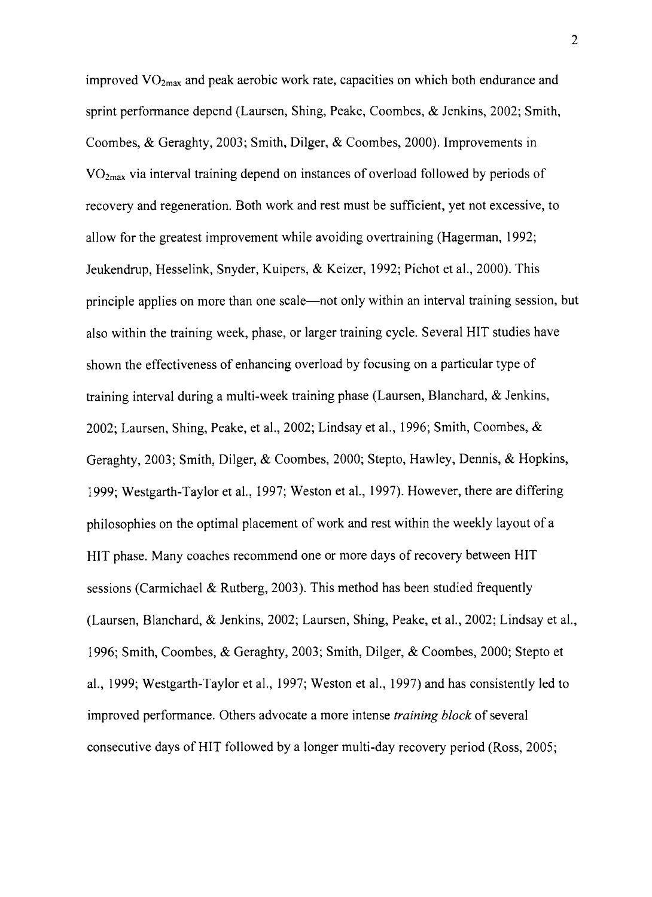improved $VO_{2max}$ and peak aerobic work rate, capacities on which both endurance and sprint performance depend (Laursen, Shing, Peake, Coombes, & Jenkins, 2002; Smith, Coombes, & Geraghty, 2003; Smith, Dilger, & Coombes, 2000). Improvements in $VO_{2max}$ via interval training depend on instances of overload followed by periods of recovery and regeneration. Both work and rest must be sufficient, yet not excessive, to allow for the greatest improvement while avoiding overtraining (Hagerman, 1992; Jeukendrup, Hesselink, Snyder, Kuipers, & Keizer, 1992; Pichot et al., 2000). This principle applies on more than one scale—not only within an interval training session, but also within the training week, phase, or larger training cycle. Several HIT studies have shown the effectiveness of enhancing overload by focusing on a particular type of training interval during a multi-week training phase (Laursen, Blanchard, & Jenkins, 2002; Laursen, Shing, Peake, et al., 2002; Lindsay et al., 1996; Smith, Coombes, & Geraghty, 2003; Smith, Dilger, & Coombes, 2000; Stepto, Hawley, Dennis, & Hopkins, 1999; Westgarth-Taylor et al., 1997; Weston et al., 1997). However, there are differing philosophies on the optimal placement of work and rest within the weekly layout of a HIT phase. Many coaches recommend one or more days of recovery between HIT sessions (Carmichael & Rutberg, 2003). This method has been studied frequently (Laursen, Blanchard, & Jenkins, 2002; Laursen, Shing, Peake, et al., 2002; Lindsay et al., 1996; Smith, Coombes, & Geraghty, 2003; Smith, Dilger, & Coombes, 2000; Stepto et al., 1999; Westgarth-Taylor et al., 1997; Weston et al., 1997) and has consistently led to improved performance. Others advocate a more intense *training block* of several consecutive days of HIT followed by a longer multi-day recovery period (Ross, 2005;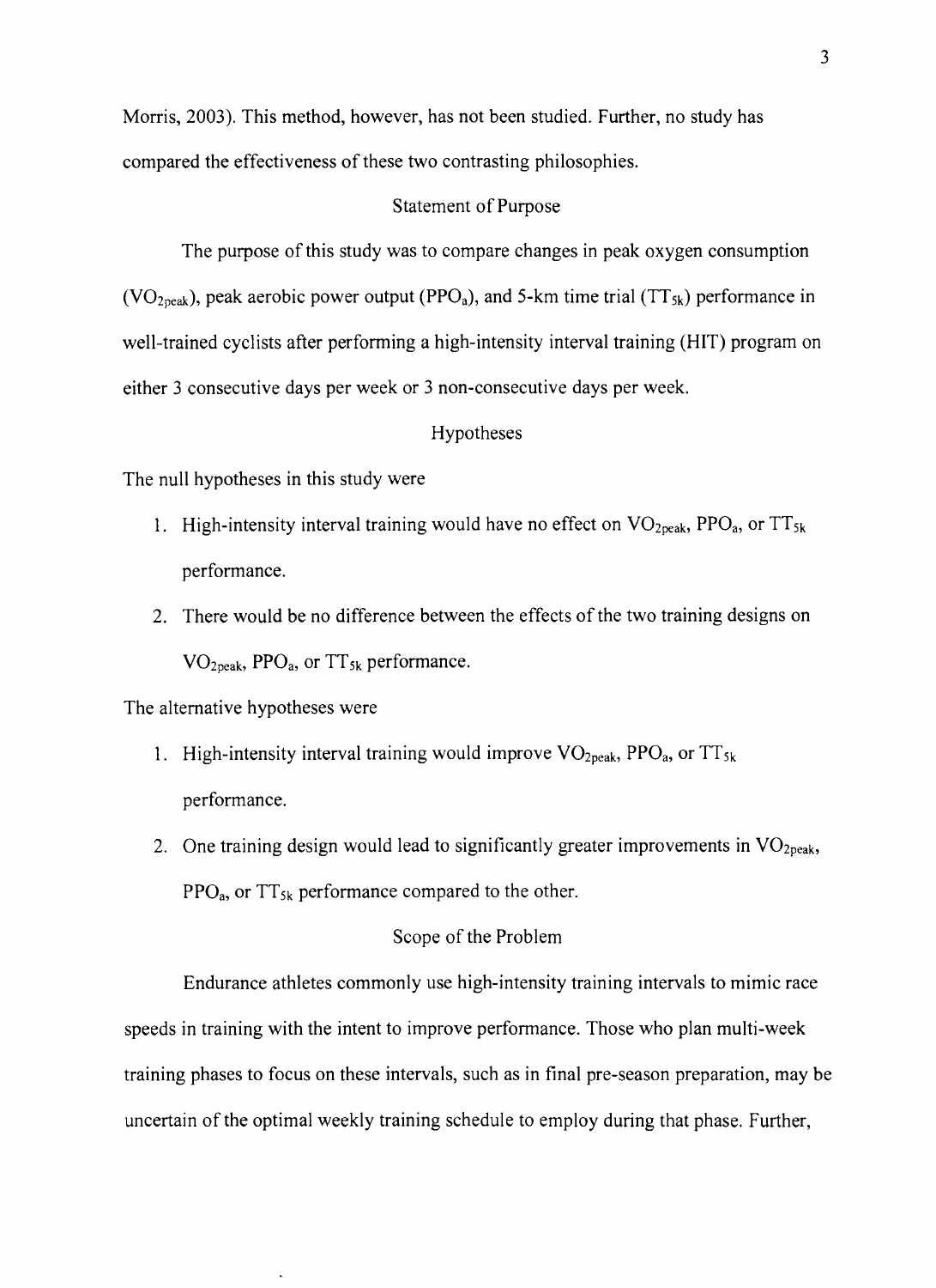Morris, 2003). This method, however, has not been studied. Further, no study has compared the effectiveness of these two contrasting philosophies.

## Statement of Purpose

The purpose of this study was to compare changes in peak oxygen consumption ($VO_{2peak}$), peak aerobic power output ($PPO_a$), and 5-km time trial ($TT_{5k}$) performance in well-trained cyclists after performing a high-intensity interval training (HIT) program on either 3 consecutive days per week or 3 non-consecutive days per week.

## Hypotheses

The null hypotheses in this study were

1. High-intensity interval training would have no effect on $VO_{2peak}$, $PPO_a$, or $TT_{5k}$ performance.
2. There would be no difference between the effects of the two training designs on $VO_{2peak}$, $PPO_a$, or $TT_{5k}$ performance.

The alternative hypotheses were

1. High-intensity interval training would improve $VO_{2peak}$, $PPO_a$, or $TT_{5k}$ performance.
2. One training design would lead to significantly greater improvements in $VO_{2peak}$, $PPO_a$, or $TT_{5k}$ performance compared to the other.

## Scope of the Problem

Endurance athletes commonly use high-intensity training intervals to mimic race speeds in training with the intent to improve performance. Those who plan multi-week training phases to focus on these intervals, such as in final pre-season preparation, may be uncertain of the optimal weekly training schedule to employ during that phase. Further,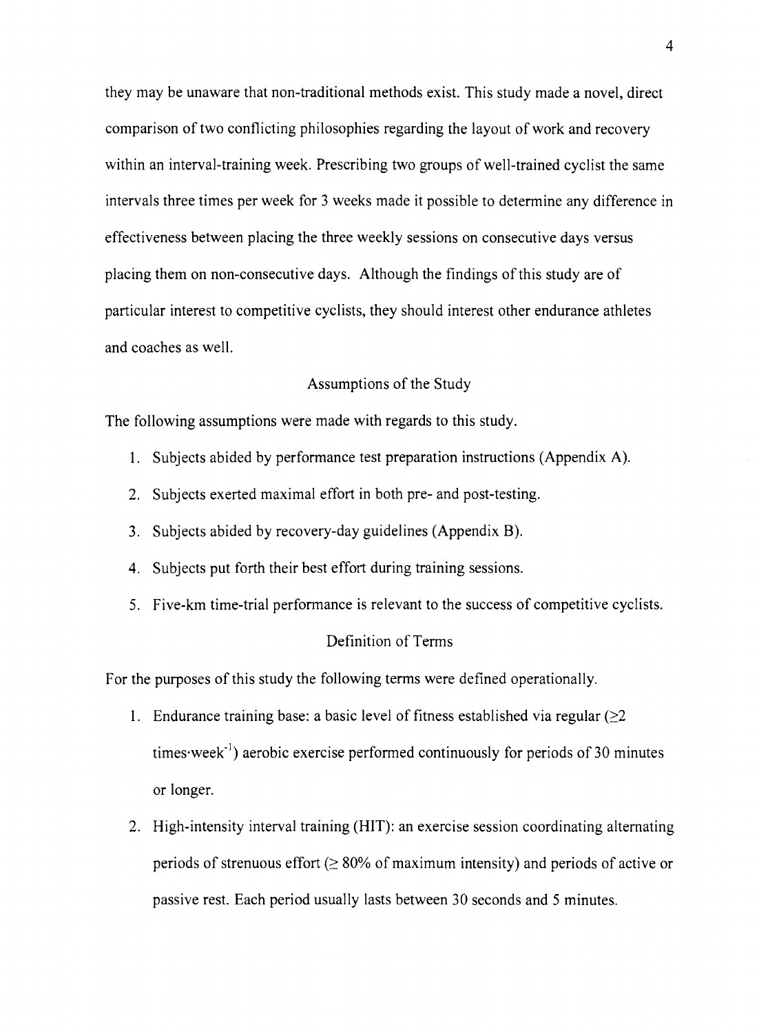they may be unaware that non-traditional methods exist. This study made a novel, direct comparison of two conflicting philosophies regarding the layout of work and recovery within an interval-training week. Prescribing two groups of well-trained cyclist the same intervals three times per week for 3 weeks made it possible to determine any difference in effectiveness between placing the three weekly sessions on consecutive days versus placing them on non-consecutive days. Although the findings of this study are of particular interest to competitive cyclists, they should interest other endurance athletes and coaches as well.

## Assumptions of the Study

The following assumptions were made with regards to this study.

1. Subjects abided by performance test preparation instructions (Appendix A).
2. Subjects exerted maximal effort in both pre- and post-testing.
3. Subjects abided by recovery-day guidelines (Appendix B).
4. Subjects put forth their best effort during training sessions.
5. Five-km time-trial performance is relevant to the success of competitive cyclists.

## Definition of Terms

For the purposes of this study the following terms were defined operationally.

1. Endurance training base: a basic level of fitness established via regular ($\geq 2$ times·week$^{-1}$) aerobic exercise performed continuously for periods of 30 minutes or longer.
2. High-intensity interval training (HIT): an exercise session coordinating alternating periods of strenuous effort ($\geq$ 80% of maximum intensity) and periods of active or passive rest. Each period usually lasts between 30 seconds and 5 minutes.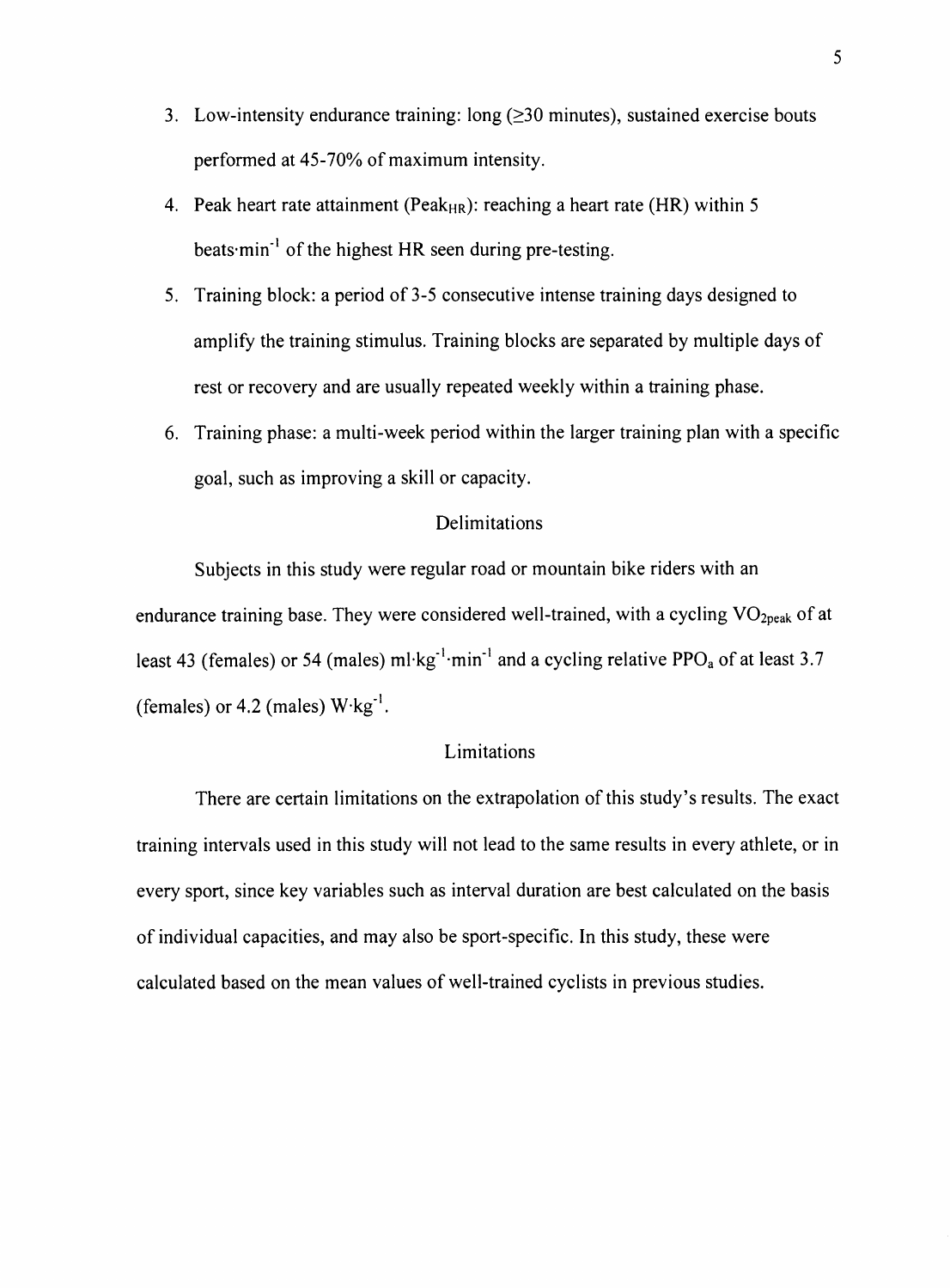3. Low-intensity endurance training: long (≥30 minutes), sustained exercise bouts performed at 45-70% of maximum intensity.
4. Peak heart rate attainment ($Peak_{HR}$): reaching a heart rate (HR) within 5 beats·min$^{-1}$ of the highest HR seen during pre-testing.
5. Training block: a period of 3-5 consecutive intense training days designed to amplify the training stimulus. Training blocks are separated by multiple days of rest or recovery and are usually repeated weekly within a training phase.
6. Training phase: a multi-week period within the larger training plan with a specific goal, such as improving a skill or capacity.

## Delimitations

Subjects in this study were regular road or mountain bike riders with an endurance training base. They were considered well-trained, with a cycling $VO_{2peak}$ of at least 43 (females) or 54 (males) ml·kg$^{-1}$·min$^{-1}$ and a cycling relative $PPO_a$ of at least 3.7 (females) or 4.2 (males) W·kg$^{-1}$.

## Limitations

There are certain limitations on the extrapolation of this study's results. The exact training intervals used in this study will not lead to the same results in every athlete, or in every sport, since key variables such as interval duration are best calculated on the basis of individual capacities, and may also be sport-specific. In this study, these were calculated based on the mean values of well-trained cyclists in previous studies.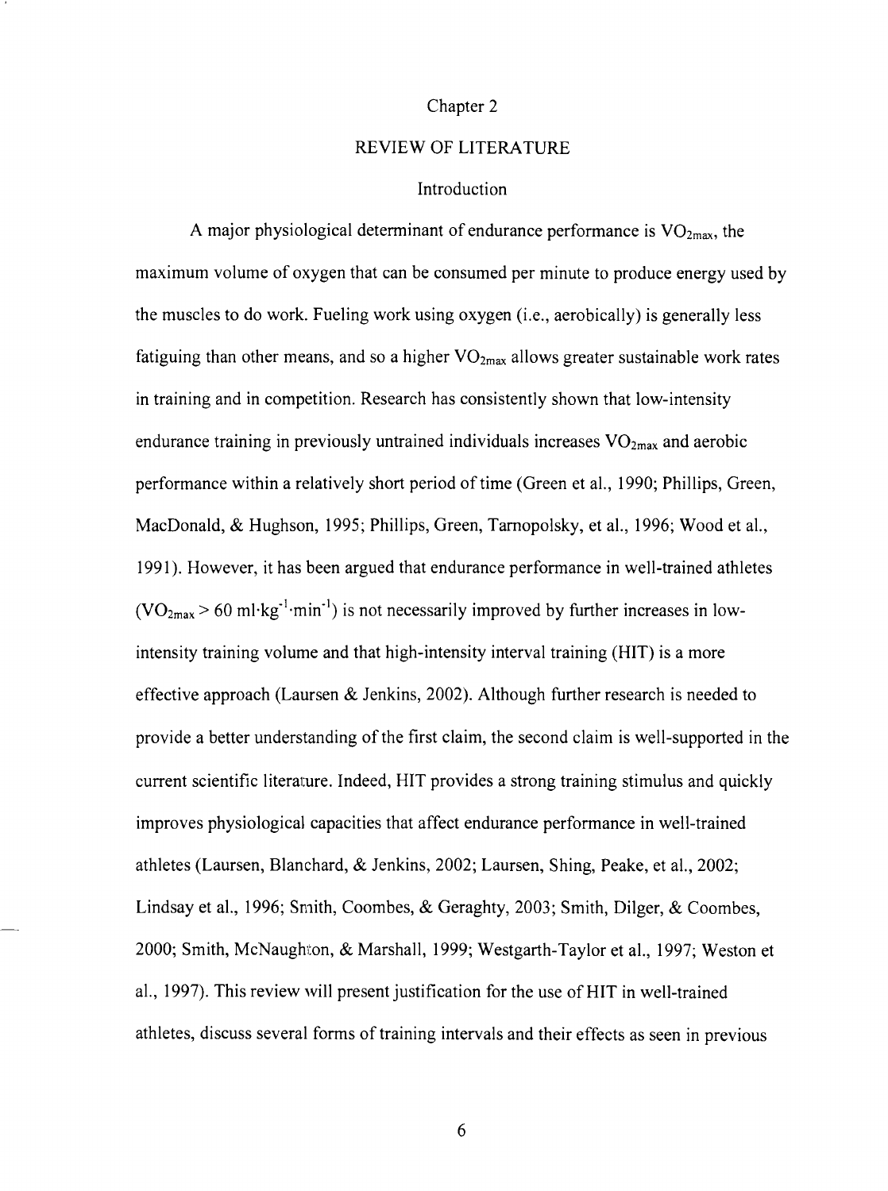# Chapter 2

## REVIEW OF LITERATURE

### Introduction

A major physiological determinant of endurance performance is $VO_{2max}$, the maximum volume of oxygen that can be consumed per minute to produce energy used by the muscles to do work. Fueling work using oxygen (i.e., aerobically) is generally less fatiguing than other means, and so a higher $VO_{2max}$ allows greater sustainable work rates in training and in competition. Research has consistently shown that low-intensity endurance training in previously untrained individuals increases $VO_{2max}$ and aerobic performance within a relatively short period of time (Green et al., 1990; Phillips, Green, MacDonald, & Hughson, 1995; Phillips, Green, Tarnopolsky, et al., 1996; Wood et al., 1991). However, it has been argued that endurance performance in well-trained athletes ($VO_{2max} > 60$ ml·kg$^{-1}$·min$^{-1}$) is not necessarily improved by further increases in low-intensity training volume and that high-intensity interval training (HIT) is a more effective approach (Laursen & Jenkins, 2002). Although further research is needed to provide a better understanding of the first claim, the second claim is well-supported in the current scientific literature. Indeed, HIT provides a strong training stimulus and quickly improves physiological capacities that affect endurance performance in well-trained athletes (Laursen, Blanchard, & Jenkins, 2002; Laursen, Shing, Peake, et al., 2002; Lindsay et al., 1996; Smith, Coombes, & Geraghty, 2003; Smith, Dilger, & Coombes, 2000; Smith, McNaughton, & Marshall, 1999; Westgarth-Taylor et al., 1997; Weston et al., 1997). This review will present justification for the use of HIT in well-trained athletes, discuss several forms of training intervals and their effects as seen in previous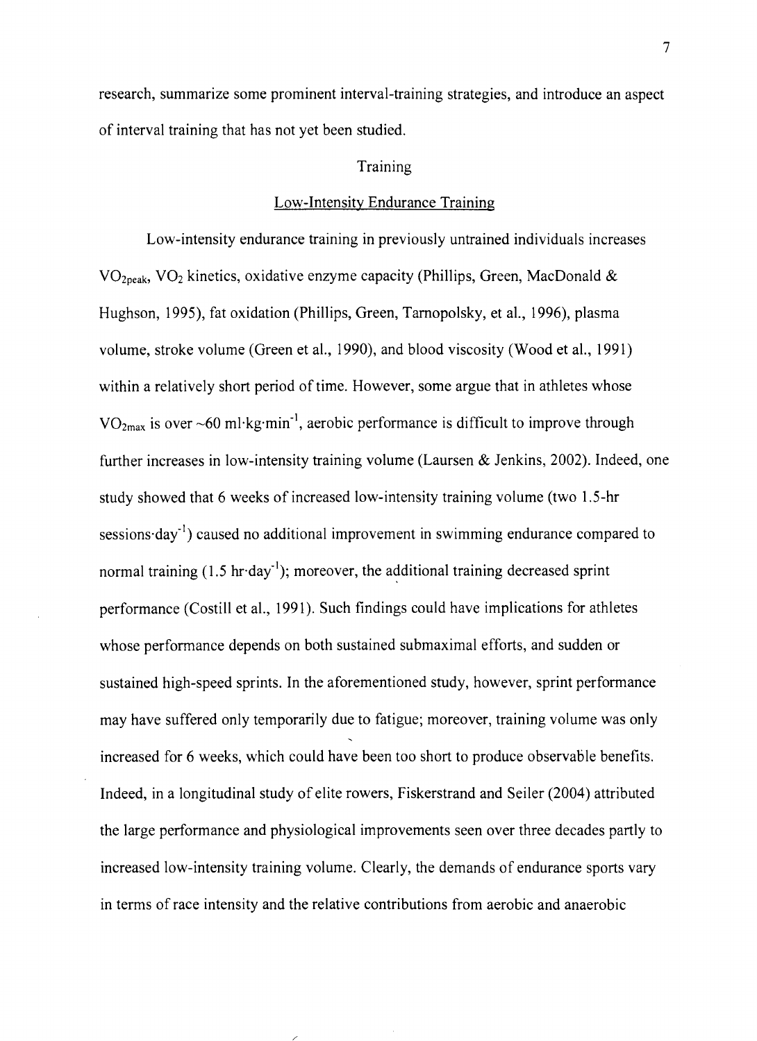research, summarize some prominent interval-training strategies, and introduce an aspect of interval training that has not yet been studied.

## Training

### Low-Intensity Endurance Training

Low-intensity endurance training in previously untrained individuals increases $VO_{2peak}$, $VO_2$ kinetics, oxidative enzyme capacity (Phillips, Green, MacDonald & Hughson, 1995), fat oxidation (Phillips, Green, Tarnopolsky, et al., 1996), plasma volume, stroke volume (Green et al., 1990), and blood viscosity (Wood et al., 1991) within a relatively short period of time. However, some argue that in athletes whose $VO_{2max}$ is over ~60 $ml \cdot kg \cdot min^{-1}$, aerobic performance is difficult to improve through further increases in low-intensity training volume (Laursen & Jenkins, 2002). Indeed, one study showed that 6 weeks of increased low-intensity training volume (two 1.5-hr $sessions \cdot day^{-1}$) caused no additional improvement in swimming endurance compared to normal training (1.5 $hr \cdot day^{-1}$); moreover, the additional training decreased sprint performance (Costill et al., 1991). Such findings could have implications for athletes whose performance depends on both sustained submaximal efforts, and sudden or sustained high-speed sprints. In the aforementioned study, however, sprint performance may have suffered only temporarily due to fatigue; moreover, training volume was only increased for 6 weeks, which could have been too short to produce observable benefits. Indeed, in a longitudinal study of elite rowers, Fiskerstrand and Seiler (2004) attributed the large performance and physiological improvements seen over three decades partly to increased low-intensity training volume. Clearly, the demands of endurance sports vary in terms of race intensity and the relative contributions from aerobic and anaerobic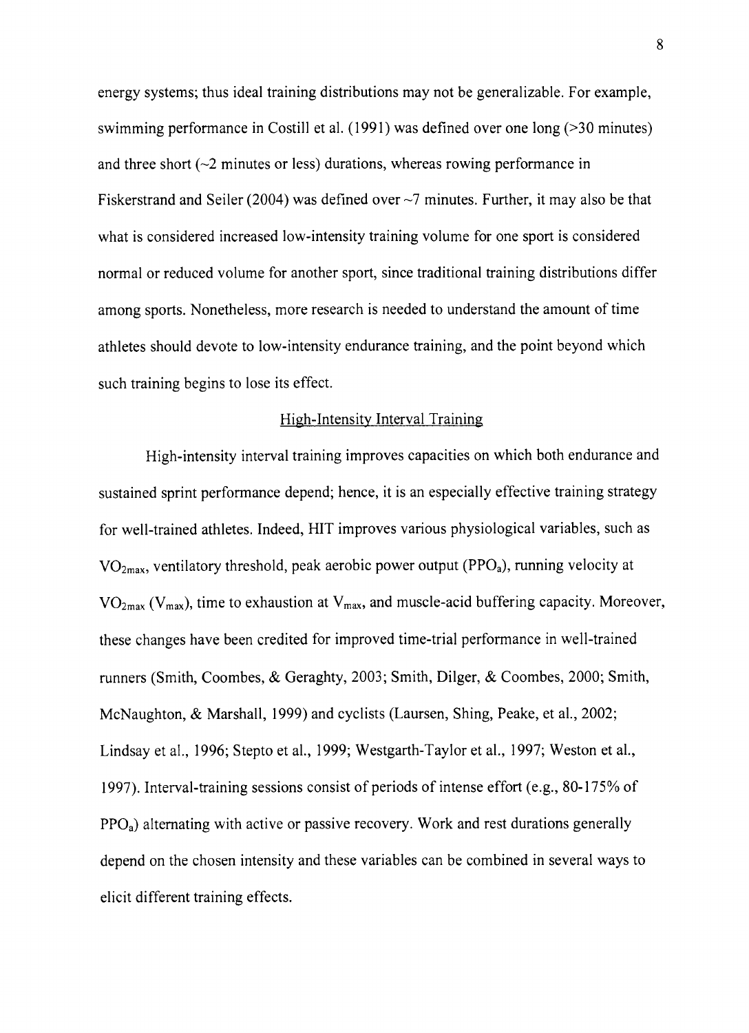energy systems; thus ideal training distributions may not be generalizable. For example, swimming performance in Costill et al. (1991) was defined over one long (>30 minutes) and three short (~2 minutes or less) durations, whereas rowing performance in Fiskerstrand and Seiler (2004) was defined over ~7 minutes. Further, it may also be that what is considered increased low-intensity training volume for one sport is considered normal or reduced volume for another sport, since traditional training distributions differ among sports. Nonetheless, more research is needed to understand the amount of time athletes should devote to low-intensity endurance training, and the point beyond which such training begins to lose its effect.

## High-Intensity Interval Training

High-intensity interval training improves capacities on which both endurance and sustained sprint performance depend; hence, it is an especially effective training strategy for well-trained athletes. Indeed, HIT improves various physiological variables, such as $VO_{2max}$, ventilatory threshold, peak aerobic power output ($PPO_a$), running velocity at $VO_{2max}$ ($V_{max}$), time to exhaustion at $V_{max}$, and muscle-acid buffering capacity. Moreover, these changes have been credited for improved time-trial performance in well-trained runners (Smith, Coombes, & Geraghty, 2003; Smith, Dilger, & Coombes, 2000; Smith, McNaughton, & Marshall, 1999) and cyclists (Laursen, Shing, Peake, et al., 2002; Lindsay et al., 1996; Stepto et al., 1999; Westgarth-Taylor et al., 1997; Weston et al., 1997). Interval-training sessions consist of periods of intense effort (e.g., 80-175% of $PPO_a$) alternating with active or passive recovery. Work and rest durations generally depend on the chosen intensity and these variables can be combined in several ways to elicit different training effects.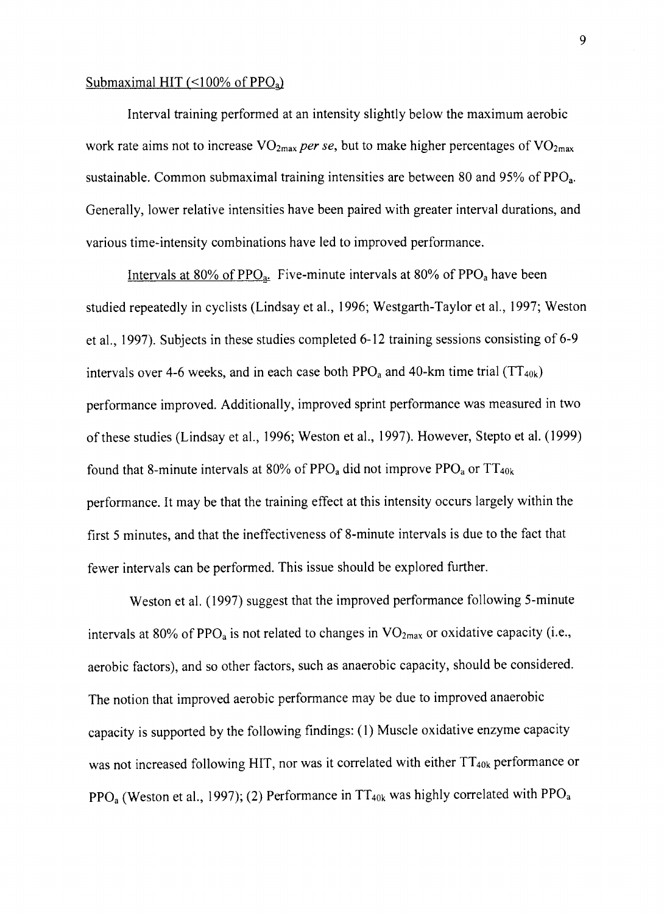Submaximal HIT (<100% of $PPO_a$)

Interval training performed at an intensity slightly below the maximum aerobic work rate aims not to increase $VO_{2max}$ *per se*, but to make higher percentages of $VO_{2max}$ sustainable. Common submaximal training intensities are between 80 and 95% of $PPO_a$. Generally, lower relative intensities have been paired with greater interval durations, and various time-intensity combinations have led to improved performance.

Intervals at 80% of $PPO_a$. Five-minute intervals at 80% of $PPO_a$ have been studied repeatedly in cyclists (Lindsay et al., 1996; Westgarth-Taylor et al., 1997; Weston et al., 1997). Subjects in these studies completed 6-12 training sessions consisting of 6-9 intervals over 4-6 weeks, and in each case both $PPO_a$ and 40-km time trial ($TT_{40k}$) performance improved. Additionally, improved sprint performance was measured in two of these studies (Lindsay et al., 1996; Weston et al., 1997). However, Stepto et al. (1999) found that 8-minute intervals at 80% of $PPO_a$ did not improve $PPO_a$ or $TT_{40k}$ performance. It may be that the training effect at this intensity occurs largely within the first 5 minutes, and that the ineffectiveness of 8-minute intervals is due to the fact that fewer intervals can be performed. This issue should be explored further.

Weston et al. (1997) suggest that the improved performance following 5-minute intervals at 80% of $PPO_a$ is not related to changes in $VO_{2max}$ or oxidative capacity (i.e., aerobic factors), and so other factors, such as anaerobic capacity, should be considered. The notion that improved aerobic performance may be due to improved anaerobic capacity is supported by the following findings: (1) Muscle oxidative enzyme capacity was not increased following HIT, nor was it correlated with either $TT_{40k}$ performance or $PPO_a$ (Weston et al., 1997); (2) Performance in $TT_{40k}$ was highly correlated with $PPO_a$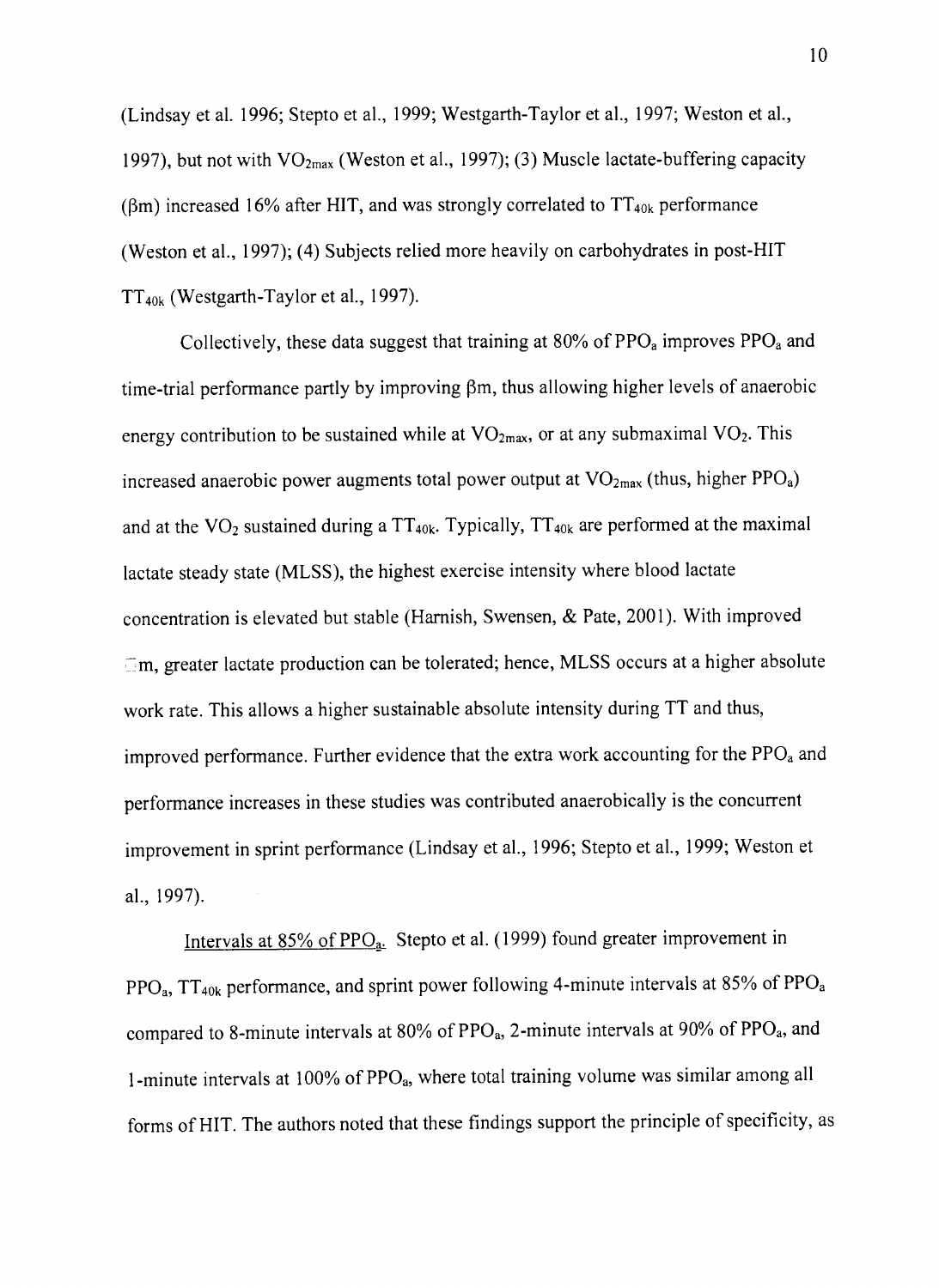(Lindsay et al. 1996; Stepto et al., 1999; Westgarth-Taylor et al., 1997; Weston et al., 1997), but not with $VO_{2max}$ (Weston et al., 1997); (3) Muscle lactate-buffering capacity ($\beta m$) increased 16% after HIT, and was strongly correlated to $TT_{40k}$ performance (Weston et al., 1997); (4) Subjects relied more heavily on carbohydrates in post-HIT $TT_{40k}$ (Westgarth-Taylor et al., 1997).

Collectively, these data suggest that training at 80% of $PPO_a$ improves $PPO_a$ and time-trial performance partly by improving $\beta m$, thus allowing higher levels of anaerobic energy contribution to be sustained while at $VO_{2max}$, or at any submaximal $VO_2$. This increased anaerobic power augments total power output at $VO_{2max}$ (thus, higher $PPO_a$) and at the $VO_2$ sustained during a $TT_{40k}$. Typically, $TT_{40k}$ are performed at the maximal lactate steady state (MLSS), the highest exercise intensity where blood lactate concentration is elevated but stable (Harnish, Swensen, & Pate, 2001). With improved $\beta m$, greater lactate production can be tolerated; hence, MLSS occurs at a higher absolute work rate. This allows a higher sustainable absolute intensity during TT and thus, improved performance. Further evidence that the extra work accounting for the $PPO_a$ and performance increases in these studies was contributed anaerobically is the concurrent improvement in sprint performance (Lindsay et al., 1996; Stepto et al., 1999; Weston et al., 1997).

Intervals at 85% of $PPO_a$. Stepto et al. (1999) found greater improvement in $PPO_a$, $TT_{40k}$ performance, and sprint power following 4-minute intervals at 85% of $PPO_a$ compared to 8-minute intervals at 80% of $PPO_a$, 2-minute intervals at 90% of $PPO_a$, and 1-minute intervals at 100% of $PPO_a$, where total training volume was similar among all forms of HIT. The authors noted that these findings support the principle of specificity, as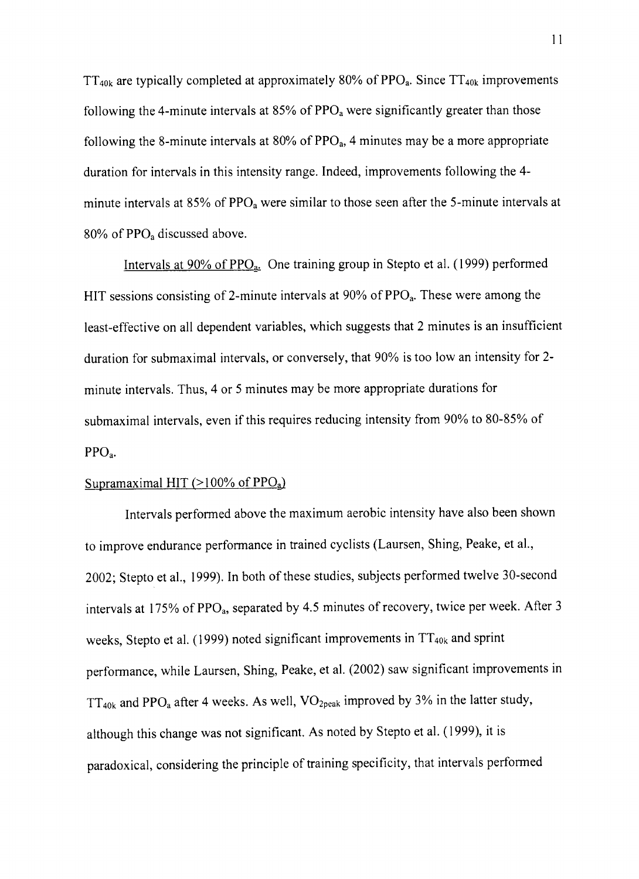$TT_{40k}$ are typically completed at approximately 80% of $PPO_a$. Since $TT_{40k}$ improvements following the 4-minute intervals at 85% of $PPO_a$ were significantly greater than those following the 8-minute intervals at 80% of $PPO_a$, 4 minutes may be a more appropriate duration for intervals in this intensity range. Indeed, improvements following the 4-minute intervals at 85% of $PPO_a$ were similar to those seen after the 5-minute intervals at 80% of $PPO_a$ discussed above.

Intervals at 90% of $PPO_a$. One training group in Stepto et al. (1999) performed HIT sessions consisting of 2-minute intervals at 90% of $PPO_a$. These were among the least-effective on all dependent variables, which suggests that 2 minutes is an insufficient duration for submaximal intervals, or conversely, that 90% is too low an intensity for 2-minute intervals. Thus, 4 or 5 minutes may be more appropriate durations for submaximal intervals, even if this requires reducing intensity from 90% to 80-85% of $PPO_a$.

### Supramaximal HIT (>100% of $PPO_a$)

Intervals performed above the maximum aerobic intensity have also been shown to improve endurance performance in trained cyclists (Laursen, Shing, Peake, et al., 2002; Stepto et al., 1999). In both of these studies, subjects performed twelve 30-second intervals at 175% of $PPO_a$, separated by 4.5 minutes of recovery, twice per week. After 3 weeks, Stepto et al. (1999) noted significant improvements in $TT_{40k}$ and sprint performance, while Laursen, Shing, Peake, et al. (2002) saw significant improvements in $TT_{40k}$ and $PPO_a$ after 4 weeks. As well, $VO_{2peak}$ improved by 3% in the latter study, although this change was not significant. As noted by Stepto et al. (1999), it is paradoxical, considering the principle of training specificity, that intervals performed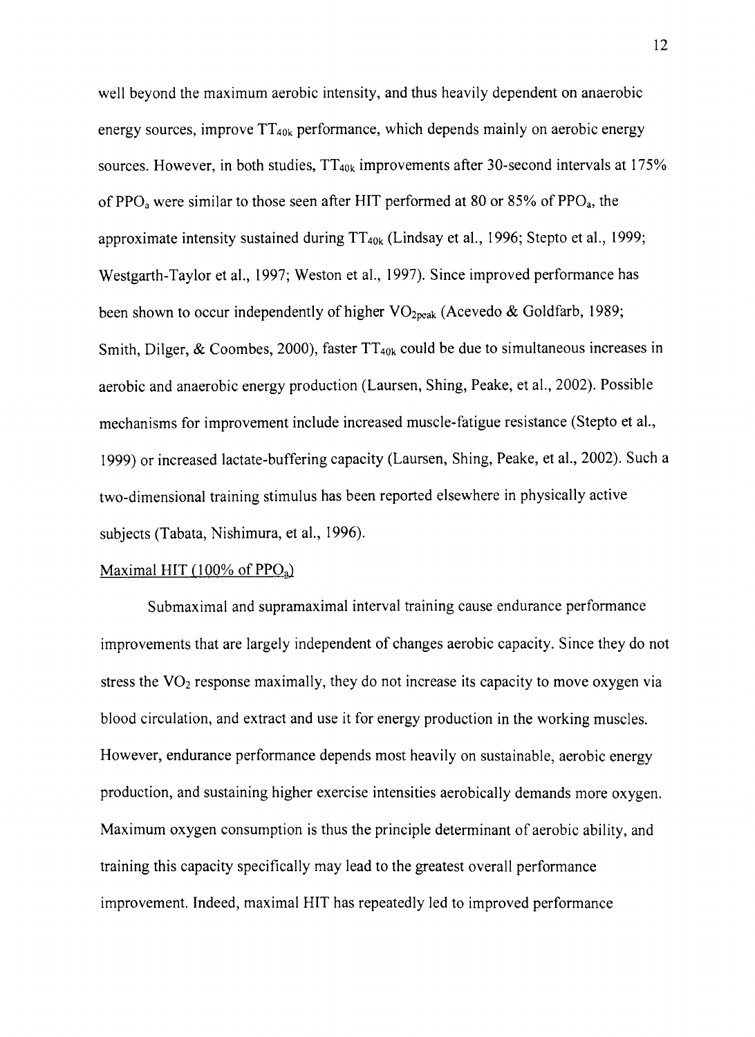well beyond the maximum aerobic intensity, and thus heavily dependent on anaerobic energy sources, improve $TT_{40k}$ performance, which depends mainly on aerobic energy sources. However, in both studies, $TT_{40k}$ improvements after 30-second intervals at 175% of $PPO_a$ were similar to those seen after HIT performed at 80 or 85% of $PPO_a$, the approximate intensity sustained during $TT_{40k}$ (Lindsay et al., 1996; Stepto et al., 1999; Westgarth-Taylor et al., 1997; Weston et al., 1997). Since improved performance has been shown to occur independently of higher $VO_{2peak}$ (Acevedo & Goldfarb, 1989; Smith, Dilger, & Coombes, 2000), faster $TT_{40k}$ could be due to simultaneous increases in aerobic and anaerobic energy production (Laursen, Shing, Peake, et al., 2002). Possible mechanisms for improvement include increased muscle-fatigue resistance (Stepto et al., 1999) or increased lactate-buffering capacity (Laursen, Shing, Peake, et al., 2002). Such a two-dimensional training stimulus has been reported elsewhere in physically active subjects (Tabata, Nishimura, et al., 1996).

Maximal HIT (100% of $PPO_a$)

Submaximal and supramaximal interval training cause endurance performance improvements that are largely independent of changes aerobic capacity. Since they do not stress the $VO_2$ response maximally, they do not increase its capacity to move oxygen via blood circulation, and extract and use it for energy production in the working muscles. However, endurance performance depends most heavily on sustainable, aerobic energy production, and sustaining higher exercise intensities aerobically demands more oxygen. Maximum oxygen consumption is thus the principle determinant of aerobic ability, and training this capacity specifically may lead to the greatest overall performance improvement. Indeed, maximal HIT has repeatedly led to improved performance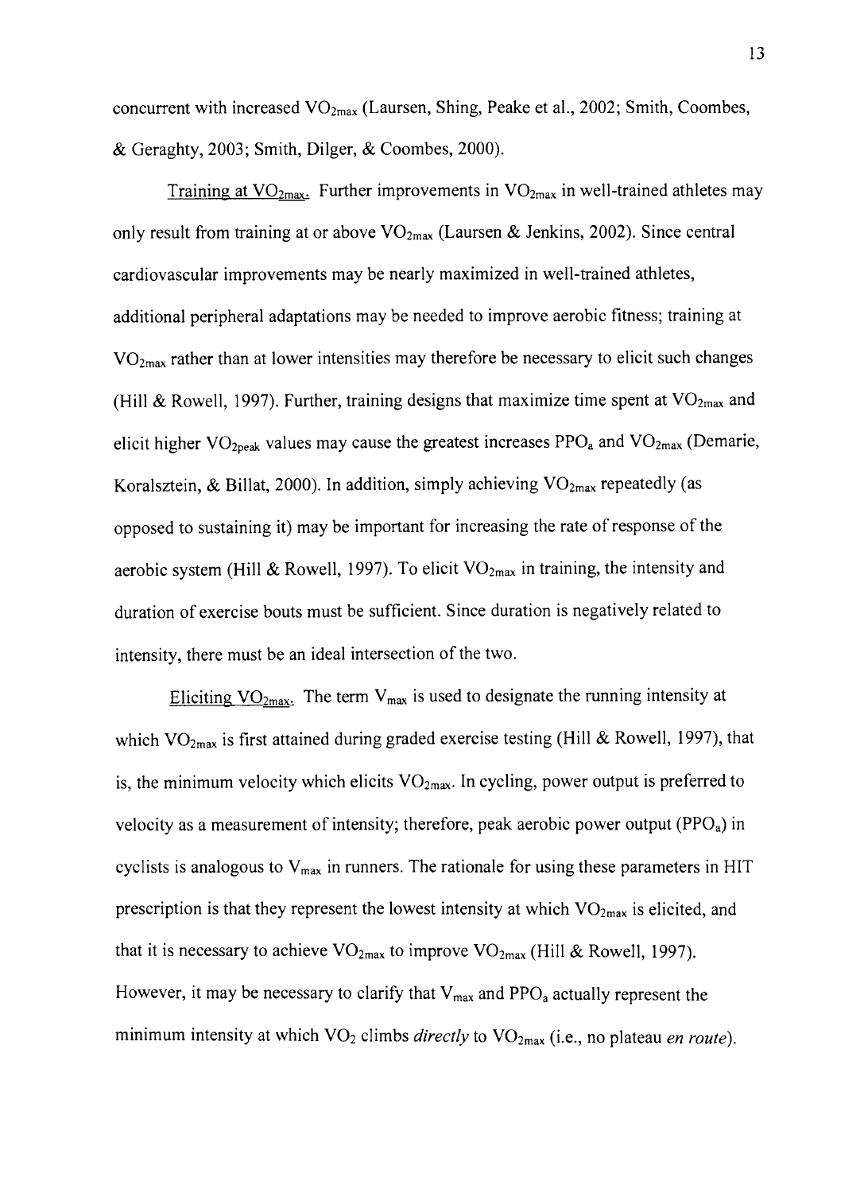concurrent with increased $VO_{2max}$ (Laursen, Shing, Peake et al., 2002; Smith, Coombes, & Geraghty, 2003; Smith, Dilger, & Coombes, 2000).

Training at $VO_{2max}$. Further improvements in $VO_{2max}$ in well-trained athletes may only result from training at or above $VO_{2max}$ (Laursen & Jenkins, 2002). Since central cardiovascular improvements may be nearly maximized in well-trained athletes, additional peripheral adaptations may be needed to improve aerobic fitness; training at $VO_{2max}$ rather than at lower intensities may therefore be necessary to elicit such changes (Hill & Rowell, 1997). Further, training designs that maximize time spent at $VO_{2max}$ and elicit higher $VO_{2peak}$ values may cause the greatest increases $PPO_a$ and $VO_{2max}$ (Demarie, Koralsztein, & Billat, 2000). In addition, simply achieving $VO_{2max}$ repeatedly (as opposed to sustaining it) may be important for increasing the rate of response of the aerobic system (Hill & Rowell, 1997). To elicit $VO_{2max}$ in training, the intensity and duration of exercise bouts must be sufficient. Since duration is negatively related to intensity, there must be an ideal intersection of the two.

Eliciting $VO_{2max}$. The term $V_{max}$ is used to designate the running intensity at which $VO_{2max}$ is first attained during graded exercise testing (Hill & Rowell, 1997), that is, the minimum velocity which elicits $VO_{2max}$. In cycling, power output is preferred to velocity as a measurement of intensity; therefore, peak aerobic power output ($PPO_a$) in cyclists is analogous to $V_{max}$ in runners. The rationale for using these parameters in HIT prescription is that they represent the lowest intensity at which $VO_{2max}$ is elicited, and that it is necessary to achieve $VO_{2max}$ to improve $VO_{2max}$ (Hill & Rowell, 1997). However, it may be necessary to clarify that $V_{max}$ and $PPO_a$ actually represent the minimum intensity at which $VO_2$ climbs *directly* to $VO_{2max}$ (i.e., no plateau *en route*).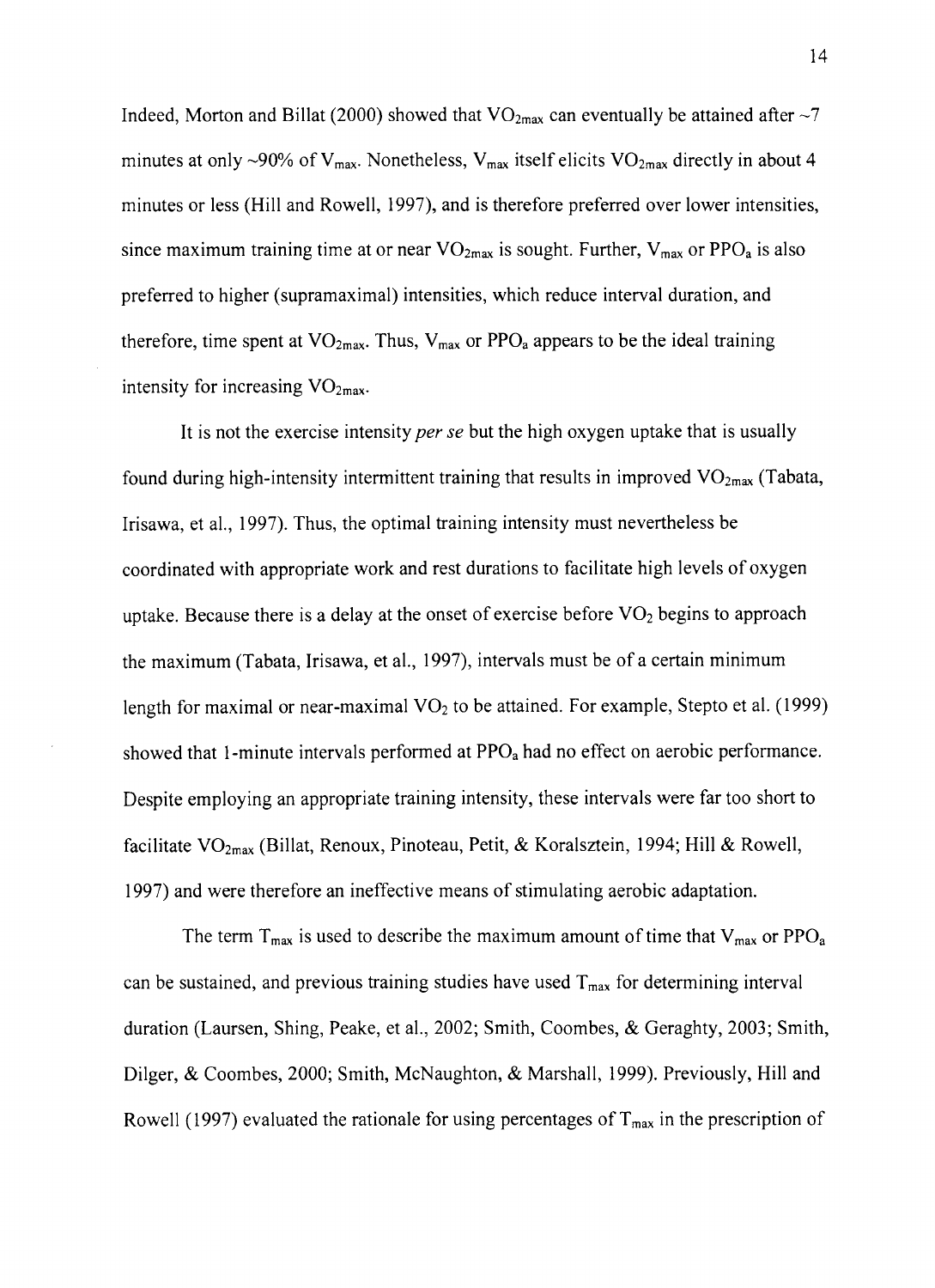Indeed, Morton and Billat (2000) showed that $VO_{2max}$ can eventually be attained after ~7 minutes at only ~90% of $V_{max}$. Nonetheless, $V_{max}$ itself elicits $VO_{2max}$ directly in about 4 minutes or less (Hill and Rowell, 1997), and is therefore preferred over lower intensities, since maximum training time at or near $VO_{2max}$ is sought. Further, $V_{max}$ or $PPO_a$ is also preferred to higher (supramaximal) intensities, which reduce interval duration, and therefore, time spent at $VO_{2max}$. Thus, $V_{max}$ or $PPO_a$ appears to be the ideal training intensity for increasing $VO_{2max}$.

It is not the exercise intensity *per se* but the high oxygen uptake that is usually found during high-intensity intermittent training that results in improved $VO_{2max}$ (Tabata, Irisawa, et al., 1997). Thus, the optimal training intensity must nevertheless be coordinated with appropriate work and rest durations to facilitate high levels of oxygen uptake. Because there is a delay at the onset of exercise before $VO_2$ begins to approach the maximum (Tabata, Irisawa, et al., 1997), intervals must be of a certain minimum length for maximal or near-maximal $VO_2$ to be attained. For example, Stepto et al. (1999) showed that 1-minute intervals performed at $PPO_a$ had no effect on aerobic performance. Despite employing an appropriate training intensity, these intervals were far too short to facilitate $VO_{2max}$ (Billat, Renoux, Pinoteau, Petit, & Koralsztein, 1994; Hill & Rowell, 1997) and were therefore an ineffective means of stimulating aerobic adaptation.

The term $T_{max}$ is used to describe the maximum amount of time that $V_{max}$ or $PPO_a$ can be sustained, and previous training studies have used $T_{max}$ for determining interval duration (Laursen, Shing, Peake, et al., 2002; Smith, Coombes, & Geraghty, 2003; Smith, Dilger, & Coombes, 2000; Smith, McNaughton, & Marshall, 1999). Previously, Hill and Rowell (1997) evaluated the rationale for using percentages of $T_{max}$ in the prescription of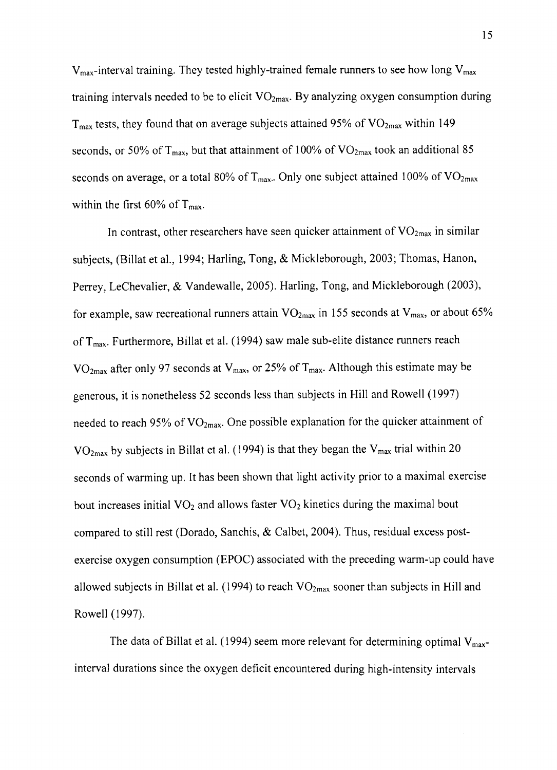$V_{max}$-interval training. They tested highly-trained female runners to see how long $V_{max}$ training intervals needed to be to elicit $VO_{2max}$. By analyzing oxygen consumption during $T_{max}$ tests, they found that on average subjects attained 95% of $VO_{2max}$ within 149 seconds, or 50% of $T_{max}$, but that attainment of 100% of $VO_{2max}$ took an additional 85 seconds on average, or a total 80% of $T_{max}$.. Only one subject attained 100% of $VO_{2max}$ within the first 60% of $T_{max}$.

In contrast, other researchers have seen quicker attainment of $VO_{2max}$ in similar subjects, (Billat et al., 1994; Harling, Tong, & Mickleborough, 2003; Thomas, Hanon, Perrey, LeChevalier, & Vandewalle, 2005). Harling, Tong, and Mickleborough (2003), for example, saw recreational runners attain $VO_{2max}$ in 155 seconds at $V_{max}$, or about 65% of $T_{max}$. Furthermore, Billat et al. (1994) saw male sub-elite distance runners reach $VO_{2max}$ after only 97 seconds at $V_{max}$, or 25% of $T_{max}$. Although this estimate may be generous, it is nonetheless 52 seconds less than subjects in Hill and Rowell (1997) needed to reach 95% of $VO_{2max}$. One possible explanation for the quicker attainment of $VO_{2max}$ by subjects in Billat et al. (1994) is that they began the $V_{max}$ trial within 20 seconds of warming up. It has been shown that light activity prior to a maximal exercise bout increases initial $VO_2$ and allows faster $VO_2$ kinetics during the maximal bout compared to still rest (Dorado, Sanchis, & Calbet, 2004). Thus, residual excess post-exercise oxygen consumption (EPOC) associated with the preceding warm-up could have allowed subjects in Billat et al. (1994) to reach $VO_{2max}$ sooner than subjects in Hill and Rowell (1997).

The data of Billat et al. (1994) seem more relevant for determining optimal $V_{max}$-interval durations since the oxygen deficit encountered during high-intensity intervals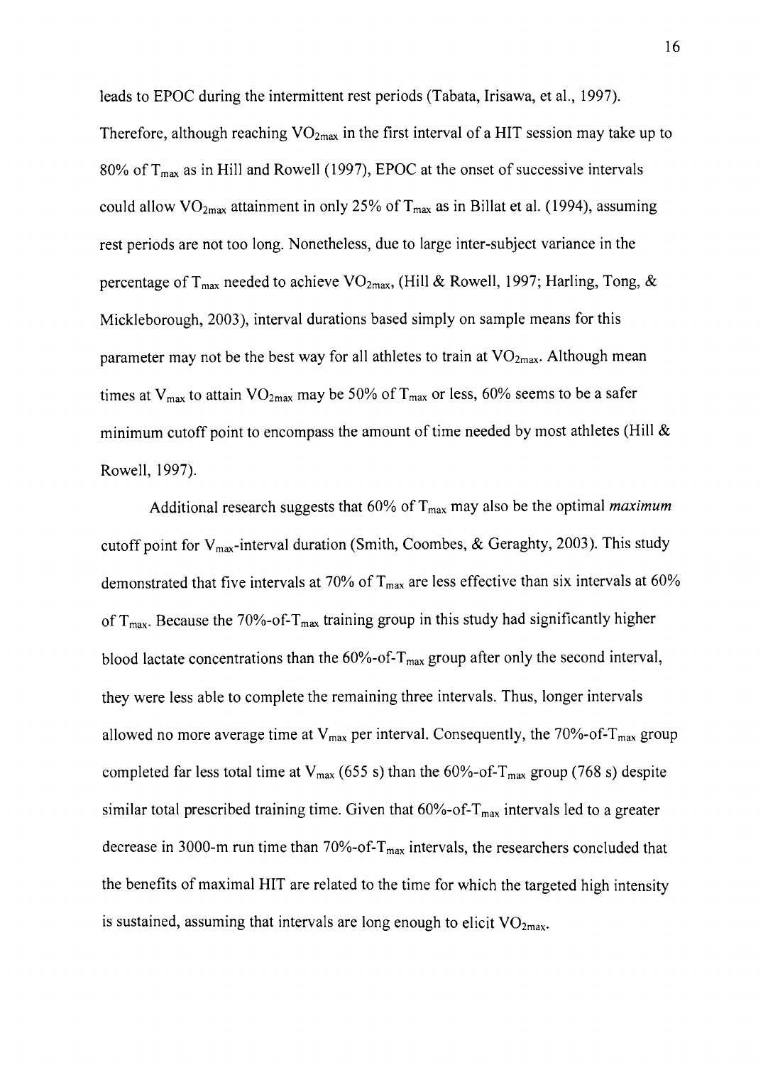leads to EPOC during the intermittent rest periods (Tabata, Irisawa, et al., 1997). Therefore, although reaching $VO_{2max}$ in the first interval of a HIT session may take up to 80% of $T_{max}$ as in Hill and Rowell (1997), EPOC at the onset of successive intervals could allow $VO_{2max}$ attainment in only 25% of $T_{max}$ as in Billat et al. (1994), assuming rest periods are not too long. Nonetheless, due to large inter-subject variance in the percentage of $T_{max}$ needed to achieve $VO_{2max}$, (Hill & Rowell, 1997; Harling, Tong, & Mickleborough, 2003), interval durations based simply on sample means for this parameter may not be the best way for all athletes to train at $VO_{2max}$. Although mean times at $V_{max}$ to attain $VO_{2max}$ may be 50% of $T_{max}$ or less, 60% seems to be a safer minimum cutoff point to encompass the amount of time needed by most athletes (Hill & Rowell, 1997).

Additional research suggests that 60% of $T_{max}$ may also be the optimal *maximum* cutoff point for $V_{max}$-interval duration (Smith, Coombes, & Geraghty, 2003). This study demonstrated that five intervals at 70% of $T_{max}$ are less effective than six intervals at 60% of $T_{max}$. Because the 70%-of-$T_{max}$ training group in this study had significantly higher blood lactate concentrations than the 60%-of-$T_{max}$ group after only the second interval, they were less able to complete the remaining three intervals. Thus, longer intervals allowed no more average time at $V_{max}$ per interval. Consequently, the 70%-of-$T_{max}$ group completed far less total time at $V_{max}$ (655 s) than the 60%-of-$T_{max}$ group (768 s) despite similar total prescribed training time. Given that 60%-of-$T_{max}$ intervals led to a greater decrease in 3000-m run time than 70%-of-$T_{max}$ intervals, the researchers concluded that the benefits of maximal HIT are related to the time for which the targeted high intensity is sustained, assuming that intervals are long enough to elicit $VO_{2max}$.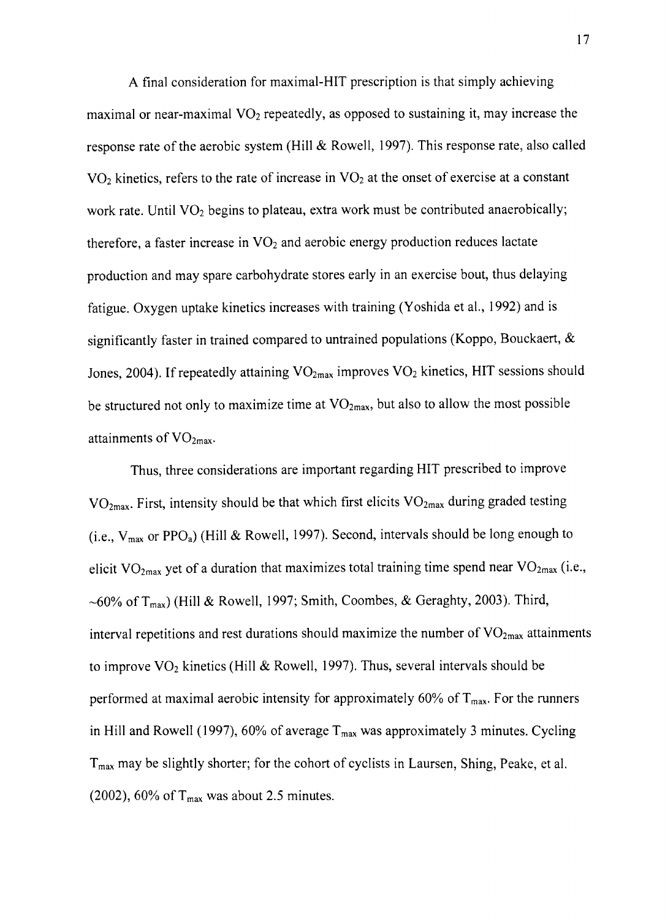A final consideration for maximal-HIT prescription is that simply achieving maximal or near-maximal $VO_2$ repeatedly, as opposed to sustaining it, may increase the response rate of the aerobic system (Hill & Rowell, 1997). This response rate, also called $VO_2$ kinetics, refers to the rate of increase in $VO_2$ at the onset of exercise at a constant work rate. Until $VO_2$ begins to plateau, extra work must be contributed anaerobically; therefore, a faster increase in $VO_2$ and aerobic energy production reduces lactate production and may spare carbohydrate stores early in an exercise bout, thus delaying fatigue. Oxygen uptake kinetics increases with training (Yoshida et al., 1992) and is significantly faster in trained compared to untrained populations (Koppo, Bouckaert, & Jones, 2004). If repeatedly attaining $VO_{2max}$ improves $VO_2$ kinetics, HIT sessions should be structured not only to maximize time at $VO_{2max}$, but also to allow the most possible attainments of $VO_{2max}$.

Thus, three considerations are important regarding HIT prescribed to improve $VO_{2max}$. First, intensity should be that which first elicits $VO_{2max}$ during graded testing (i.e., $V_{max}$ or $PPO_a$) (Hill & Rowell, 1997). Second, intervals should be long enough to elicit $VO_{2max}$ yet of a duration that maximizes total training time spend near $VO_{2max}$ (i.e., ~60% of $T_{max}$) (Hill & Rowell, 1997; Smith, Coombes, & Geraghty, 2003). Third, interval repetitions and rest durations should maximize the number of $VO_{2max}$ attainments to improve $VO_2$ kinetics (Hill & Rowell, 1997). Thus, several intervals should be performed at maximal aerobic intensity for approximately 60% of $T_{max}$. For the runners in Hill and Rowell (1997), 60% of average $T_{max}$ was approximately 3 minutes. Cycling $T_{max}$ may be slightly shorter; for the cohort of cyclists in Laursen, Shing, Peake, et al. (2002), 60% of $T_{max}$ was about 2.5 minutes.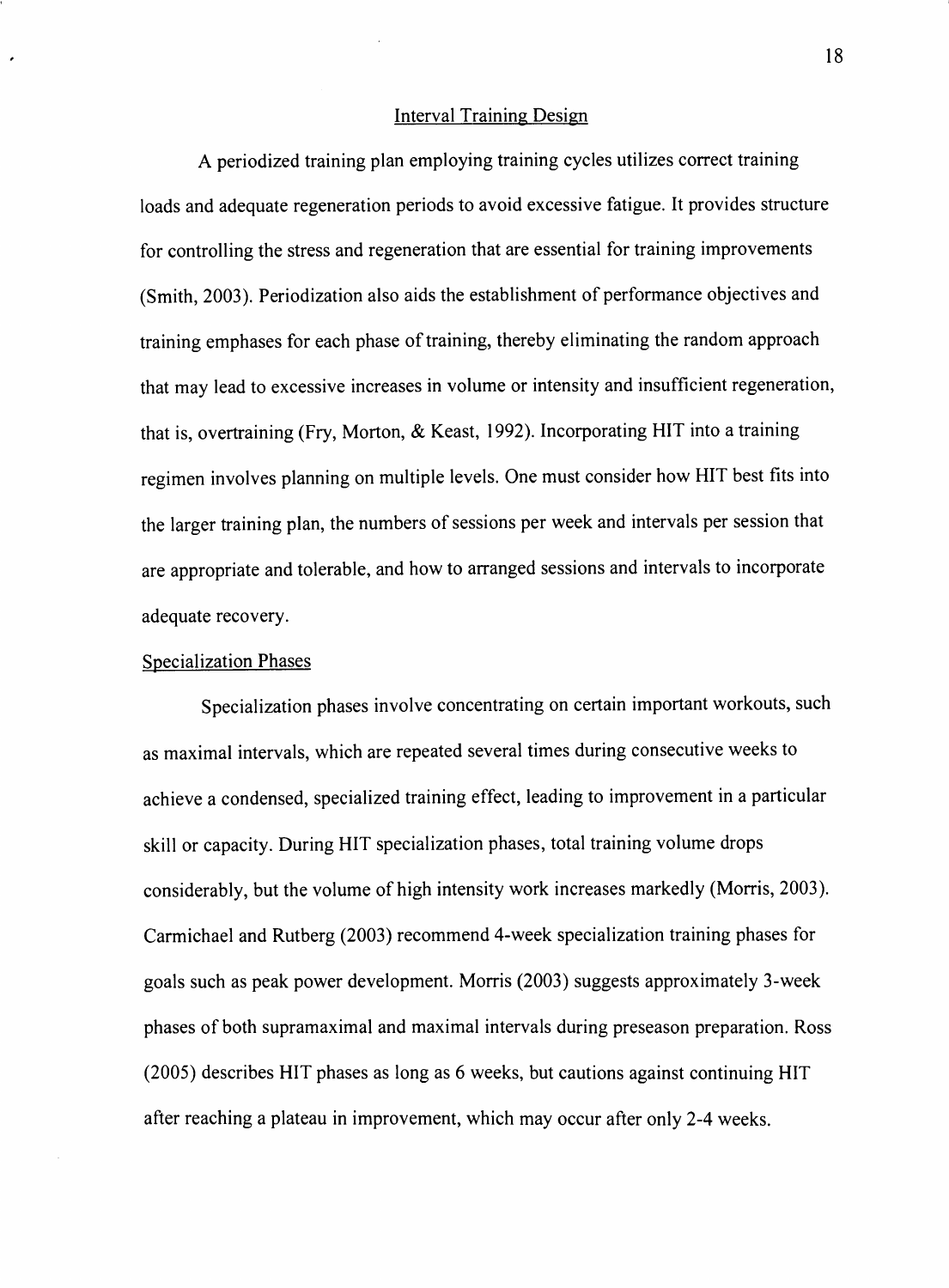## Interval Training Design

A periodized training plan employing training cycles utilizes correct training loads and adequate regeneration periods to avoid excessive fatigue. It provides structure for controlling the stress and regeneration that are essential for training improvements (Smith, 2003). Periodization also aids the establishment of performance objectives and training emphases for each phase of training, thereby eliminating the random approach that may lead to excessive increases in volume or intensity and insufficient regeneration, that is, overtraining (Fry, Morton, & Keast, 1992). Incorporating HIT into a training regimen involves planning on multiple levels. One must consider how HIT best fits into the larger training plan, the numbers of sessions per week and intervals per session that are appropriate and tolerable, and how to arranged sessions and intervals to incorporate adequate recovery.

### Specialization Phases

Specialization phases involve concentrating on certain important workouts, such as maximal intervals, which are repeated several times during consecutive weeks to achieve a condensed, specialized training effect, leading to improvement in a particular skill or capacity. During HIT specialization phases, total training volume drops considerably, but the volume of high intensity work increases markedly (Morris, 2003). Carmichael and Rutberg (2003) recommend 4-week specialization training phases for goals such as peak power development. Morris (2003) suggests approximately 3-week phases of both supramaximal and maximal intervals during preseason preparation. Ross (2005) describes HIT phases as long as 6 weeks, but cautions against continuing HIT after reaching a plateau in improvement, which may occur after only 2-4 weeks.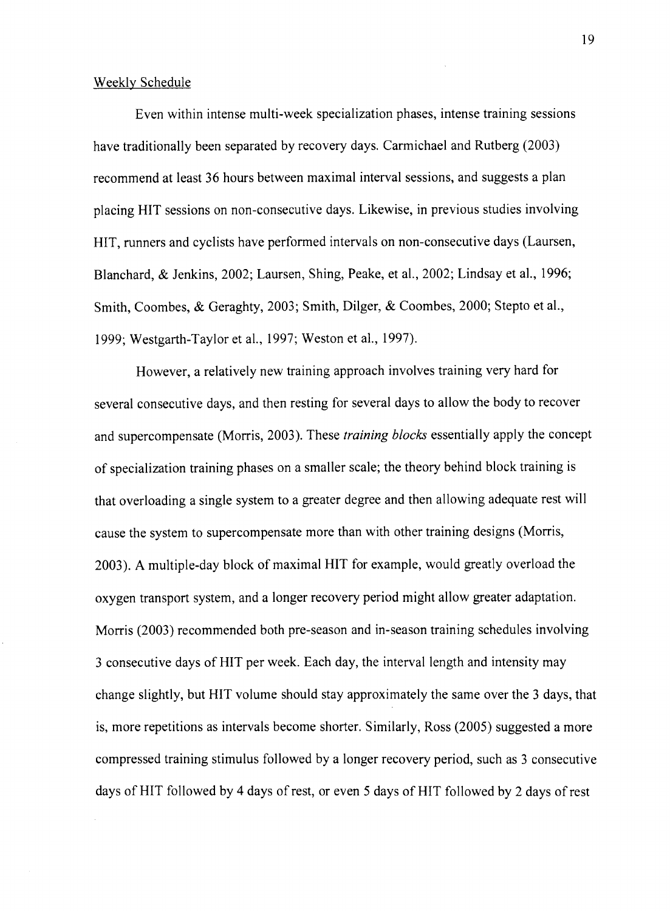## Weekly Schedule

Even within intense multi-week specialization phases, intense training sessions have traditionally been separated by recovery days. Carmichael and Rutberg (2003) recommend at least 36 hours between maximal interval sessions, and suggests a plan placing HIT sessions on non-consecutive days. Likewise, in previous studies involving HIT, runners and cyclists have performed intervals on non-consecutive days (Laursen, Blanchard, & Jenkins, 2002; Laursen, Shing, Peake, et al., 2002; Lindsay et al., 1996; Smith, Coombes, & Geraghty, 2003; Smith, Dilger, & Coombes, 2000; Stepto et al., 1999; Westgarth-Taylor et al., 1997; Weston et al., 1997).

However, a relatively new training approach involves training very hard for several consecutive days, and then resting for several days to allow the body to recover and supercompensate (Morris, 2003). These *training blocks* essentially apply the concept of specialization training phases on a smaller scale; the theory behind block training is that overloading a single system to a greater degree and then allowing adequate rest will cause the system to supercompensate more than with other training designs (Morris, 2003). A multiple-day block of maximal HIT for example, would greatly overload the oxygen transport system, and a longer recovery period might allow greater adaptation. Morris (2003) recommended both pre-season and in-season training schedules involving 3 consecutive days of HIT per week. Each day, the interval length and intensity may change slightly, but HIT volume should stay approximately the same over the 3 days, that is, more repetitions as intervals become shorter. Similarly, Ross (2005) suggested a more compressed training stimulus followed by a longer recovery period, such as 3 consecutive days of HIT followed by 4 days of rest, or even 5 days of HIT followed by 2 days of rest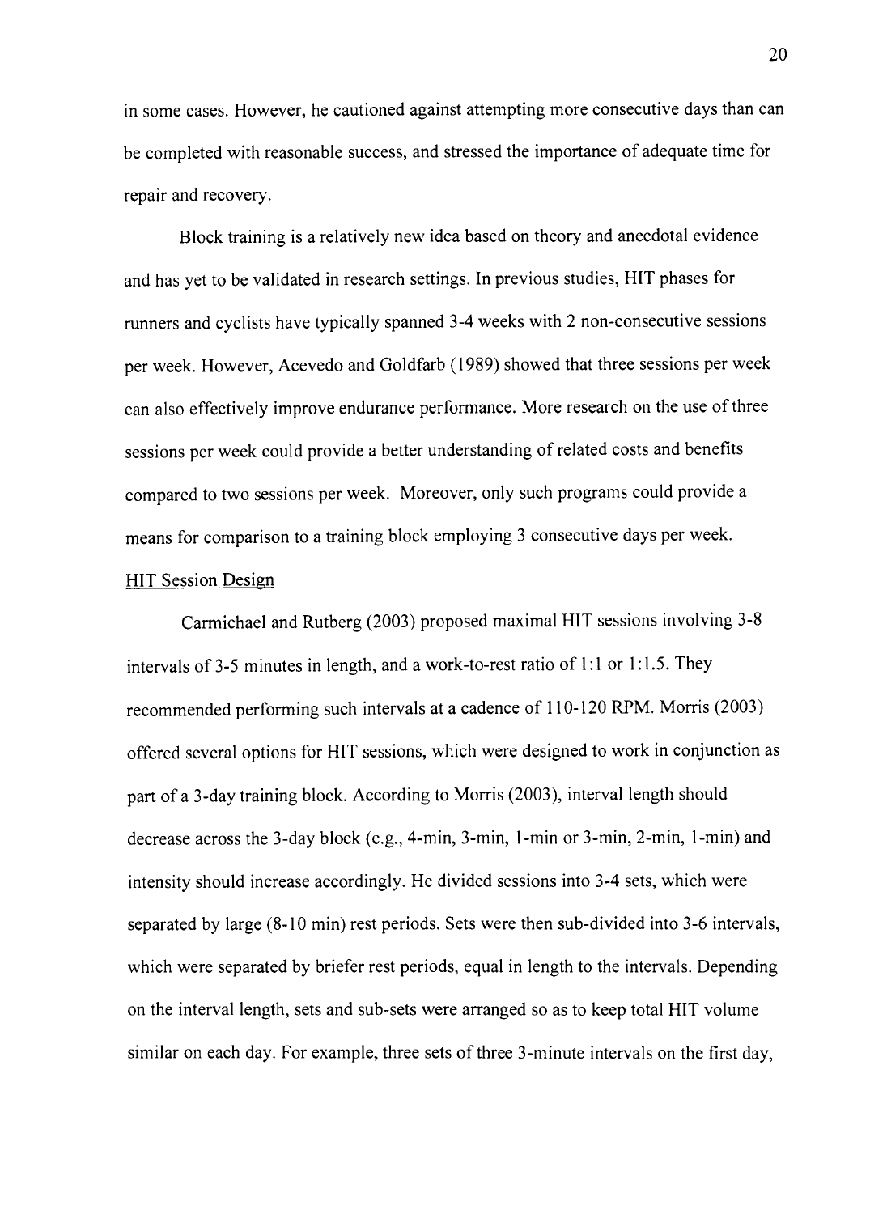in some cases. However, he cautioned against attempting more consecutive days than can be completed with reasonable success, and stressed the importance of adequate time for repair and recovery.

Block training is a relatively new idea based on theory and anecdotal evidence and has yet to be validated in research settings. In previous studies, HIT phases for runners and cyclists have typically spanned 3-4 weeks with 2 non-consecutive sessions per week. However, Acevedo and Goldfarb (1989) showed that three sessions per week can also effectively improve endurance performance. More research on the use of three sessions per week could provide a better understanding of related costs and benefits compared to two sessions per week. Moreover, only such programs could provide a means for comparison to a training block employing 3 consecutive days per week.

<u>HIT Session Design</u>

Carmichael and Rutberg (2003) proposed maximal HIT sessions involving 3-8 intervals of 3-5 minutes in length, and a work-to-rest ratio of 1:1 or 1:1.5. They recommended performing such intervals at a cadence of 110-120 RPM. Morris (2003) offered several options for HIT sessions, which were designed to work in conjunction as part of a 3-day training block. According to Morris (2003), interval length should decrease across the 3-day block (e.g., 4-min, 3-min, 1-min or 3-min, 2-min, 1-min) and intensity should increase accordingly. He divided sessions into 3-4 sets, which were separated by large (8-10 min) rest periods. Sets were then sub-divided into 3-6 intervals, which were separated by briefer rest periods, equal in length to the intervals. Depending on the interval length, sets and sub-sets were arranged so as to keep total HIT volume similar on each day. For example, three sets of three 3-minute intervals on the first day,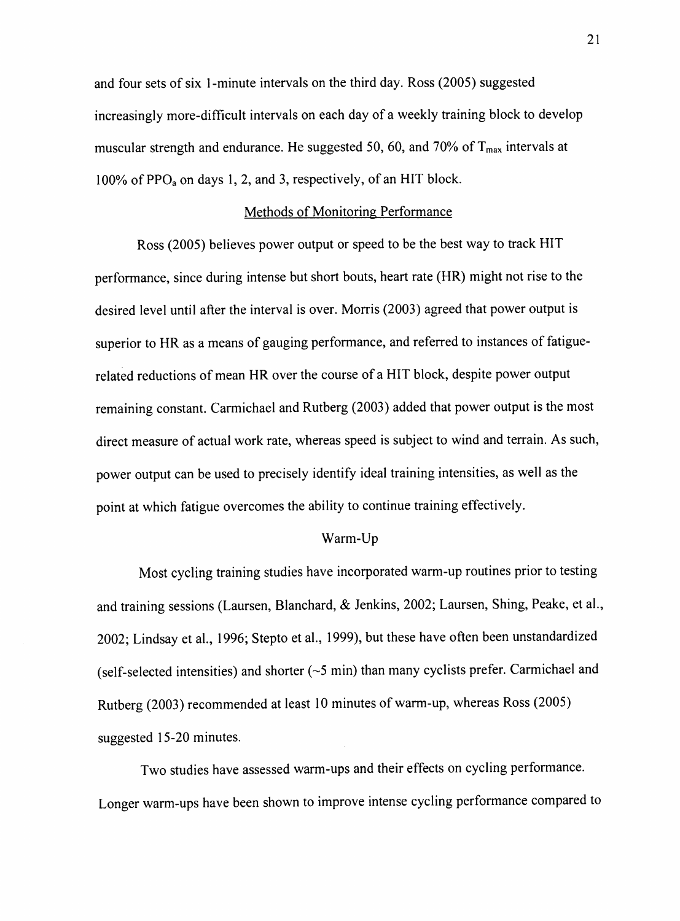and four sets of six 1-minute intervals on the third day. Ross (2005) suggested increasingly more-difficult intervals on each day of a weekly training block to develop muscular strength and endurance. He suggested 50, 60, and 70% of $T_{max}$ intervals at 100% of $PPO_a$ on days 1, 2, and 3, respectively, of an HIT block.

## Methods of Monitoring Performance

Ross (2005) believes power output or speed to be the best way to track HIT performance, since during intense but short bouts, heart rate (HR) might not rise to the desired level until after the interval is over. Morris (2003) agreed that power output is superior to HR as a means of gauging performance, and referred to instances of fatigue-related reductions of mean HR over the course of a HIT block, despite power output remaining constant. Carmichael and Rutberg (2003) added that power output is the most direct measure of actual work rate, whereas speed is subject to wind and terrain. As such, power output can be used to precisely identify ideal training intensities, as well as the point at which fatigue overcomes the ability to continue training effectively.

## Warm-Up

Most cycling training studies have incorporated warm-up routines prior to testing and training sessions (Laursen, Blanchard, & Jenkins, 2002; Laursen, Shing, Peake, et al., 2002; Lindsay et al., 1996; Stepto et al., 1999), but these have often been unstandardized (self-selected intensities) and shorter (~5 min) than many cyclists prefer. Carmichael and Rutberg (2003) recommended at least 10 minutes of warm-up, whereas Ross (2005) suggested 15-20 minutes.

Two studies have assessed warm-ups and their effects on cycling performance. Longer warm-ups have been shown to improve intense cycling performance compared to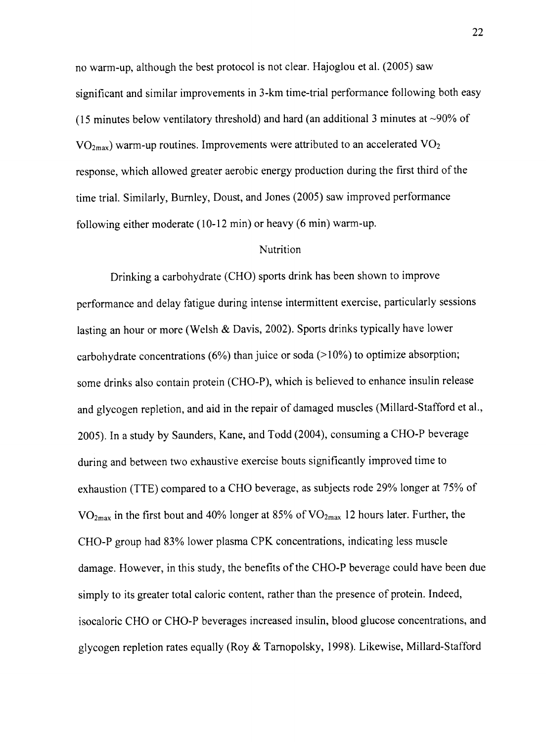no warm-up, although the best protocol is not clear. Hajoglou et al. (2005) saw significant and similar improvements in 3-km time-trial performance following both easy (15 minutes below ventilatory threshold) and hard (an additional 3 minutes at ~90% of $VO_{2max}$) warm-up routines. Improvements were attributed to an accelerated $VO_2$ response, which allowed greater aerobic energy production during the first third of the time trial. Similarly, Burnley, Doust, and Jones (2005) saw improved performance following either moderate (10-12 min) or heavy (6 min) warm-up.

## Nutrition

Drinking a carbohydrate (CHO) sports drink has been shown to improve performance and delay fatigue during intense intermittent exercise, particularly sessions lasting an hour or more (Welsh & Davis, 2002). Sports drinks typically have lower carbohydrate concentrations (6%) than juice or soda (>10%) to optimize absorption; some drinks also contain protein (CHO-P), which is believed to enhance insulin release and glycogen repletion, and aid in the repair of damaged muscles (Millard-Stafford et al., 2005). In a study by Saunders, Kane, and Todd (2004), consuming a CHO-P beverage during and between two exhaustive exercise bouts significantly improved time to exhaustion (TTE) compared to a CHO beverage, as subjects rode 29% longer at 75% of $VO_{2max}$ in the first bout and 40% longer at 85% of $VO_{2max}$ 12 hours later. Further, the CHO-P group had 83% lower plasma CPK concentrations, indicating less muscle damage. However, in this study, the benefits of the CHO-P beverage could have been due simply to its greater total caloric content, rather than the presence of protein. Indeed, isocaloric CHO or CHO-P beverages increased insulin, blood glucose concentrations, and glycogen repletion rates equally (Roy & Tarnopolsky, 1998). Likewise, Millard-Stafford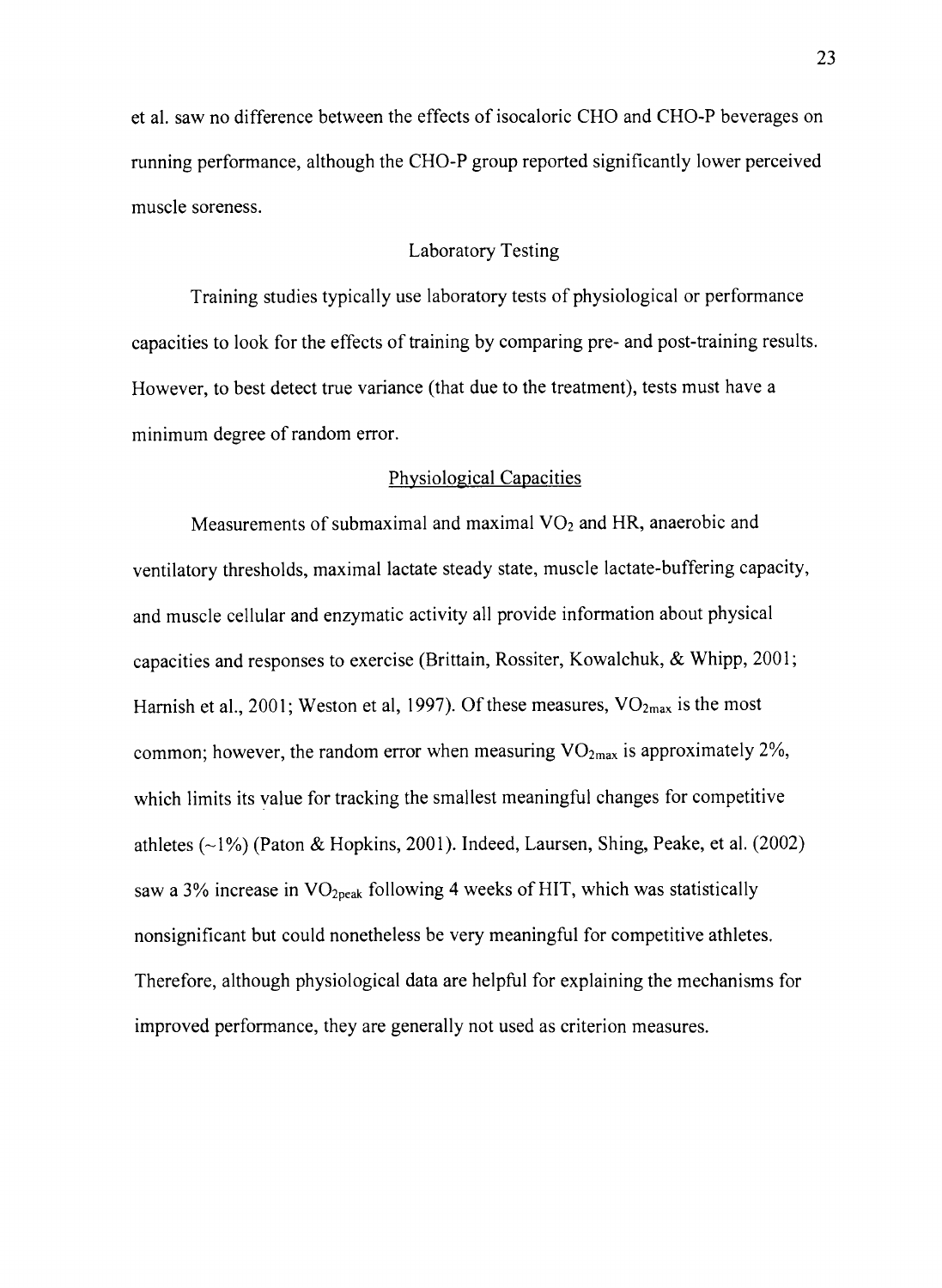et al. saw no difference between the effects of isocaloric CHO and CHO-P beverages on running performance, although the CHO-P group reported significantly lower perceived muscle soreness.

## Laboratory Testing

Training studies typically use laboratory tests of physiological or performance capacities to look for the effects of training by comparing pre- and post-training results. However, to best detect true variance (that due to the treatment), tests must have a minimum degree of random error.

### Physiological Capacities

Measurements of submaximal and maximal $VO_2$ and HR, anaerobic and ventilatory thresholds, maximal lactate steady state, muscle lactate-buffering capacity, and muscle cellular and enzymatic activity all provide information about physical capacities and responses to exercise (Brittain, Rossiter, Kowalchuk, & Whipp, 2001; Harnish et al., 2001; Weston et al, 1997). Of these measures, $VO_{2max}$ is the most common; however, the random error when measuring $VO_{2max}$ is approximately 2%, which limits its value for tracking the smallest meaningful changes for competitive athletes (~1%) (Paton & Hopkins, 2001). Indeed, Laursen, Shing, Peake, et al. (2002) saw a 3% increase in $VO_{2peak}$ following 4 weeks of HIT, which was statistically nonsignificant but could nonetheless be very meaningful for competitive athletes. Therefore, although physiological data are helpful for explaining the mechanisms for improved performance, they are generally not used as criterion measures.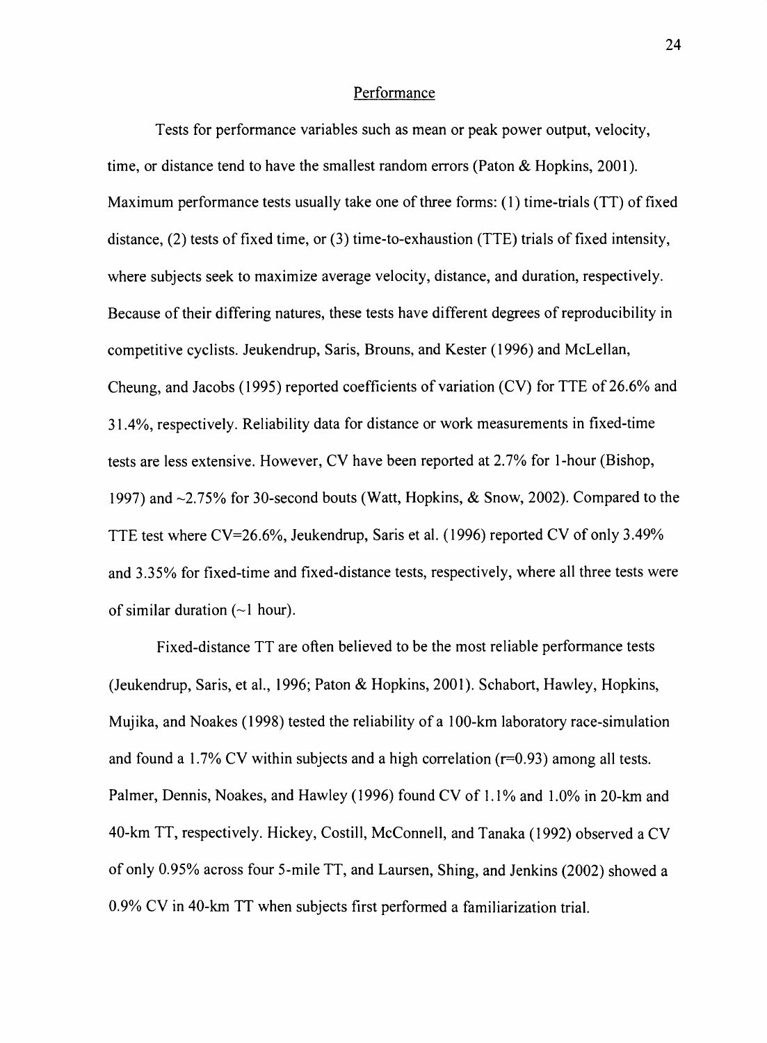## Performance

Tests for performance variables such as mean or peak power output, velocity, time, or distance tend to have the smallest random errors (Paton & Hopkins, 2001). Maximum performance tests usually take one of three forms: (1) time-trials (TT) of fixed distance, (2) tests of fixed time, or (3) time-to-exhaustion (TTE) trials of fixed intensity, where subjects seek to maximize average velocity, distance, and duration, respectively. Because of their differing natures, these tests have different degrees of reproducibility in competitive cyclists. Jeukendrup, Saris, Brouns, and Kester (1996) and McLellan, Cheung, and Jacobs (1995) reported coefficients of variation (CV) for TTE of 26.6% and 31.4%, respectively. Reliability data for distance or work measurements in fixed-time tests are less extensive. However, CV have been reported at 2.7% for 1-hour (Bishop, 1997) and ~2.75% for 30-second bouts (Watt, Hopkins, & Snow, 2002). Compared to the TTE test where CV=26.6%, Jeukendrup, Saris et al. (1996) reported CV of only 3.49% and 3.35% for fixed-time and fixed-distance tests, respectively, where all three tests were of similar duration (~1 hour).

Fixed-distance TT are often believed to be the most reliable performance tests (Jeukendrup, Saris, et al., 1996; Paton & Hopkins, 2001). Schabort, Hawley, Hopkins, Mujika, and Noakes (1998) tested the reliability of a 100-km laboratory race-simulation and found a 1.7% CV within subjects and a high correlation ($r=0.93$) among all tests. Palmer, Dennis, Noakes, and Hawley (1996) found CV of 1.1% and 1.0% in 20-km and 40-km TT, respectively. Hickey, Costill, McConnell, and Tanaka (1992) observed a CV of only 0.95% across four 5-mile TT, and Laursen, Shing, and Jenkins (2002) showed a 0.9% CV in 40-km TT when subjects first performed a familiarization trial.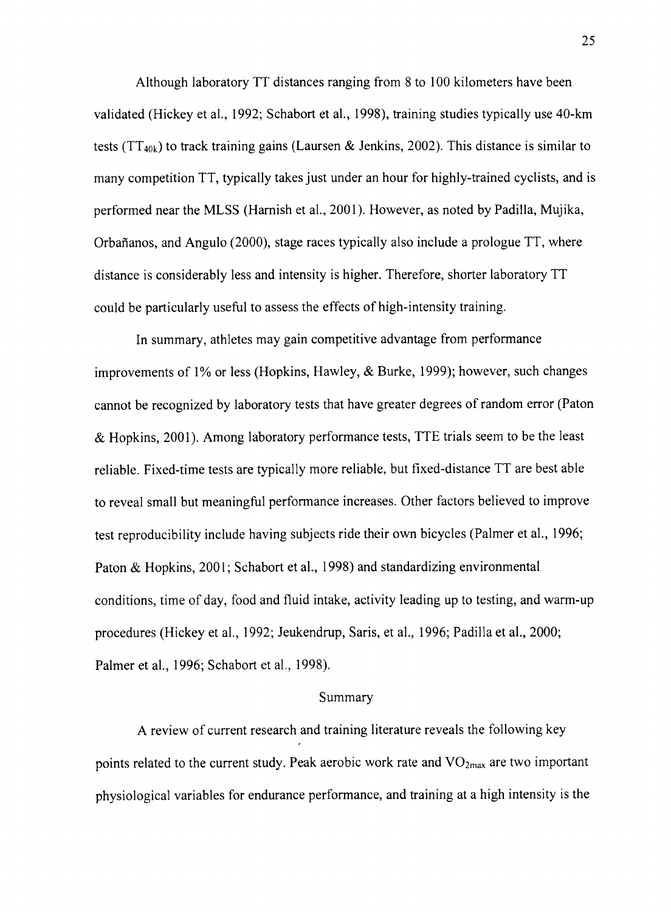Although laboratory TT distances ranging from 8 to 100 kilometers have been validated (Hickey et al., 1992; Schabort et al., 1998), training studies typically use 40-km tests ($TT_{40k}$) to track training gains (Laursen & Jenkins, 2002). This distance is similar to many competition TT, typically takes just under an hour for highly-trained cyclists, and is performed near the MLSS (Harnish et al., 2001). However, as noted by Padilla, Mujika, Orbañanos, and Angulo (2000), stage races typically also include a prologue TT, where distance is considerably less and intensity is higher. Therefore, shorter laboratory TT could be particularly useful to assess the effects of high-intensity training.

In summary, athletes may gain competitive advantage from performance improvements of 1% or less (Hopkins, Hawley, & Burke, 1999); however, such changes cannot be recognized by laboratory tests that have greater degrees of random error (Paton & Hopkins, 2001). Among laboratory performance tests, TTE trials seem to be the least reliable. Fixed-time tests are typically more reliable, but fixed-distance TT are best able to reveal small but meaningful performance increases. Other factors believed to improve test reproducibility include having subjects ride their own bicycles (Palmer et al., 1996; Paton & Hopkins, 2001; Schabort et al., 1998) and standardizing environmental conditions, time of day, food and fluid intake, activity leading up to testing, and warm-up procedures (Hickey et al., 1992; Jeukendrup, Saris, et al., 1996; Padilla et al., 2000; Palmer et al., 1996; Schabort et al., 1998).

## Summary

A review of current research and training literature reveals the following key points related to the current study. Peak aerobic work rate and $VO_{2max}$ are two important physiological variables for endurance performance, and training at a high intensity is the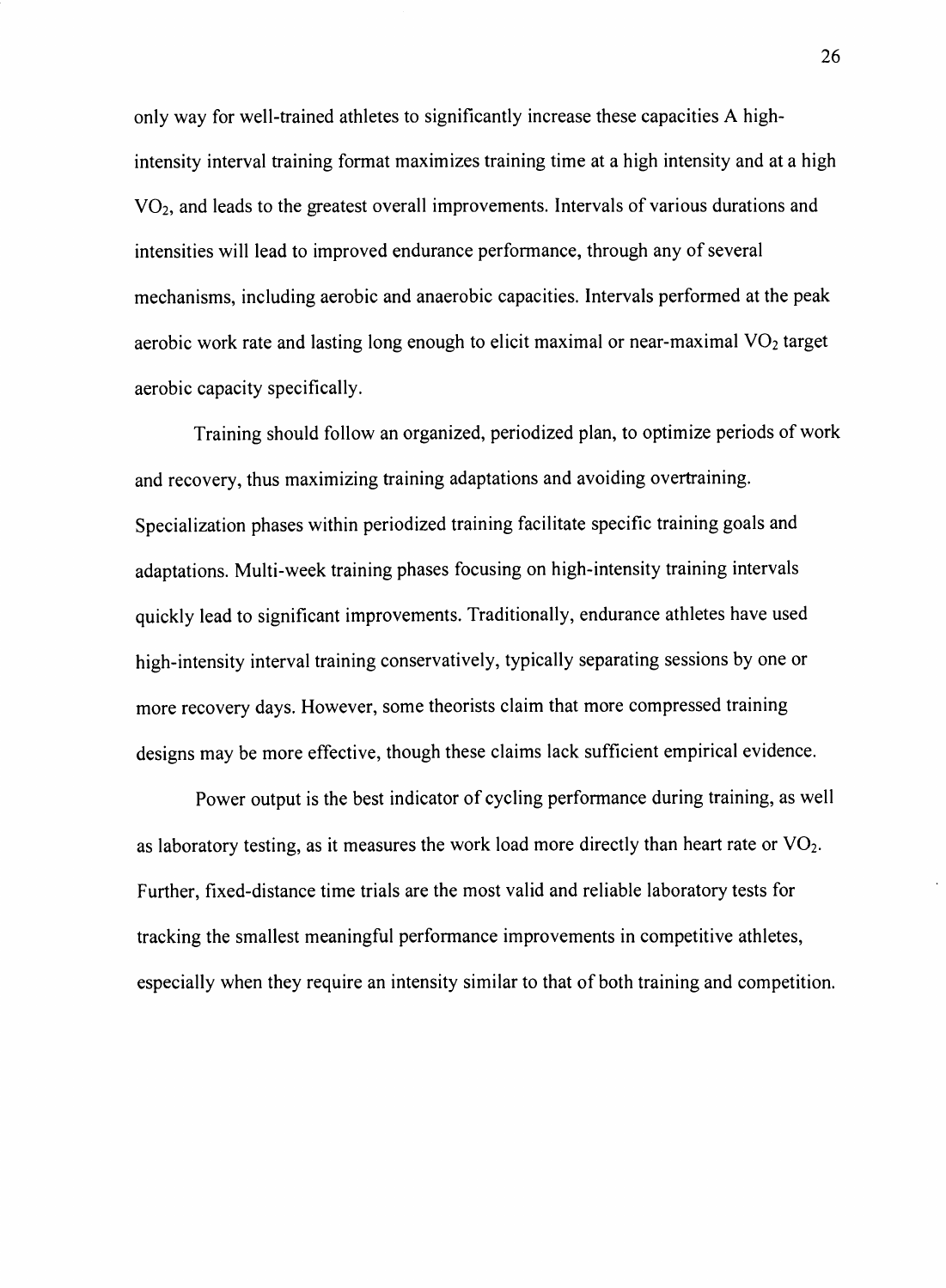only way for well-trained athletes to significantly increase these capacities A high-intensity interval training format maximizes training time at a high intensity and at a high $VO_2$, and leads to the greatest overall improvements. Intervals of various durations and intensities will lead to improved endurance performance, through any of several mechanisms, including aerobic and anaerobic capacities. Intervals performed at the peak aerobic work rate and lasting long enough to elicit maximal or near-maximal $VO_2$ target aerobic capacity specifically.

Training should follow an organized, periodized plan, to optimize periods of work and recovery, thus maximizing training adaptations and avoiding overtraining. Specialization phases within periodized training facilitate specific training goals and adaptations. Multi-week training phases focusing on high-intensity training intervals quickly lead to significant improvements. Traditionally, endurance athletes have used high-intensity interval training conservatively, typically separating sessions by one or more recovery days. However, some theorists claim that more compressed training designs may be more effective, though these claims lack sufficient empirical evidence.

Power output is the best indicator of cycling performance during training, as well as laboratory testing, as it measures the work load more directly than heart rate or $VO_2$. Further, fixed-distance time trials are the most valid and reliable laboratory tests for tracking the smallest meaningful performance improvements in competitive athletes, especially when they require an intensity similar to that of both training and competition.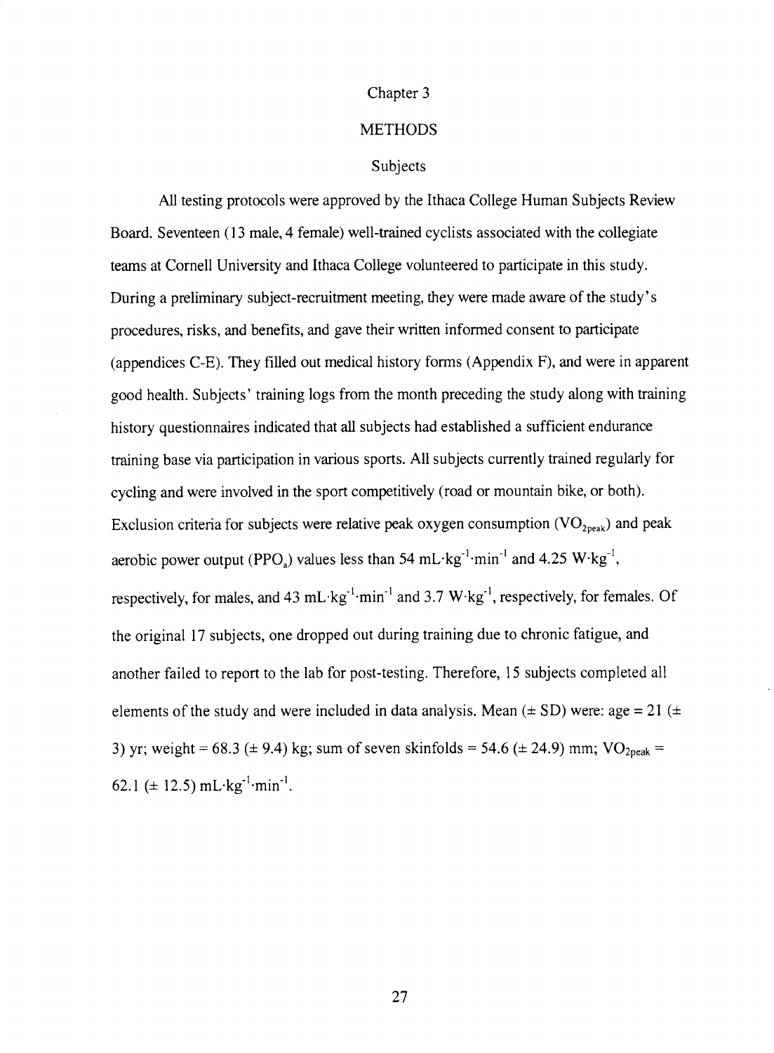# Chapter 3

# METHODS

## Subjects

All testing protocols were approved by the Ithaca College Human Subjects Review Board. Seventeen (13 male, 4 female) well-trained cyclists associated with the collegiate teams at Cornell University and Ithaca College volunteered to participate in this study. During a preliminary subject-recruitment meeting, they were made aware of the study's procedures, risks, and benefits, and gave their written informed consent to participate (appendices C-E). They filled out medical history forms (Appendix F), and were in apparent good health. Subjects' training logs from the month preceding the study along with training history questionnaires indicated that all subjects had established a sufficient endurance training base via participation in various sports. All subjects currently trained regularly for cycling and were involved in the sport competitively (road or mountain bike, or both). Exclusion criteria for subjects were relative peak oxygen consumption ($VO_{2peak}$) and peak aerobic power output ($PPO_a$) values less than 54 $mL \cdot kg^{-1} \cdot min^{-1}$ and 4.25 $W \cdot kg^{-1}$, respectively, for males, and 43 $mL \cdot kg^{-1} \cdot min^{-1}$ and 3.7 $W \cdot kg^{-1}$, respectively, for females. Of the original 17 subjects, one dropped out during training due to chronic fatigue, and another failed to report to the lab for post-testing. Therefore, 15 subjects completed all elements of the study and were included in data analysis. Mean (± SD) were: age = 21 (± 3) yr; weight = 68.3 (± 9.4) kg; sum of seven skinfolds = 54.6 (± 24.9) mm; $VO_{2peak}$ = 62.1 (± 12.5) $mL \cdot kg^{-1} \cdot min^{-1}$.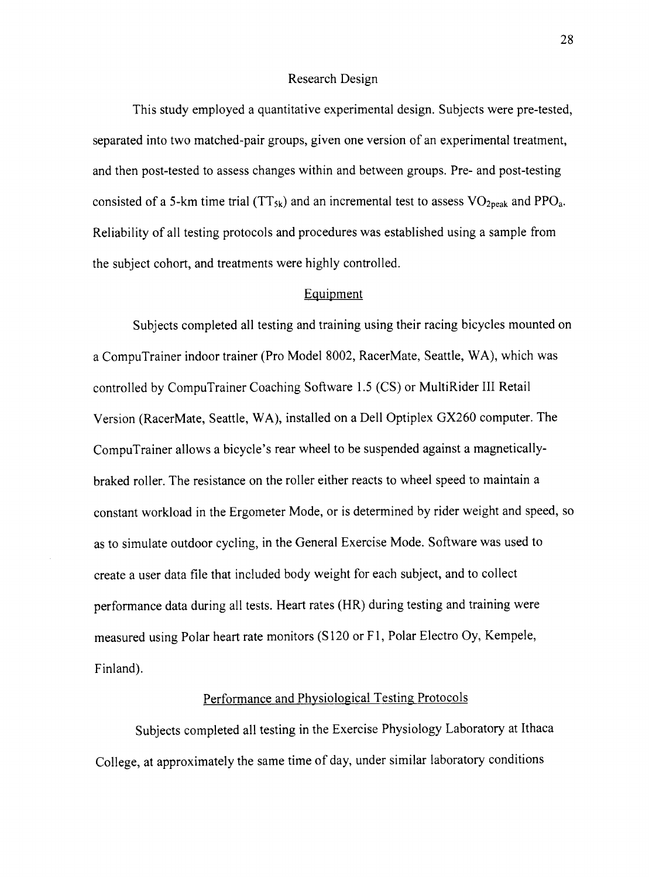## Research Design

This study employed a quantitative experimental design. Subjects were pre-tested, separated into two matched-pair groups, given one version of an experimental treatment, and then post-tested to assess changes within and between groups. Pre- and post-testing consisted of a 5-km time trial ($TT_{5k}$) and an incremental test to assess $VO_{2peak}$ and $PPO_a$. Reliability of all testing protocols and procedures was established using a sample from the subject cohort, and treatments were highly controlled.

### Equipment

Subjects completed all testing and training using their racing bicycles mounted on a CompuTrainer indoor trainer (Pro Model 8002, RacerMate, Seattle, WA), which was controlled by CompuTrainer Coaching Software 1.5 (CS) or MultiRider III Retail Version (RacerMate, Seattle, WA), installed on a Dell Optiplex GX260 computer. The CompuTrainer allows a bicycle's rear wheel to be suspended against a magnetically-braked roller. The resistance on the roller either reacts to wheel speed to maintain a constant workload in the Ergometer Mode, or is determined by rider weight and speed, so as to simulate outdoor cycling, in the General Exercise Mode. Software was used to create a user data file that included body weight for each subject, and to collect performance data during all tests. Heart rates (HR) during testing and training were measured using Polar heart rate monitors (S120 or F1, Polar Electro Oy, Kempele, Finland).

### Performance and Physiological Testing Protocols

Subjects completed all testing in the Exercise Physiology Laboratory at Ithaca College, at approximately the same time of day, under similar laboratory conditions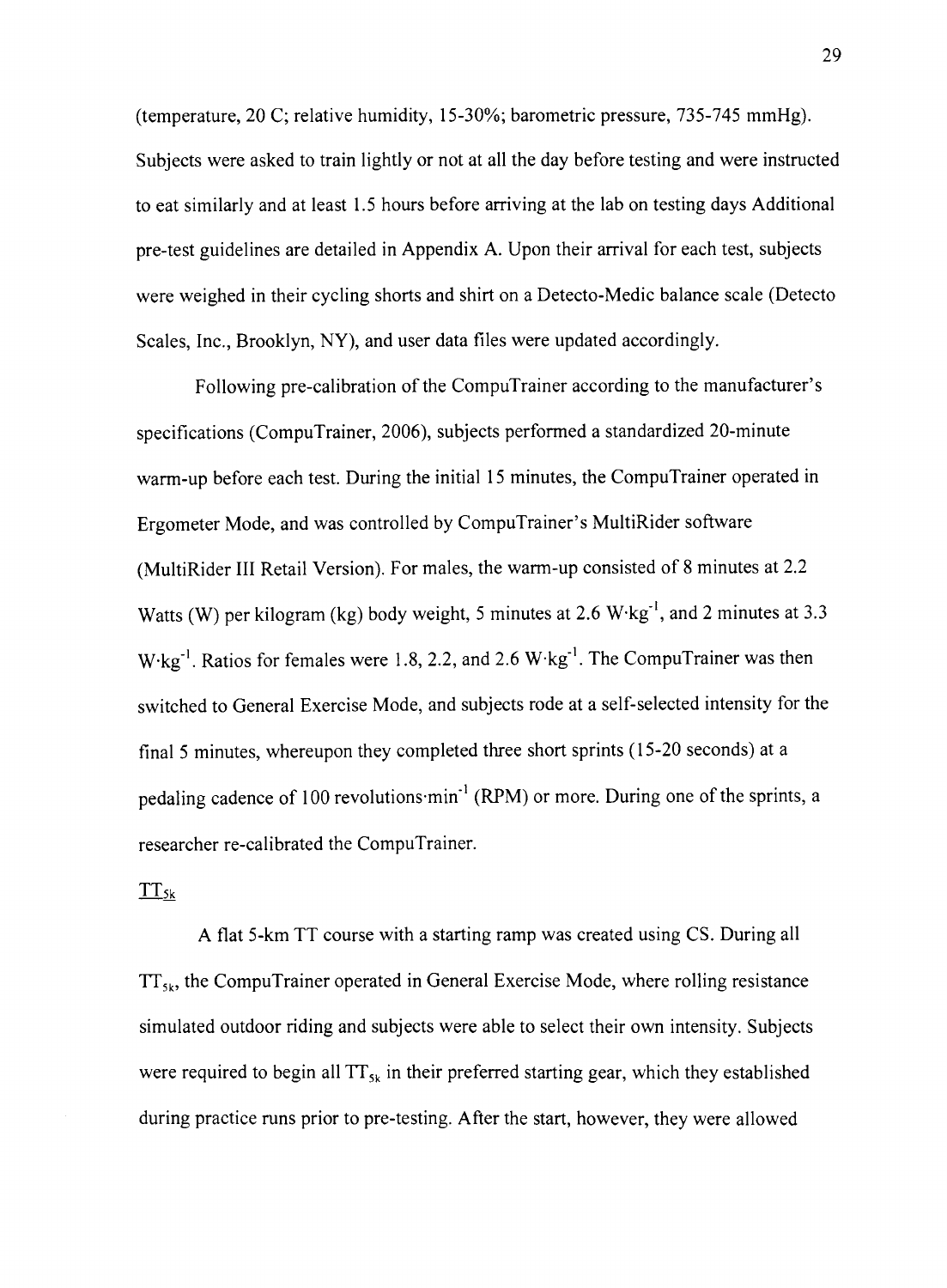(temperature, 20 C; relative humidity, 15-30%; barometric pressure, 735-745 mmHg). Subjects were asked to train lightly or not at all the day before testing and were instructed to eat similarly and at least 1.5 hours before arriving at the lab on testing days Additional pre-test guidelines are detailed in Appendix A. Upon their arrival for each test, subjects were weighed in their cycling shorts and shirt on a Detecto-Medic balance scale (Detecto Scales, Inc., Brooklyn, NY), and user data files were updated accordingly.

Following pre-calibration of the CompuTrainer according to the manufacturer's specifications (CompuTrainer, 2006), subjects performed a standardized 20-minute warm-up before each test. During the initial 15 minutes, the CompuTrainer operated in Ergometer Mode, and was controlled by CompuTrainer's MultiRider software (MultiRider III Retail Version). For males, the warm-up consisted of 8 minutes at 2.2 Watts (W) per kilogram (kg) body weight, 5 minutes at 2.6 $W \cdot kg^{-1}$, and 2 minutes at 3.3 $W \cdot kg^{-1}$. Ratios for females were 1.8, 2.2, and 2.6 $W \cdot kg^{-1}$. The CompuTrainer was then switched to General Exercise Mode, and subjects rode at a self-selected intensity for the final 5 minutes, whereupon they completed three short sprints (15-20 seconds) at a pedaling cadence of 100 $revolutions \cdot min^{-1}$ (RPM) or more. During one of the sprints, a researcher re-calibrated the CompuTrainer.

$TT_{5k}$

A flat 5-km TT course with a starting ramp was created using CS. During all $TT_{5k}$, the CompuTrainer operated in General Exercise Mode, where rolling resistance simulated outdoor riding and subjects were able to select their own intensity. Subjects were required to begin all $TT_{5k}$ in their preferred starting gear, which they established during practice runs prior to pre-testing. After the start, however, they were allowed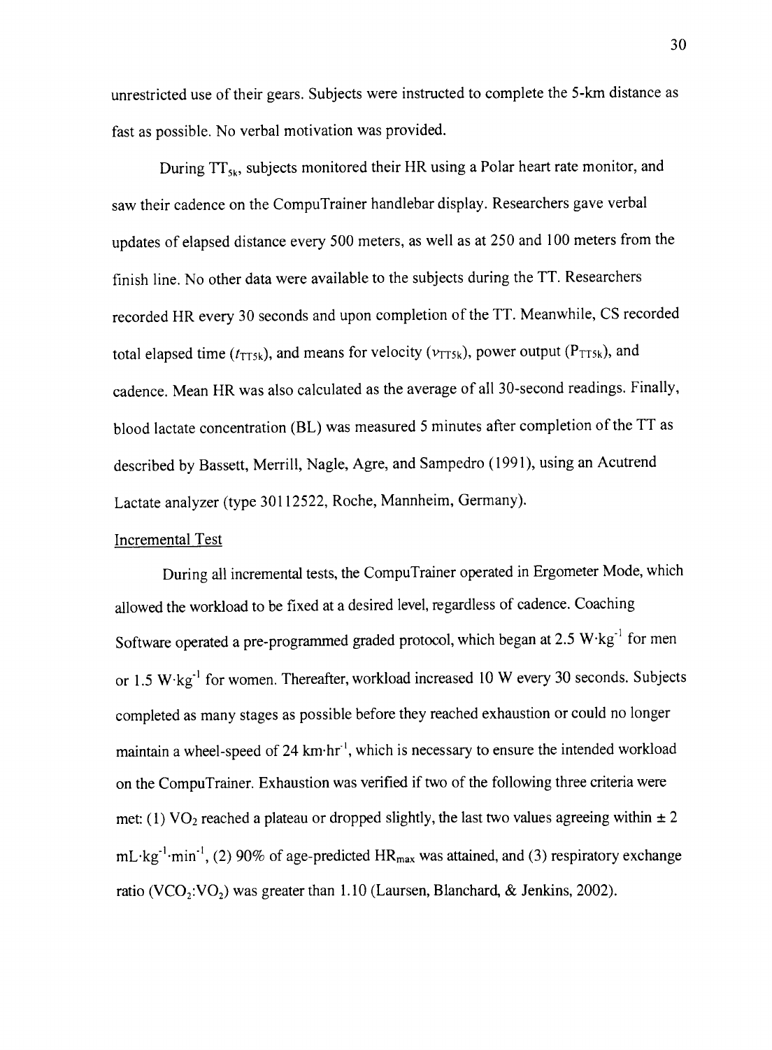unrestricted use of their gears. Subjects were instructed to complete the 5-km distance as fast as possible. No verbal motivation was provided.

During $TT_{5k}$, subjects monitored their HR using a Polar heart rate monitor, and saw their cadence on the CompuTrainer handlebar display. Researchers gave verbal updates of elapsed distance every 500 meters, as well as at 250 and 100 meters from the finish line. No other data were available to the subjects during the TT. Researchers recorded HR every 30 seconds and upon completion of the TT. Meanwhile, CS recorded total elapsed time ($t_{TT5k}$), and means for velocity ($v_{TT5k}$), power output ($P_{TT5k}$), and cadence. Mean HR was also calculated as the average of all 30-second readings. Finally, blood lactate concentration (BL) was measured 5 minutes after completion of the TT as described by Bassett, Merrill, Nagle, Agre, and Sampedro (1991), using an Acutrend Lactate analyzer (type 30112522, Roche, Mannheim, Germany).

### Incremental Test

During all incremental tests, the CompuTrainer operated in Ergometer Mode, which allowed the workload to be fixed at a desired level, regardless of cadence. Coaching Software operated a pre-programmed graded protocol, which began at 2.5 $W \cdot kg^{-1}$ for men or 1.5 $W \cdot kg^{-1}$ for women. Thereafter, workload increased 10 W every 30 seconds. Subjects completed as many stages as possible before they reached exhaustion or could no longer maintain a wheel-speed of 24 $km \cdot hr^{-1}$, which is necessary to ensure the intended workload on the CompuTrainer. Exhaustion was verified if two of the following three criteria were met: (1) $VO_2$ reached a plateau or dropped slightly, the last two values agreeing within $\pm$ 2 $mL \cdot kg^{-1} \cdot min^{-1}$, (2) 90% of age-predicted $HR_{max}$ was attained, and (3) respiratory exchange ratio ($VCO_2$:$VO_2$) was greater than 1.10 (Laursen, Blanchard, & Jenkins, 2002).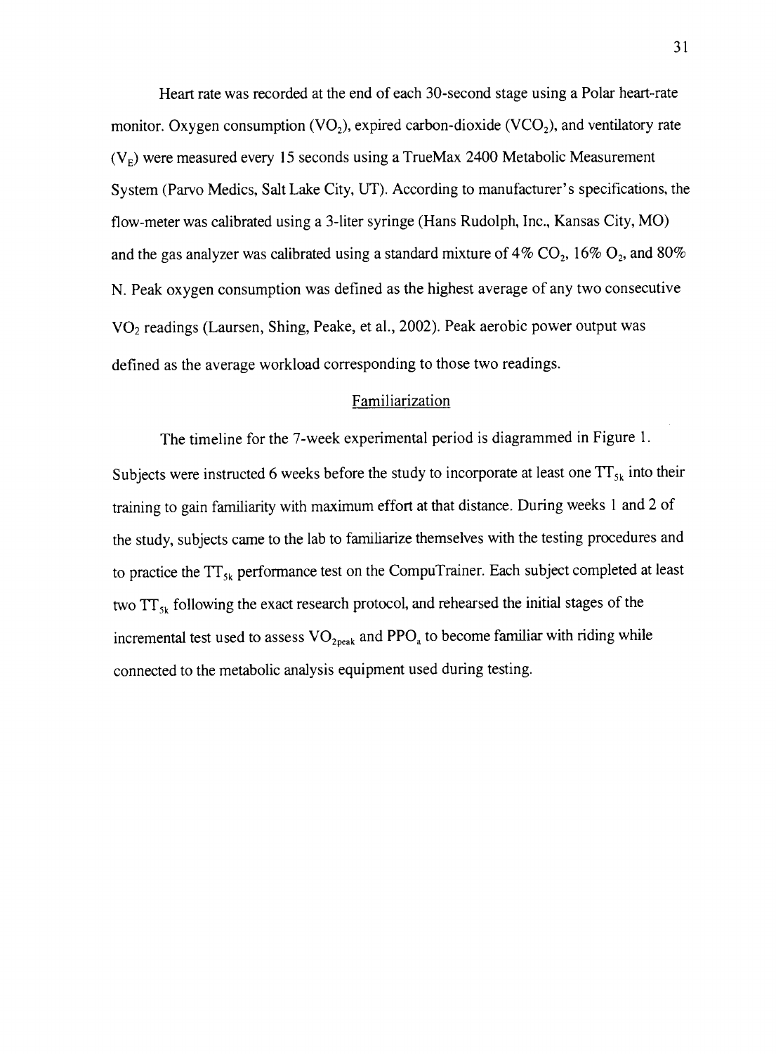Heart rate was recorded at the end of each 30-second stage using a Polar heart-rate monitor. Oxygen consumption ($VO_2$), expired carbon-dioxide ($VCO_2$), and ventilatory rate ($V_E$) were measured every 15 seconds using a TrueMax 2400 Metabolic Measurement System (Parvo Medics, Salt Lake City, UT). According to manufacturer's specifications, the flow-meter was calibrated using a 3-liter syringe (Hans Rudolph, Inc., Kansas City, MO) and the gas analyzer was calibrated using a standard mixture of 4% $CO_2$, 16% $O_2$, and 80% N. Peak oxygen consumption was defined as the highest average of any two consecutive $VO_2$ readings (Laursen, Shing, Peake, et al., 2002). Peak aerobic power output was defined as the average workload corresponding to those two readings.

## Familiarization

The timeline for the 7-week experimental period is diagrammed in Figure 1. Subjects were instructed 6 weeks before the study to incorporate at least one $TT_{5k}$ into their training to gain familiarity with maximum effort at that distance. During weeks 1 and 2 of the study, subjects came to the lab to familiarize themselves with the testing procedures and to practice the $TT_{5k}$ performance test on the CompuTrainer. Each subject completed at least two $TT_{5k}$ following the exact research protocol, and rehearsed the initial stages of the incremental test used to assess $VO_{2peak}$ and $PPO_a$ to become familiar with riding while connected to the metabolic analysis equipment used during testing.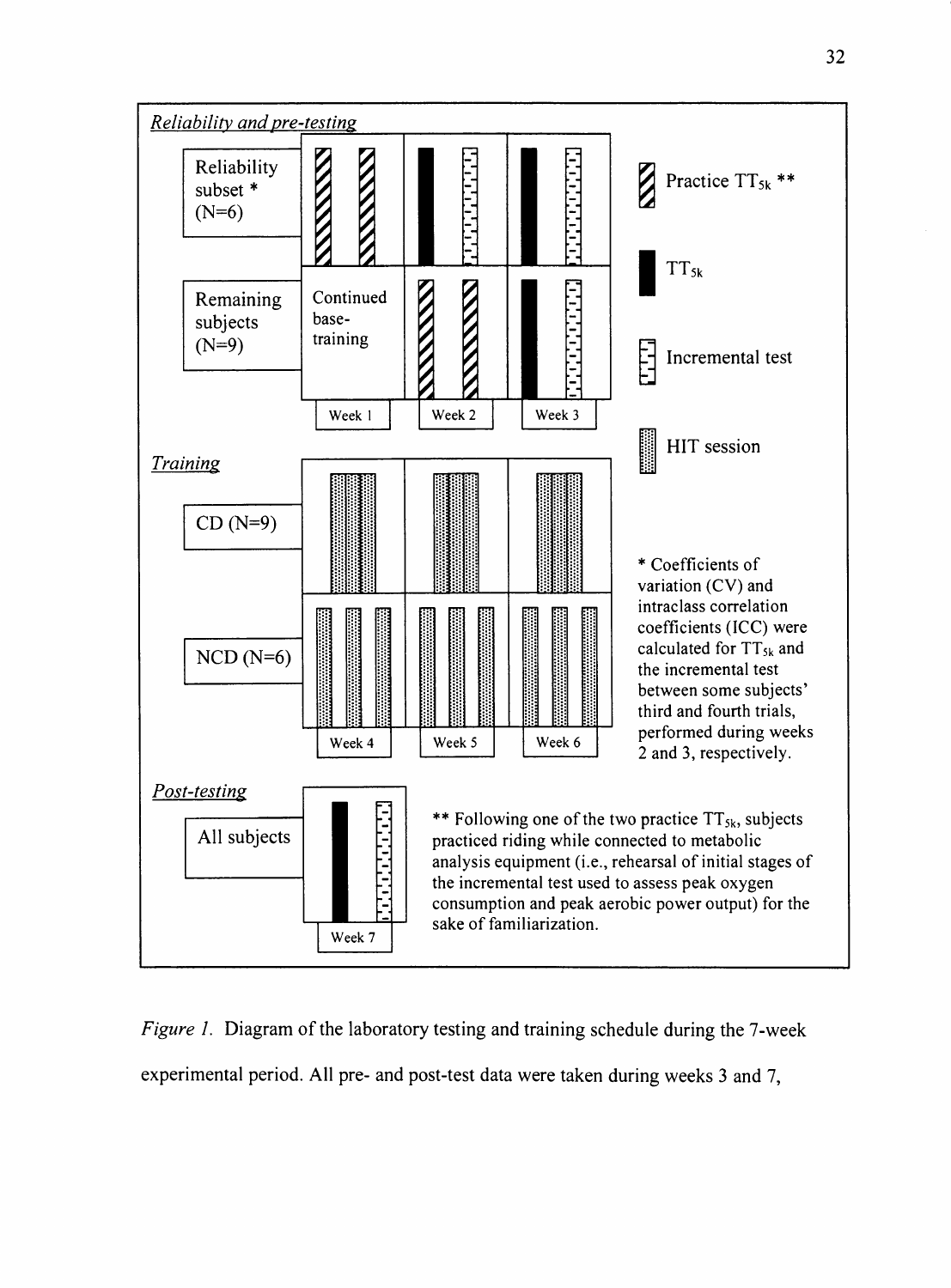*Reliability and pre-testing*

| | Week 1 | Week 2 | Week 3 |
|---|---|---|---|
| Reliability subset * (N=6) | Practice $TT_{5k}$, Practice $TT_{5k}$ | $TT_{5k}$, Incremental test | $TT_{5k}$, Incremental test |
| Remaining subjects (N=9) | Continued base-training | Practice $TT_{5k}$, Practice $TT_{5k}$ | $TT_{5k}$, Incremental test |

*Training*

| | Week 4 | Week 5 | Week 6 |
|---|---|---|---|
| CD (N=9) | HIT session | HIT session | HIT session |
| NCD (N=6) | HIT session, HIT session, HIT session | HIT session, HIT session, HIT session | HIT session, HIT session, HIT session |

*Post-testing*

| | Week 7 |
|---|---|
| All subjects | $TT_{5k}$, Incremental test |

Practice $TT_{5k}$ **

$TT_{5k}$

Incremental test

HIT session

* Coefficients of variation (CV) and intraclass correlation coefficients (ICC) were calculated for $TT_{5k}$ and the incremental test between some subjects' third and fourth trials, performed during weeks 2 and 3, respectively.

** Following one of the two practice $TT_{5k}$, subjects practiced riding while connected to metabolic analysis equipment (i.e., rehearsal of initial stages of the incremental test used to assess peak oxygen consumption and peak aerobic power output) for the sake of familiarization.

*Figure 1.* Diagram of the laboratory testing and training schedule during the 7-week experimental period. All pre- and post-test data were taken during weeks 3 and 7,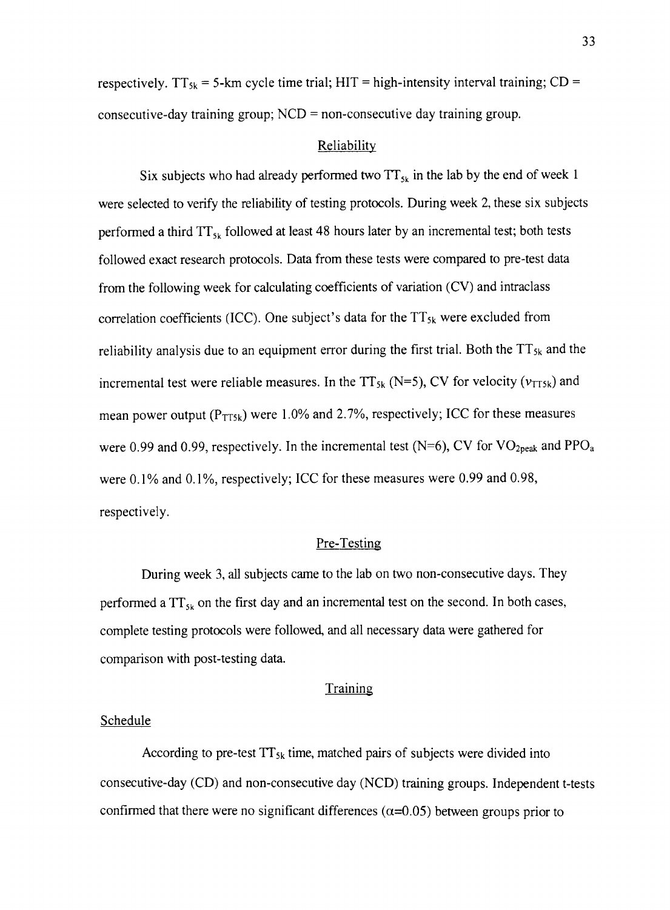respectively. $TT_{5k}$ = 5-km cycle time trial; HIT = high-intensity interval training; CD = consecutive-day training group; NCD = non-consecutive day training group.

## Reliability

Six subjects who had already performed two $TT_{5k}$ in the lab by the end of week 1 were selected to verify the reliability of testing protocols. During week 2, these six subjects performed a third $TT_{5k}$ followed at least 48 hours later by an incremental test; both tests followed exact research protocols. Data from these tests were compared to pre-test data from the following week for calculating coefficients of variation (CV) and intraclass correlation coefficients (ICC). One subject's data for the $TT_{5k}$ were excluded from reliability analysis due to an equipment error during the first trial. Both the $TT_{5k}$ and the incremental test were reliable measures. In the $TT_{5k}$ (N=5), CV for velocity ($v_{TT5k}$) and mean power output ($P_{TT5k}$) were 1.0% and 2.7%, respectively; ICC for these measures were 0.99 and 0.99, respectively. In the incremental test (N=6), CV for $VO_{2peak}$ and $PPO_a$ were 0.1% and 0.1%, respectively; ICC for these measures were 0.99 and 0.98, respectively.

## Pre-Testing

During week 3, all subjects came to the lab on two non-consecutive days. They performed a $TT_{5k}$ on the first day and an incremental test on the second. In both cases, complete testing protocols were followed, and all necessary data were gathered for comparison with post-testing data.

## Training

### Schedule

According to pre-test $TT_{5k}$ time, matched pairs of subjects were divided into consecutive-day (CD) and non-consecutive day (NCD) training groups. Independent t-tests confirmed that there were no significant differences ($\alpha$=0.05) between groups prior to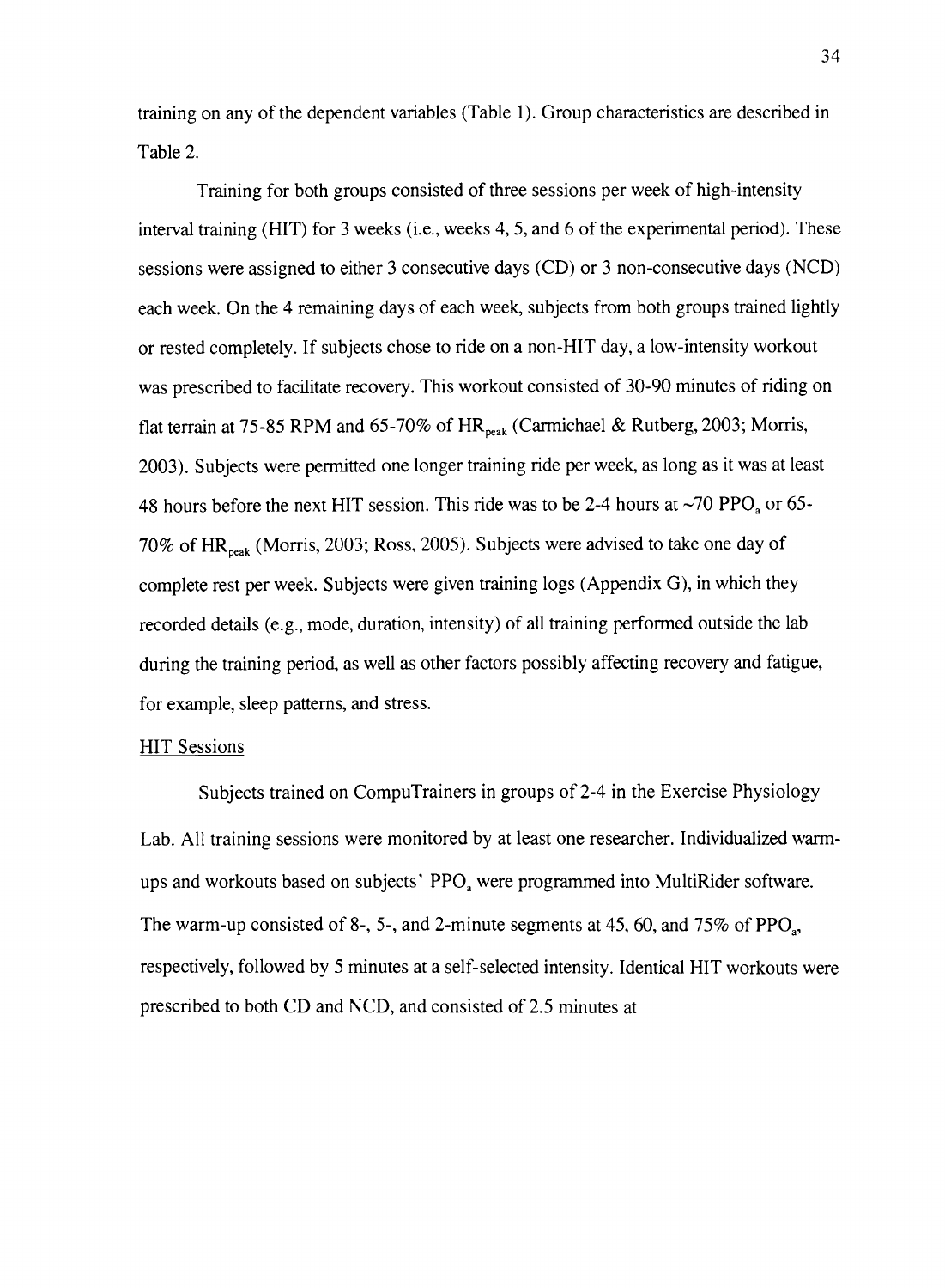training on any of the dependent variables (Table 1). Group characteristics are described in Table 2.

Training for both groups consisted of three sessions per week of high-intensity interval training (HIT) for 3 weeks (i.e., weeks 4, 5, and 6 of the experimental period). These sessions were assigned to either 3 consecutive days (CD) or 3 non-consecutive days (NCD) each week. On the 4 remaining days of each week, subjects from both groups trained lightly or rested completely. If subjects chose to ride on a non-HIT day, a low-intensity workout was prescribed to facilitate recovery. This workout consisted of 30-90 minutes of riding on flat terrain at 75-85 RPM and 65-70% of $HR_{peak}$ (Carmichael & Rutberg, 2003; Morris, 2003). Subjects were permitted one longer training ride per week, as long as it was at least 48 hours before the next HIT session. This ride was to be 2-4 hours at ~70 $PPO_a$ or 65-70% of $HR_{peak}$ (Morris, 2003; Ross, 2005). Subjects were advised to take one day of complete rest per week. Subjects were given training logs (Appendix G), in which they recorded details (e.g., mode, duration, intensity) of all training performed outside the lab during the training period, as well as other factors possibly affecting recovery and fatigue, for example, sleep patterns, and stress.

HIT Sessions

Subjects trained on CompuTrainers in groups of 2-4 in the Exercise Physiology Lab. All training sessions were monitored by at least one researcher. Individualized warm-ups and workouts based on subjects' $PPO_a$ were programmed into MultiRider software. The warm-up consisted of 8-, 5-, and 2-minute segments at 45, 60, and 75% of $PPO_a$, respectively, followed by 5 minutes at a self-selected intensity. Identical HIT workouts were prescribed to both CD and NCD, and consisted of 2.5 minutes at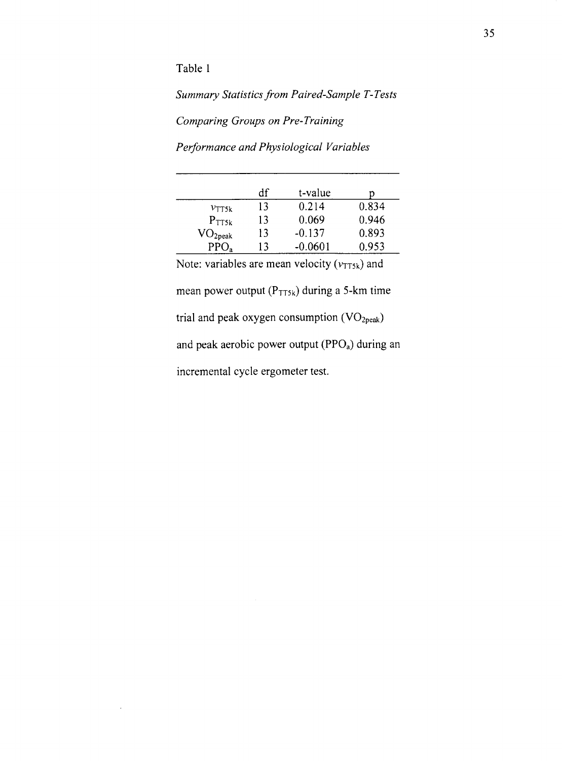Table 1

*Summary Statistics from Paired-Sample T-Tests Comparing Groups on Pre-Training Performance and Physiological Variables*

| | df | t-value | p |
|---|---|---|---|
| $v_{TT5k}$ | 13 | 0.214 | 0.834 |
| $P_{TT5k}$ | 13 | 0.069 | 0.946 |
| $VO_{2peak}$ | 13 | -0.137 | 0.893 |
| $PPO_a$ | 13 | -0.0601 | 0.953 |

Note: variables are mean velocity ($v_{TT5k}$) and mean power output ($P_{TT5k}$) during a 5-km time trial and peak oxygen consumption ($VO_{2peak}$) and peak aerobic power output ($PPO_a$) during an incremental cycle ergometer test.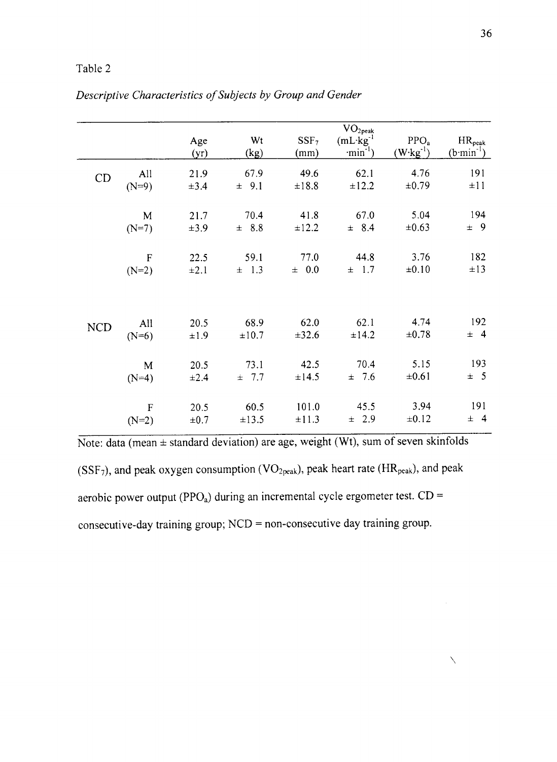Table 2

*Descriptive Characteristics of Subjects by Group and Gender*

| | | Age (yr) | Wt (kg) | $SSF_7$ (mm) | $VO_{2peak}$ ($mL \cdot kg^{-1} \cdot min^{-1}$) | $PPO_a$ ($W \cdot kg^{-1}$) | $HR_{peak}$ ($b \cdot min^{-1}$) |
|---|---|---|---|---|---|---|---|
| CD | All (N=9) | 21.9 ±3.4 | 67.9 ± 9.1 | 49.6 ±18.8 | 62.1 ±12.2 | 4.76 ±0.79 | 191 ±11 |
| | M (N=7) | 21.7 ±3.9 | 70.4 ± 8.8 | 41.8 ±12.2 | 67.0 ± 8.4 | 5.04 ±0.63 | 194 ± 9 |
| | F (N=2) | 22.5 ±2.1 | 59.1 ± 1.3 | 77.0 ± 0.0 | 44.8 ± 1.7 | 3.76 ±0.10 | 182 ±13 |
| NCD | All (N=6) | 20.5 ±1.9 | 68.9 ±10.7 | 62.0 ±32.6 | 62.1 ±14.2 | 4.74 ±0.78 | 192 ± 4 |
| | M (N=4) | 20.5 ±2.4 | 73.1 ± 7.7 | 42.5 ±14.5 | 70.4 ± 7.6 | 5.15 ±0.61 | 193 ± 5 |
| | F (N=2) | 20.5 ±0.7 | 60.5 ±13.5 | 101.0 ±11.3 | 45.5 ± 2.9 | 3.94 ±0.12 | 191 ± 4 |

Note: data (mean ± standard deviation) are age, weight (Wt), sum of seven skinfolds ($SSF_7$), and peak oxygen consumption ($VO_{2peak}$), peak heart rate ($HR_{peak}$), and peak aerobic power output ($PPO_a$) during an incremental cycle ergometer test. CD = consecutive-day training group; NCD = non-consecutive day training group.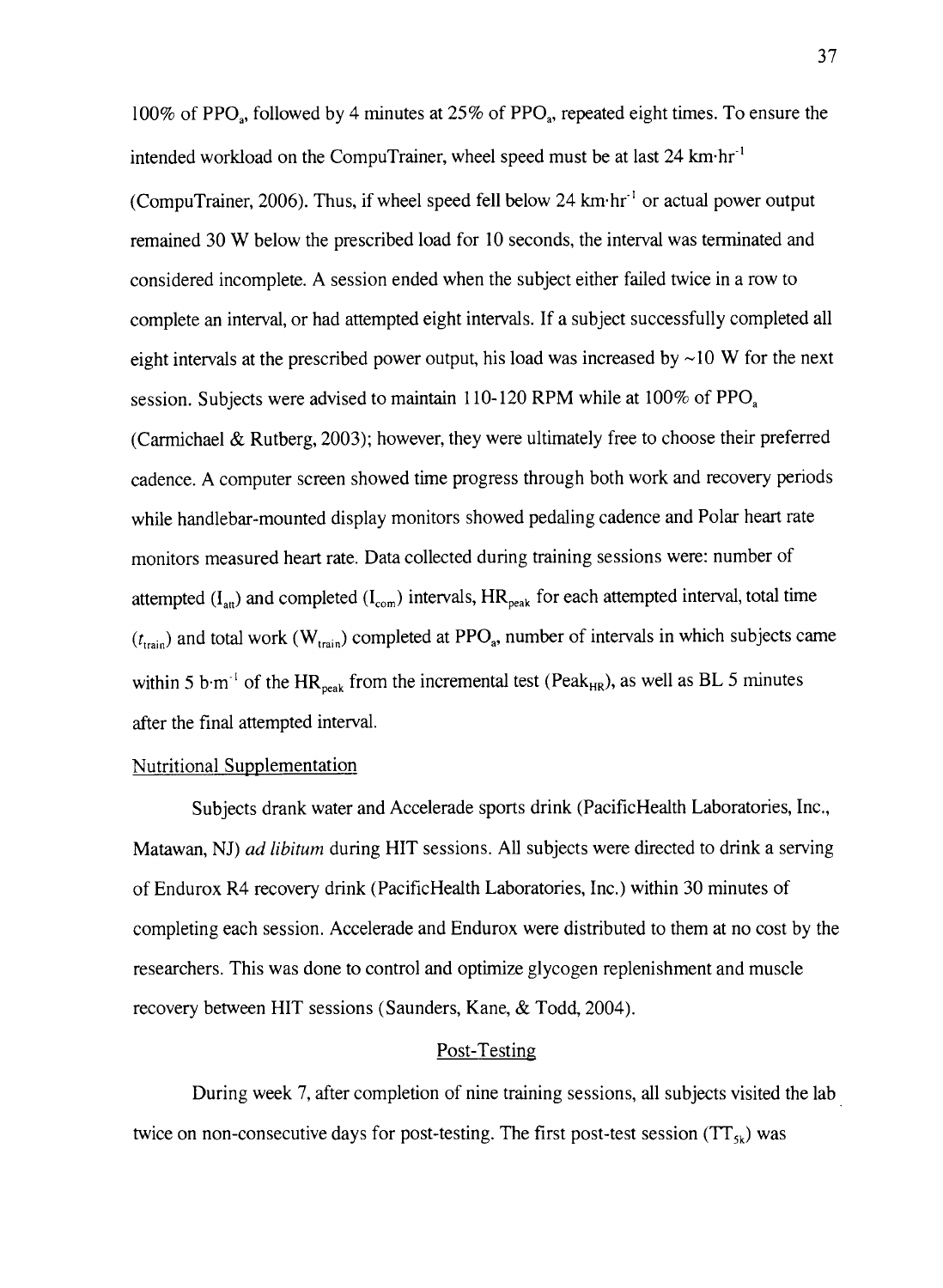100% of $PPO_a$, followed by 4 minutes at 25% of $PPO_a$, repeated eight times. To ensure the intended workload on the CompuTrainer, wheel speed must be at last 24 $km \cdot hr^{-1}$ (CompuTrainer, 2006). Thus, if wheel speed fell below 24 $km \cdot hr^{-1}$ or actual power output remained 30 W below the prescribed load for 10 seconds, the interval was terminated and considered incomplete. A session ended when the subject either failed twice in a row to complete an interval, or had attempted eight intervals. If a subject successfully completed all eight intervals at the prescribed power output, his load was increased by ~10 W for the next session. Subjects were advised to maintain 110-120 RPM while at 100% of $PPO_a$ (Carmichael & Rutberg, 2003); however, they were ultimately free to choose their preferred cadence. A computer screen showed time progress through both work and recovery periods while handlebar-mounted display monitors showed pedaling cadence and Polar heart rate monitors measured heart rate. Data collected during training sessions were: number of attempted ($I_{att}$) and completed ($I_{com}$) intervals, $HR_{peak}$ for each attempted interval, total time ($t_{train}$) and total work ($W_{train}$) completed at $PPO_a$, number of intervals in which subjects came within 5 $b \cdot m^{-1}$ of the $HR_{peak}$ from the incremental test ($Peak_{HR}$), as well as BL 5 minutes after the final attempted interval.

Nutritional Supplementation

Subjects drank water and Accelerade sports drink (PacificHealth Laboratories, Inc., Matawan, NJ) *ad libitum* during HIT sessions. All subjects were directed to drink a serving of Endurox R4 recovery drink (PacificHealth Laboratories, Inc.) within 30 minutes of completing each session. Accelerade and Endurox were distributed to them at no cost by the researchers. This was done to control and optimize glycogen replenishment and muscle recovery between HIT sessions (Saunders, Kane, & Todd, 2004).

## Post-Testing

During week 7, after completion of nine training sessions, all subjects visited the lab twice on non-consecutive days for post-testing. The first post-test session ($TT_{5k}$) was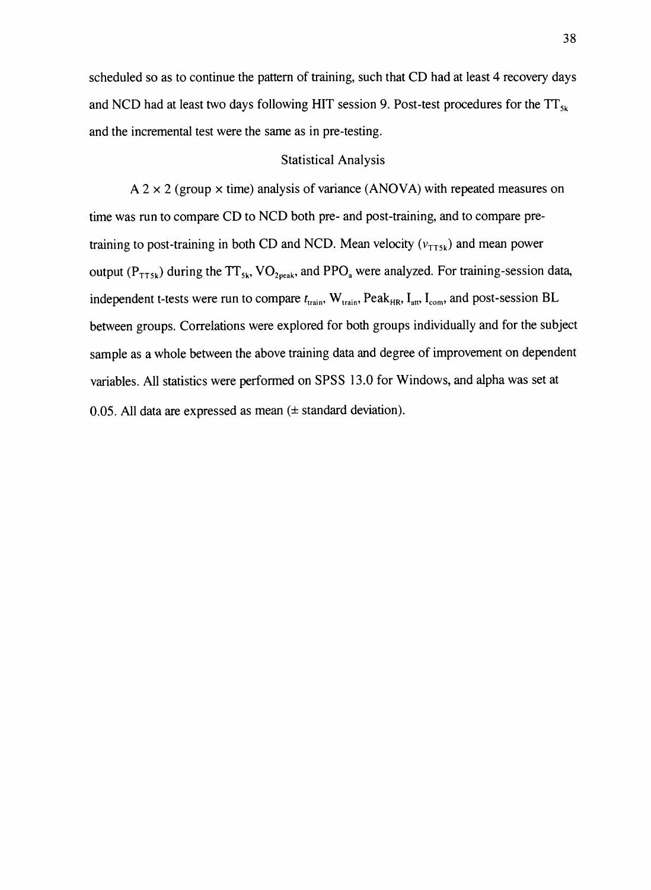scheduled so as to continue the pattern of training, such that CD had at least 4 recovery days and NCD had at least two days following HIT session 9. Post-test procedures for the $TT_{5k}$ and the incremental test were the same as in pre-testing.

## Statistical Analysis

A 2 × 2 (group × time) analysis of variance (ANOVA) with repeated measures on time was run to compare CD to NCD both pre- and post-training, and to compare pre-training to post-training in both CD and NCD. Mean velocity ($v_{TT5k}$) and mean power output ($P_{TT5k}$) during the $TT_{5k}$, $VO_{2peak}$, and $PPO_a$ were analyzed. For training-session data, independent t-tests were run to compare $t_{train}$, $W_{train}$, $Peak_{HR}$, $I_{att}$, $I_{com}$, and post-session BL between groups. Correlations were explored for both groups individually and for the subject sample as a whole between the above training data and degree of improvement on dependent variables. All statistics were performed on SPSS 13.0 for Windows, and alpha was set at 0.05. All data are expressed as mean (± standard deviation).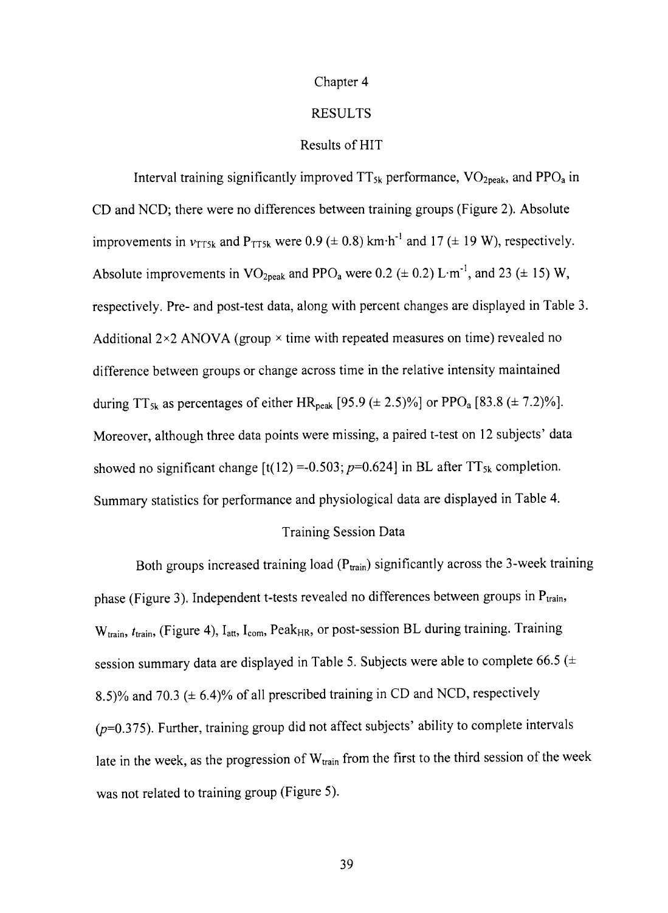# Chapter 4

# RESULTS

## Results of HIT

Interval training significantly improved $TT_{5k}$ performance, $VO_{2peak}$, and $PPO_a$ in CD and NCD; there were no differences between training groups (Figure 2). Absolute improvements in $v_{TT5k}$ and $P_{TT5k}$ were 0.9 (± 0.8) $km \cdot h^{-1}$ and 17 (± 19 W), respectively. Absolute improvements in $VO_{2peak}$ and $PPO_a$ were 0.2 (± 0.2) $L \cdot m^{-1}$, and 23 (± 15) W, respectively. Pre- and post-test data, along with percent changes are displayed in Table 3. Additional 2×2 ANOVA (group × time with repeated measures on time) revealed no difference between groups or change across time in the relative intensity maintained during $TT_{5k}$ as percentages of either $HR_{peak}$ [95.9 (± 2.5)%] or $PPO_a$ [83.8 (± 7.2)%]. Moreover, although three data points were missing, a paired t-test on 12 subjects' data showed no significant change [$t(12) = -0.503$; $p=0.624$] in BL after $TT_{5k}$ completion. Summary statistics for performance and physiological data are displayed in Table 4.

## Training Session Data

Both groups increased training load ($P_{train}$) significantly across the 3-week training phase (Figure 3). Independent t-tests revealed no differences between groups in $P_{train}$, $W_{train}$, $t_{train}$, (Figure 4), $I_{att}$, $I_{com}$, $Peak_{HR}$, or post-session BL during training. Training session summary data are displayed in Table 5. Subjects were able to complete 66.5 (± 8.5)% and 70.3 (± 6.4)% of all prescribed training in CD and NCD, respectively ($p=0.375$). Further, training group did not affect subjects' ability to complete intervals late in the week, as the progression of $W_{train}$ from the first to the third session of the week was not related to training group (Figure 5).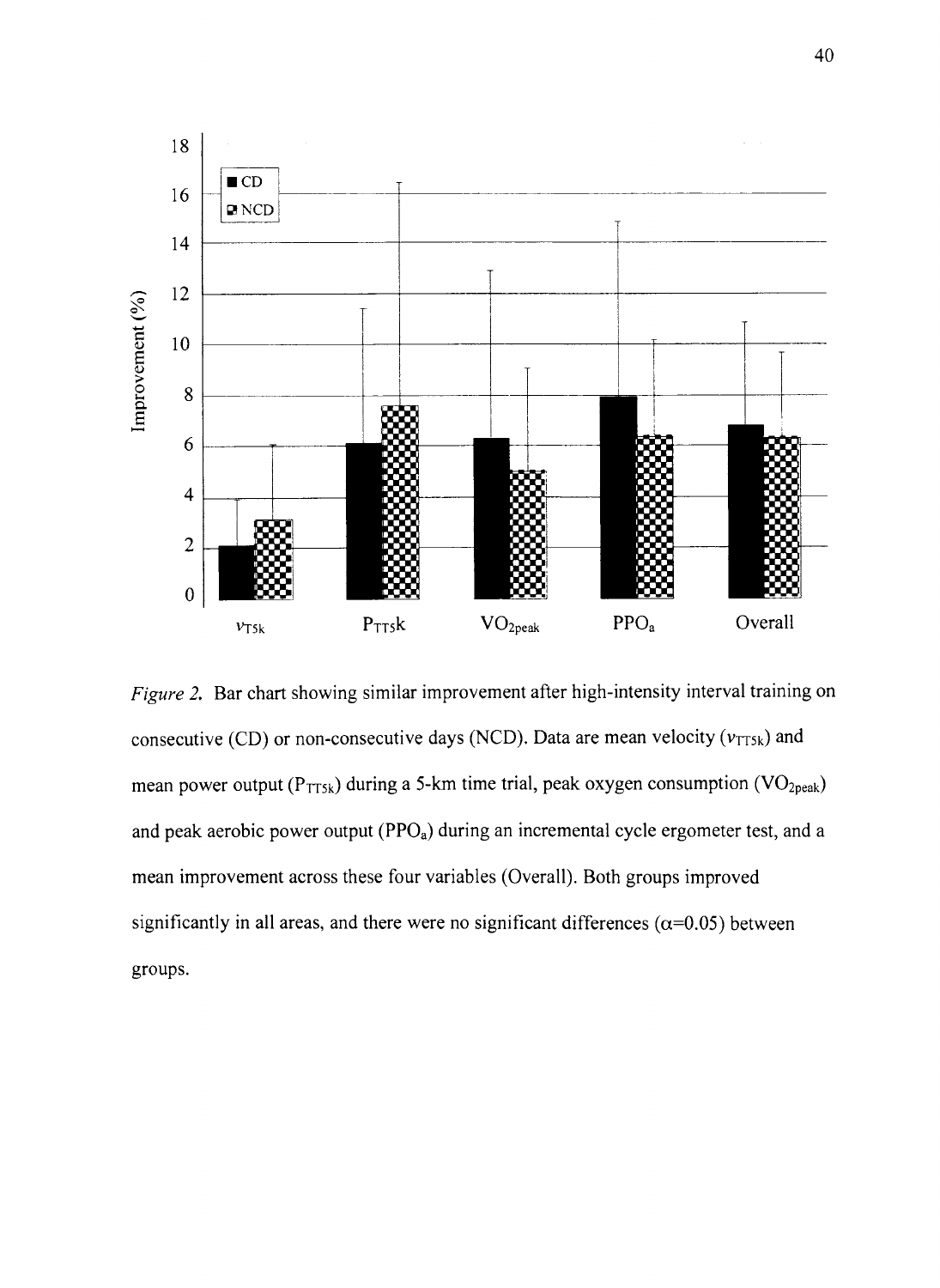*Figure 2.* Bar chart showing similar improvement after high-intensity interval training on consecutive (CD) or non-consecutive days (NCD). Data are mean velocity ($v_{TT5k}$) and mean power output ($P_{TT5k}$) during a 5-km time trial, peak oxygen consumption ($VO_{2peak}$) and peak aerobic power output ($PPO_a$) during an incremental cycle ergometer test, and a mean improvement across these four variables (Overall). Both groups improved significantly in all areas, and there were no significant differences ($\alpha$=0.05) between groups.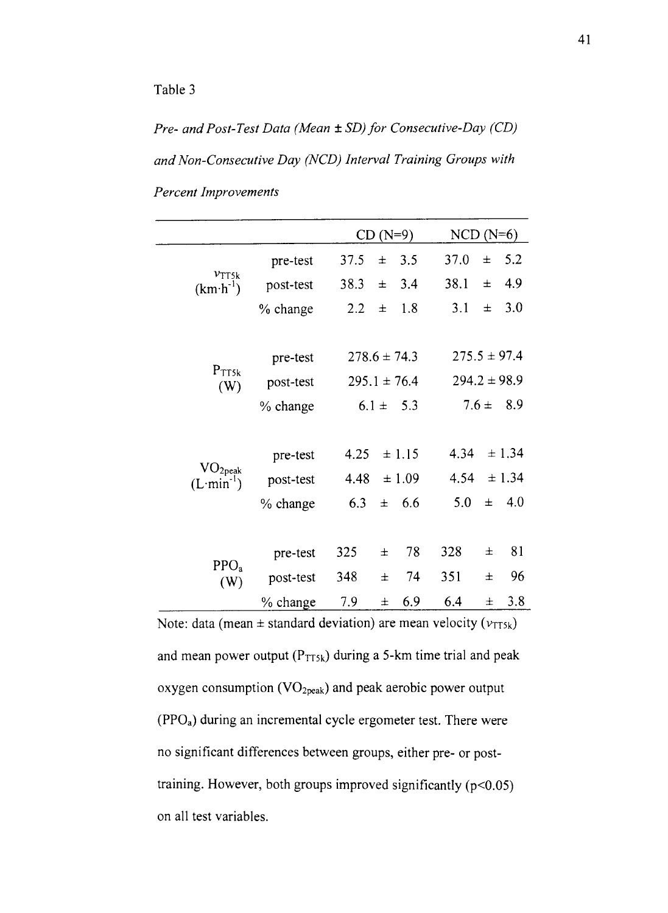Table 3

*Pre- and Post-Test Data (Mean ± SD) for Consecutive-Day (CD) and Non-Consecutive Day (NCD) Interval Training Groups with Percent Improvements*

| | | CD (N=9) | NCD (N=6) |
|---|---|---|---|
| $v_{TT5k}$ ($km \cdot h^{-1}$) | pre-test | 37.5 ± 3.5 | 37.0 ± 5.2 |
| | post-test | 38.3 ± 3.4 | 38.1 ± 4.9 |
| | % change | 2.2 ± 1.8 | 3.1 ± 3.0 |
| $P_{TT5k}$ (W) | pre-test | 278.6 ± 74.3 | 275.5 ± 97.4 |
| | post-test | 295.1 ± 76.4 | 294.2 ± 98.9 |
| | % change | 6.1 ± 5.3 | 7.6 ± 8.9 |
| $VO_{2peak}$ ($L \cdot min^{-1}$) | pre-test | 4.25 ± 1.15 | 4.34 ± 1.34 |
| | post-test | 4.48 ± 1.09 | 4.54 ± 1.34 |
| | % change | 6.3 ± 6.6 | 5.0 ± 4.0 |
| $PPO_a$ (W) | pre-test | 325 ± 78 | 328 ± 81 |
| | post-test | 348 ± 74 | 351 ± 96 |
| | % change | 7.9 ± 6.9 | 6.4 ± 3.8 |

Note: data (mean ± standard deviation) are mean velocity ($v_{TT5k}$) and mean power output ($P_{TT5k}$) during a 5-km time trial and peak oxygen consumption ($VO_{2peak}$) and peak aerobic power output ($PPO_a$) during an incremental cycle ergometer test. There were no significant differences between groups, either pre- or post-training. However, both groups improved significantly ($p<0.05$) on all test variables.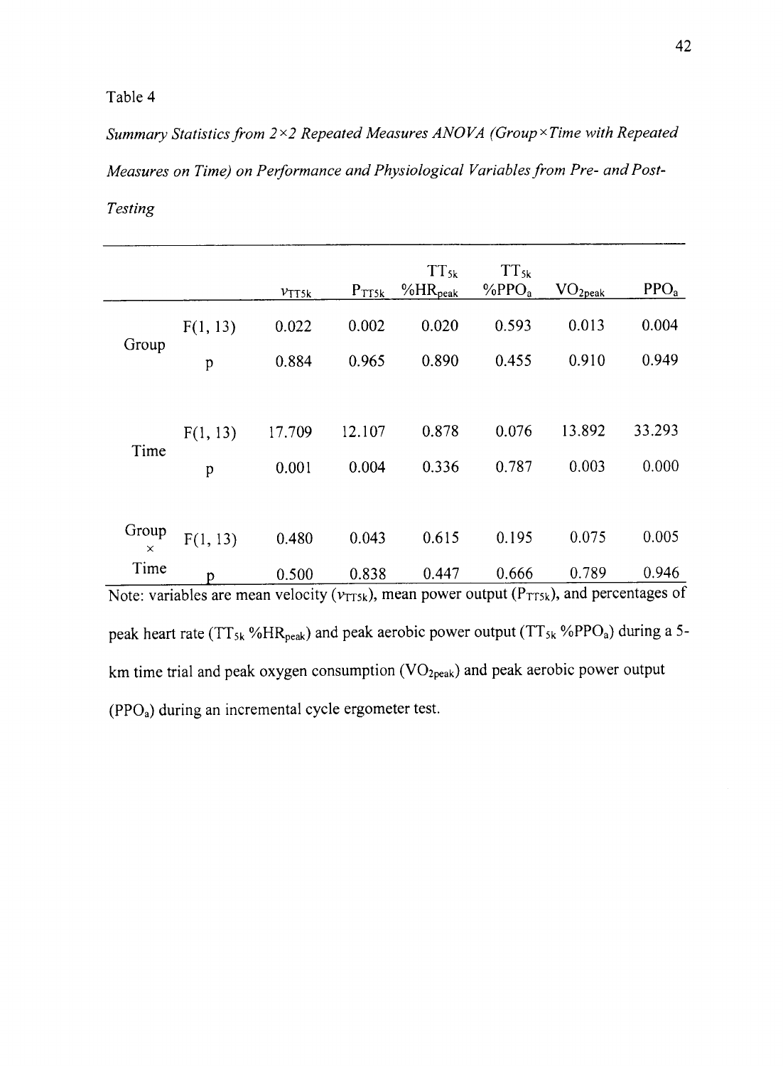Table 4

*Summary Statistics from 2×2 Repeated Measures ANOVA (Group×Time with Repeated Measures on Time) on Performance and Physiological Variables from Pre- and Post-Testing*

| | | $v_{TT5k}$ | $P_{TT5k}$ | $TT_{5k}$ $\%HR_{peak}$ | $TT_{5k}$ $\%PPO_a$ | $VO_{2peak}$ | $PPO_a$ |
|---|---|---|---|---|---|---|---|
| Group | $F(1, 13)$ | 0.022 | 0.002 | 0.020 | 0.593 | 0.013 | 0.004 |
| | $p$ | 0.884 | 0.965 | 0.890 | 0.455 | 0.910 | 0.949 |
| Time | $F(1, 13)$ | 17.709 | 12.107 | 0.878 | 0.076 | 13.892 | 33.293 |
| | $p$ | 0.001 | 0.004 | 0.336 | 0.787 | 0.003 | 0.000 |
| Group × Time | $F(1, 13)$ | 0.480 | 0.043 | 0.615 | 0.195 | 0.075 | 0.005 |
| | $p$ | 0.500 | 0.838 | 0.447 | 0.666 | 0.789 | 0.946 |

Note: variables are mean velocity ($v_{TT5k}$), mean power output ($P_{TT5k}$), and percentages of peak heart rate ($TT_{5k}$ $\%HR_{peak}$) and peak aerobic power output ($TT_{5k}$ $\%PPO_a$) during a 5-km time trial and peak oxygen consumption ($VO_{2peak}$) and peak aerobic power output ($PPO_a$) during an incremental cycle ergometer test.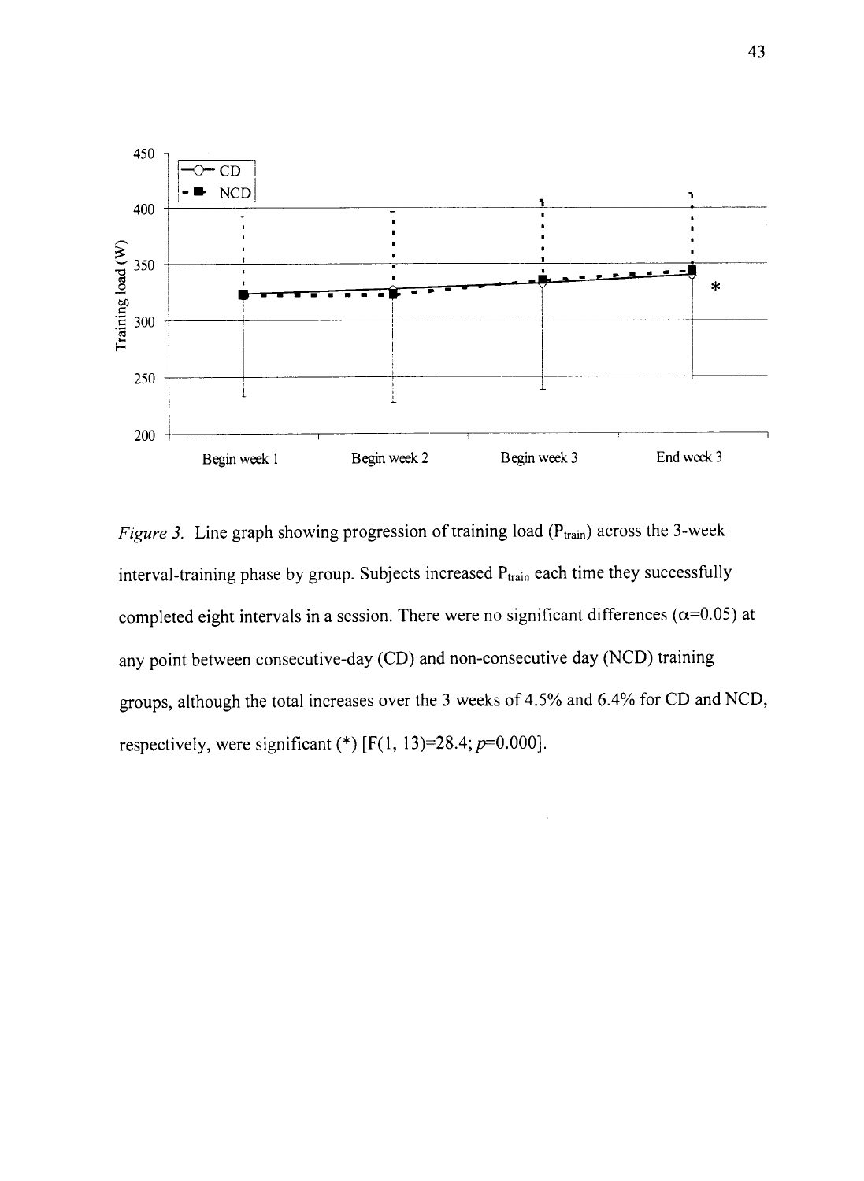*Figure 3.* Line graph showing progression of training load ($P_{train}$) across the 3-week interval-training phase by group. Subjects increased $P_{train}$ each time they successfully completed eight intervals in a session. There were no significant differences ($\alpha$=0.05) at any point between consecutive-day (CD) and non-consecutive day (NCD) training groups, although the total increases over the 3 weeks of 4.5% and 6.4% for CD and NCD, respectively, were significant (*) [$F(1, 13)$=28.4; $p$=0.000].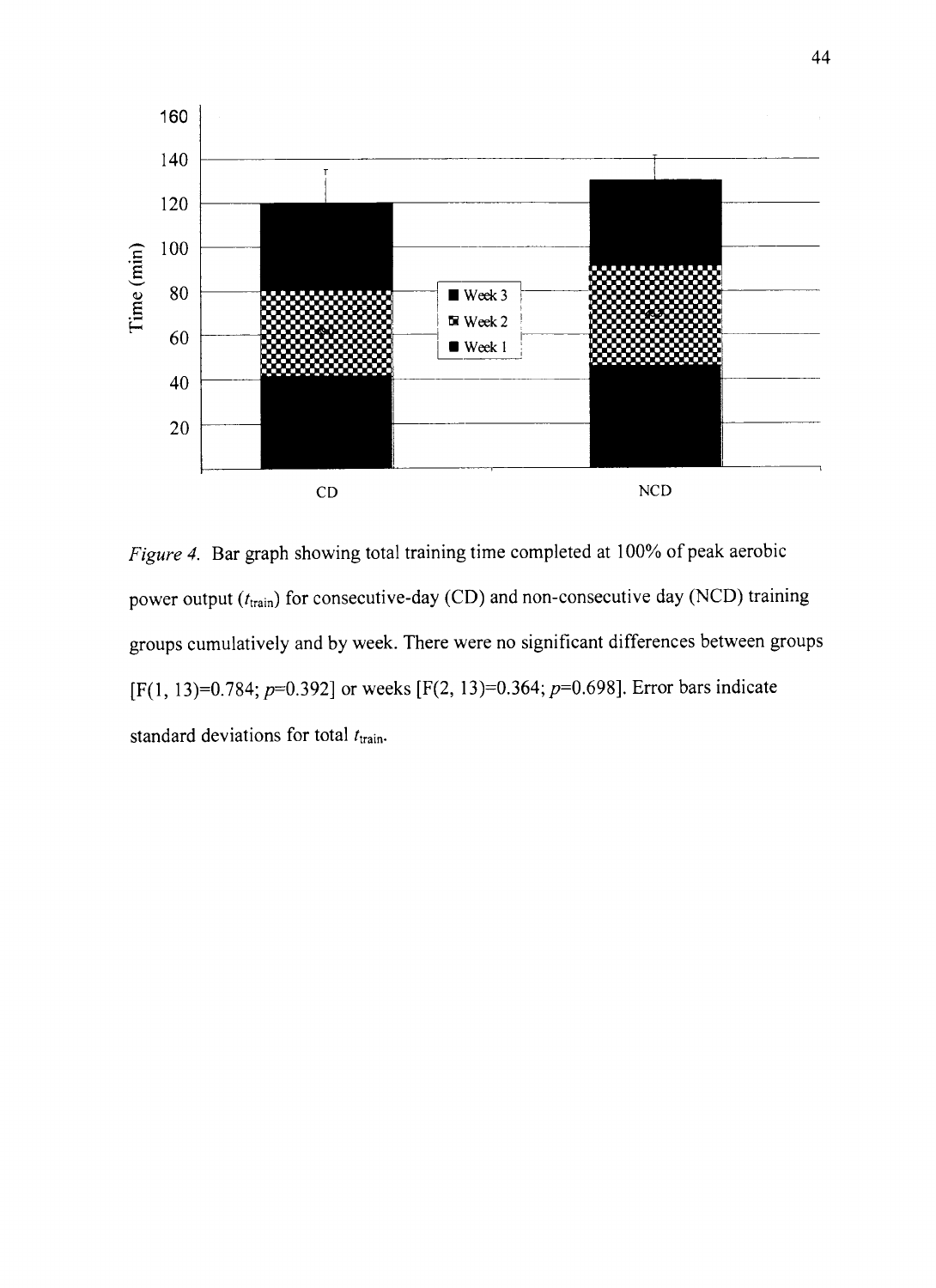*Figure 4.* Bar graph showing total training time completed at 100% of peak aerobic power output ($t_{train}$) for consecutive-day (CD) and non-consecutive day (NCD) training groups cumulatively and by week. There were no significant differences between groups [$F(1, 13)=0.784$; $p=0.392$] or weeks [$F(2, 13)=0.364$; $p=0.698$]. Error bars indicate standard deviations for total $t_{train}$.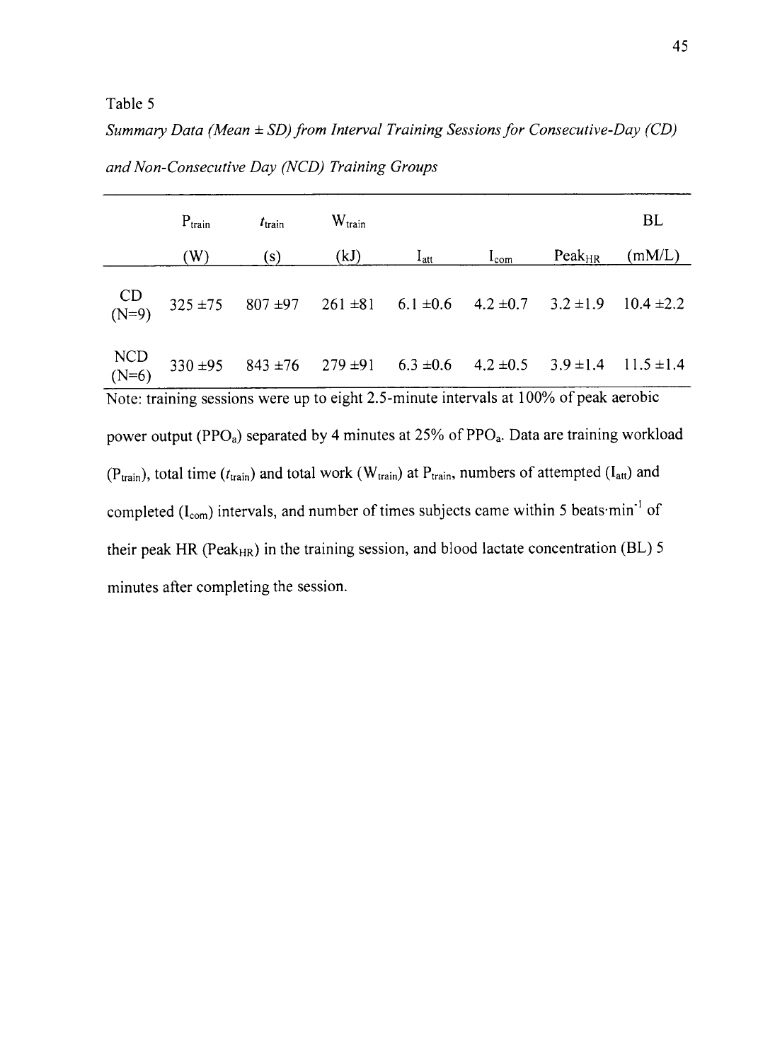Table 5

*Summary Data (Mean ± SD) from Interval Training Sessions for Consecutive-Day (CD) and Non-Consecutive Day (NCD) Training Groups*

| | $P_{train}$ (W) | $t_{train}$ (s) | $W_{train}$ (kJ) | $I_{att}$ | $I_{com}$ | $Peak_{HR}$ | BL (mM/L) |
|---|---|---|---|---|---|---|---|
| CD (N=9) | 325 ±75 | 807 ±97 | 261 ±81 | 6.1 ±0.6 | 4.2 ±0.7 | 3.2 ±1.9 | 10.4 ±2.2 |
| NCD (N=6) | 330 ±95 | 843 ±76 | 279 ±91 | 6.3 ±0.6 | 4.2 ±0.5 | 3.9 ±1.4 | 11.5 ±1.4 |

Note: training sessions were up to eight 2.5-minute intervals at 100% of peak aerobic power output ($PPO_a$) separated by 4 minutes at 25% of $PPO_a$. Data are training workload ($P_{train}$), total time ($t_{train}$) and total work ($W_{train}$) at $P_{train}$, numbers of attempted ($I_{att}$) and completed ($I_{com}$) intervals, and number of times subjects came within 5 beats·min$^{-1}$ of their peak HR ($Peak_{HR}$) in the training session, and blood lactate concentration (BL) 5 minutes after completing the session.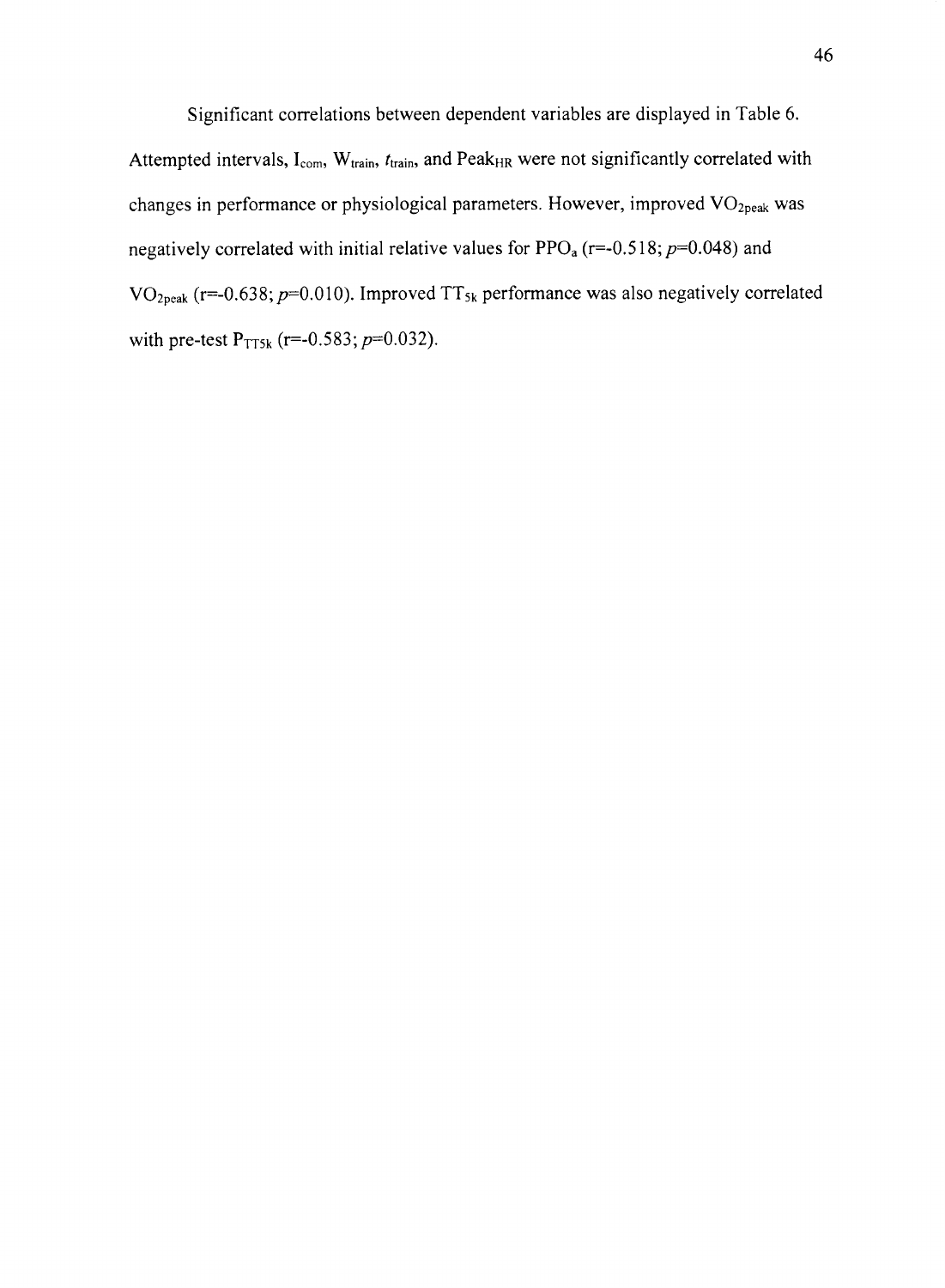Significant correlations between dependent variables are displayed in Table 6. Attempted intervals, $I_{com}$, $W_{train}$, $t_{train}$, and $Peak_{HR}$ were not significantly correlated with changes in performance or physiological parameters. However, improved $VO_{2peak}$ was negatively correlated with initial relative values for $PPO_a$ ($r=-0.518$; $p=0.048$) and $VO_{2peak}$ ($r=-0.638$; $p=0.010$). Improved $TT_{5k}$ performance was also negatively correlated with pre-test $P_{TT5k}$ ($r=-0.583$; $p=0.032$).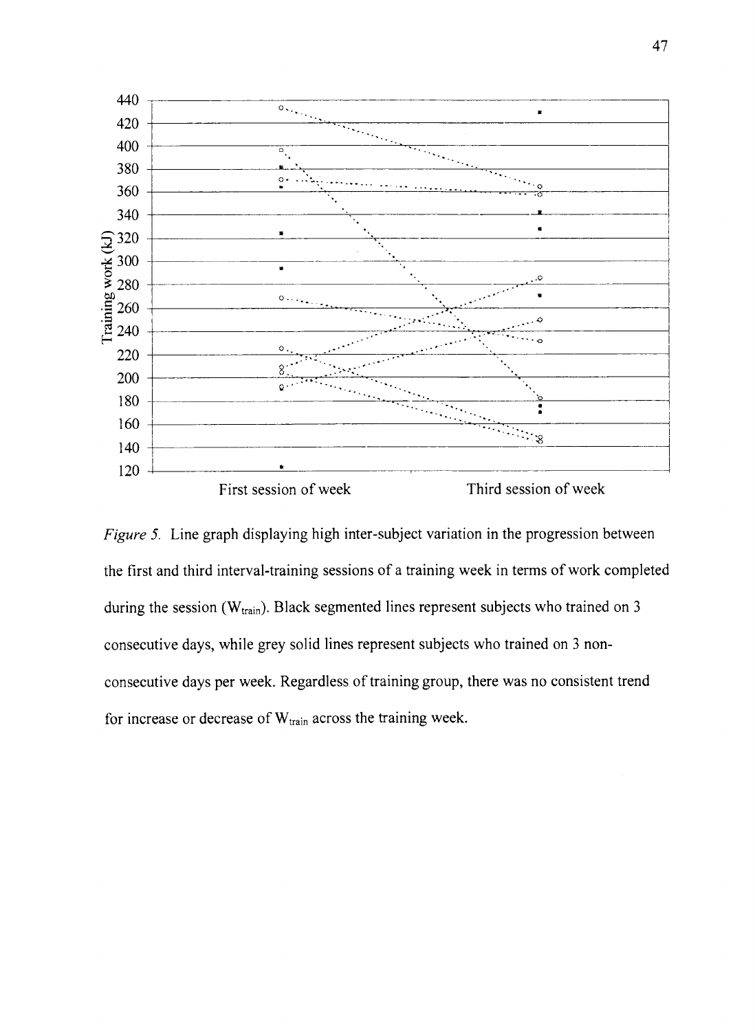*Figure 5.* Line graph displaying high inter-subject variation in the progression between the first and third interval-training sessions of a training week in terms of work completed during the session ($W_{train}$). Black segmented lines represent subjects who trained on 3 consecutive days, while grey solid lines represent subjects who trained on 3 non-consecutive days per week. Regardless of training group, there was no consistent trend for increase or decrease of $W_{train}$ across the training week.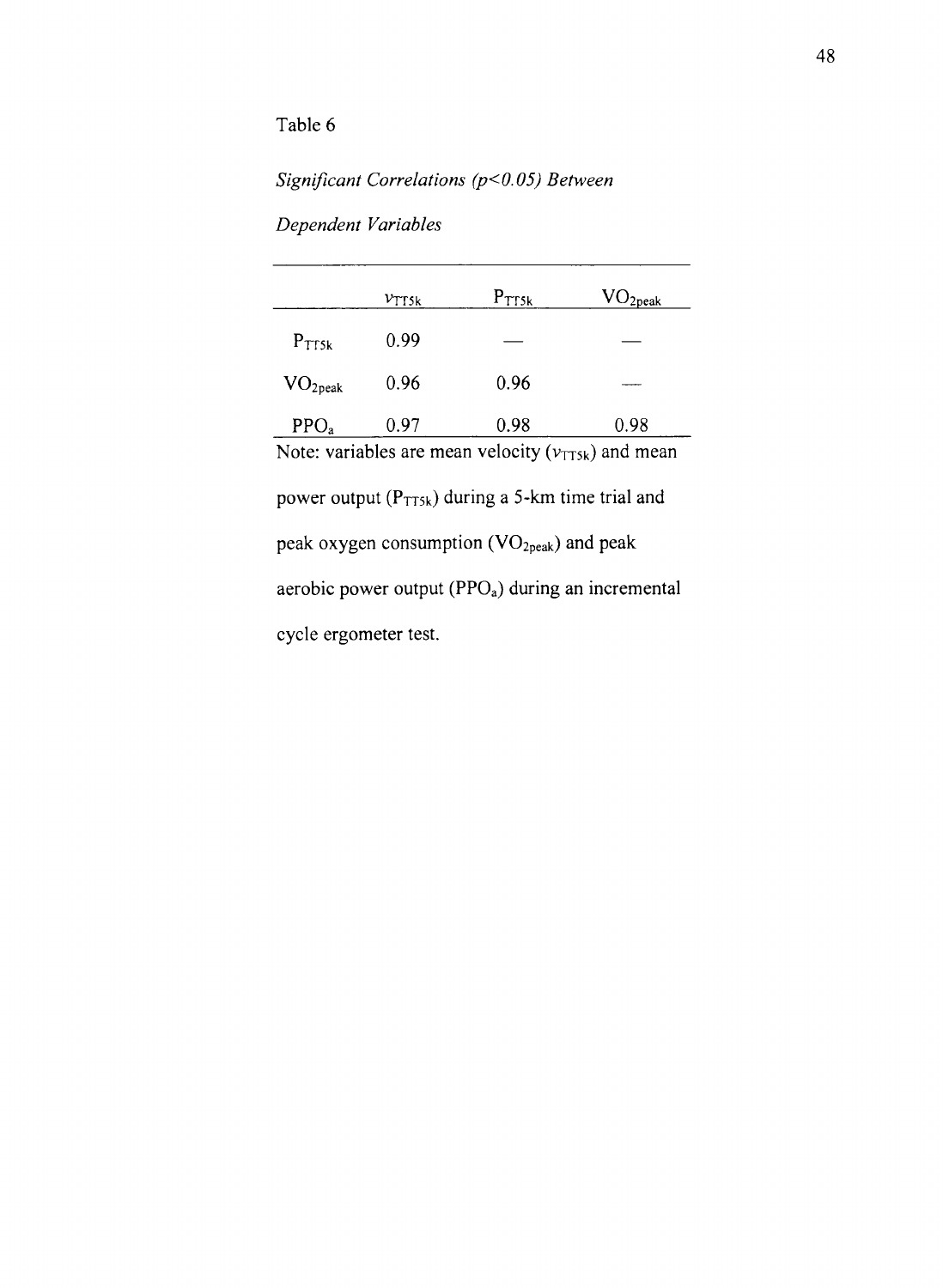Table 6

*Significant Correlations ($p<0.05$) Between Dependent Variables*

| | $v_{TT5k}$ | $P_{TT5k}$ | $VO_{2peak}$ |
|---|---|---|---|
| $P_{TT5k}$ | 0.99 | — | — |
| $VO_{2peak}$ | 0.96 | 0.96 | — |
| $PPO_a$ | 0.97 | 0.98 | 0.98 |

Note: variables are mean velocity ($v_{TT5k}$) and mean power output ($P_{TT5k}$) during a 5-km time trial and peak oxygen consumption ($VO_{2peak}$) and peak aerobic power output ($PPO_a$) during an incremental cycle ergometer test.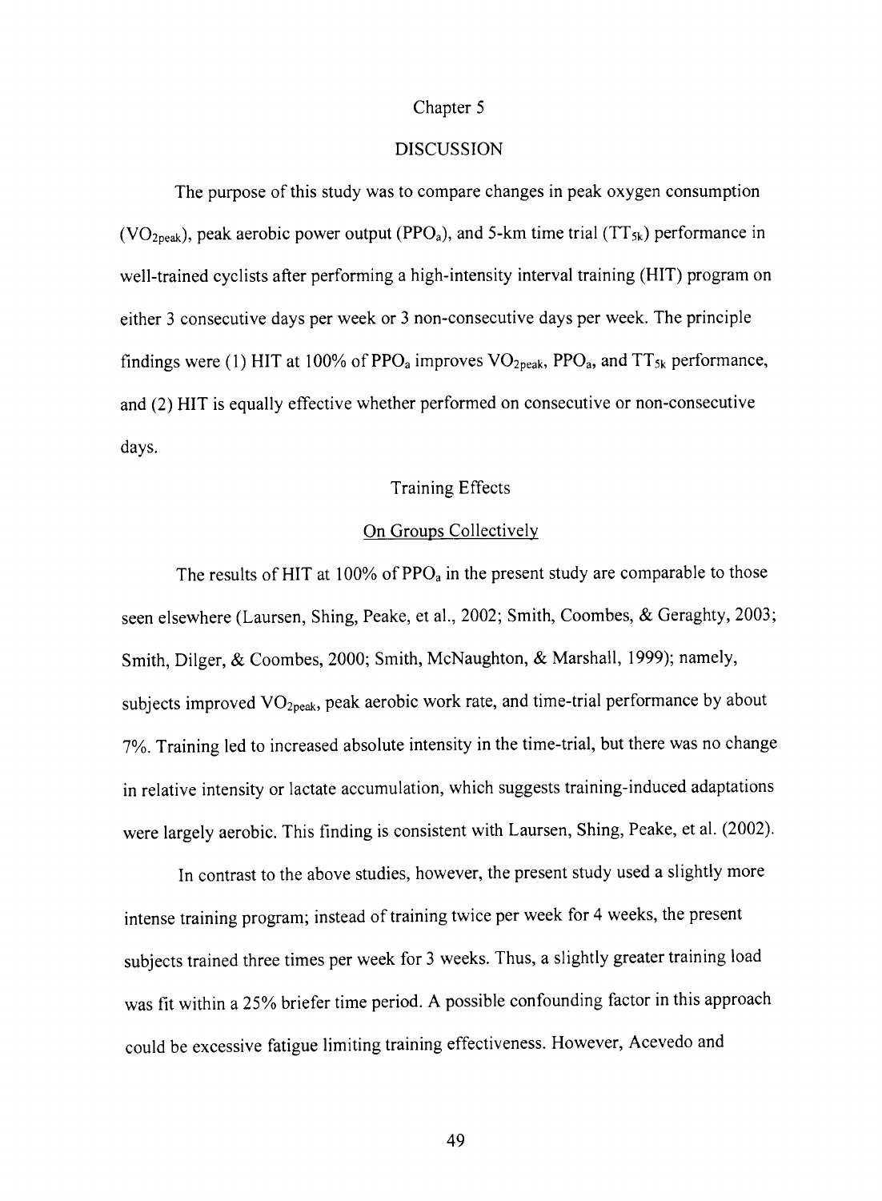# Chapter 5

# DISCUSSION

The purpose of this study was to compare changes in peak oxygen consumption ($VO_{2peak}$), peak aerobic power output ($PPO_a$), and 5-km time trial ($TT_{5k}$) performance in well-trained cyclists after performing a high-intensity interval training (HIT) program on either 3 consecutive days per week or 3 non-consecutive days per week. The principle findings were (1) HIT at 100% of $PPO_a$ improves $VO_{2peak}$, $PPO_a$, and $TT_{5k}$ performance, and (2) HIT is equally effective whether performed on consecutive or non-consecutive days.

## Training Effects

### On Groups Collectively

The results of HIT at 100% of $PPO_a$ in the present study are comparable to those seen elsewhere (Laursen, Shing, Peake, et al., 2002; Smith, Coombes, & Geraghty, 2003; Smith, Dilger, & Coombes, 2000; Smith, McNaughton, & Marshall, 1999); namely, subjects improved $VO_{2peak}$, peak aerobic work rate, and time-trial performance by about 7%. Training led to increased absolute intensity in the time-trial, but there was no change in relative intensity or lactate accumulation, which suggests training-induced adaptations were largely aerobic. This finding is consistent with Laursen, Shing, Peake, et al. (2002).

In contrast to the above studies, however, the present study used a slightly more intense training program; instead of training twice per week for 4 weeks, the present subjects trained three times per week for 3 weeks. Thus, a slightly greater training load was fit within a 25% briefer time period. A possible confounding factor in this approach could be excessive fatigue limiting training effectiveness. However, Acevedo and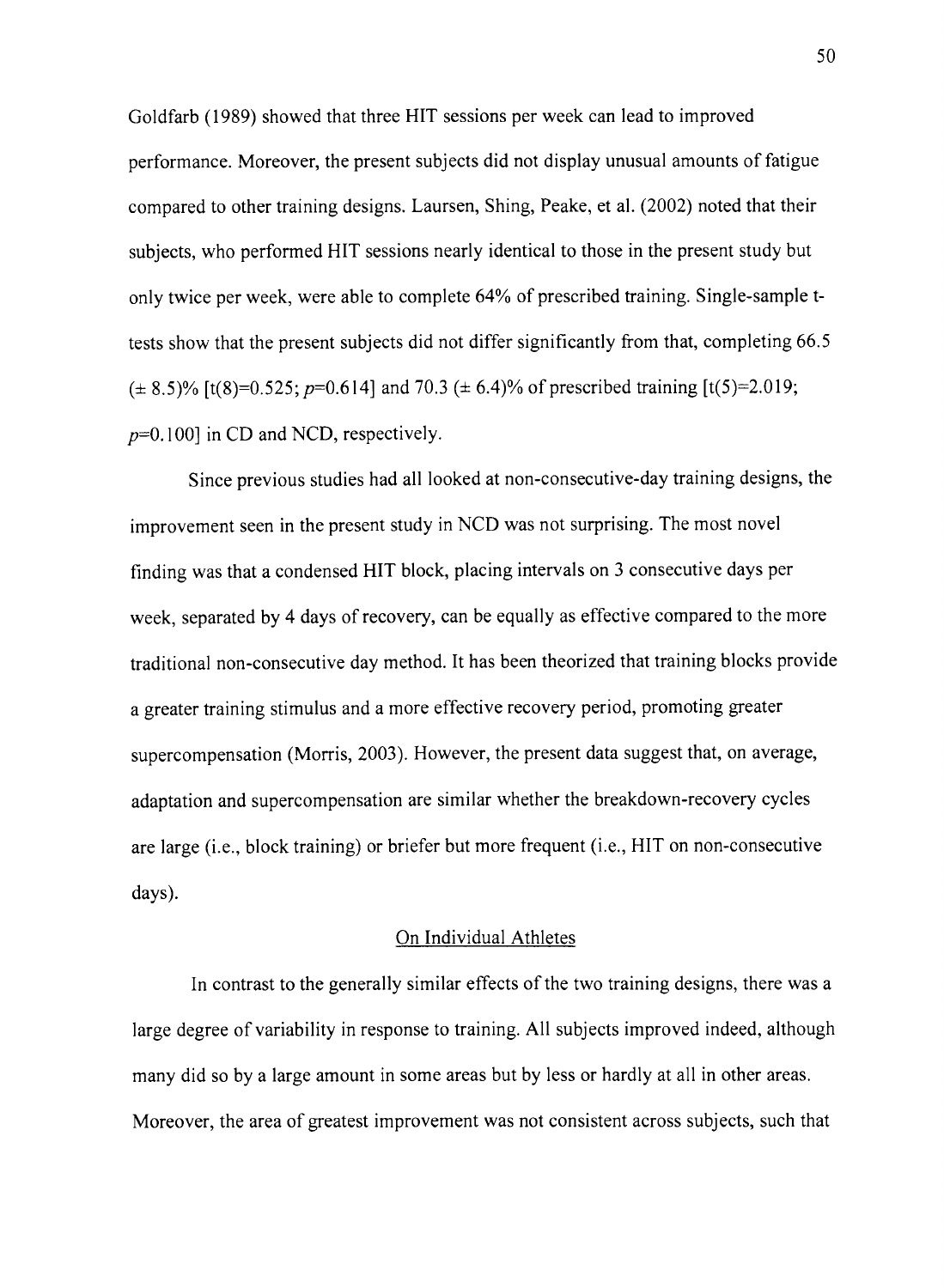Goldfarb (1989) showed that three HIT sessions per week can lead to improved performance. Moreover, the present subjects did not display unusual amounts of fatigue compared to other training designs. Laursen, Shing, Peake, et al. (2002) noted that their subjects, who performed HIT sessions nearly identical to those in the present study but only twice per week, were able to complete 64% of prescribed training. Single-sample t-tests show that the present subjects did not differ significantly from that, completing 66.5 ($\pm$ 8.5)% [$t(8)=0.525$; $p=0.614$] and 70.3 ($\pm$ 6.4)% of prescribed training [$t(5)=2.019$; $p=0.100$] in CD and NCD, respectively.

Since previous studies had all looked at non-consecutive-day training designs, the improvement seen in the present study in NCD was not surprising. The most novel finding was that a condensed HIT block, placing intervals on 3 consecutive days per week, separated by 4 days of recovery, can be equally as effective compared to the more traditional non-consecutive day method. It has been theorized that training blocks provide a greater training stimulus and a more effective recovery period, promoting greater supercompensation (Morris, 2003). However, the present data suggest that, on average, adaptation and supercompensation are similar whether the breakdown-recovery cycles are large (i.e., block training) or briefer but more frequent (i.e., HIT on non-consecutive days).

## On Individual Athletes

In contrast to the generally similar effects of the two training designs, there was a large degree of variability in response to training. All subjects improved indeed, although many did so by a large amount in some areas but by less or hardly at all in other areas. Moreover, the area of greatest improvement was not consistent across subjects, such that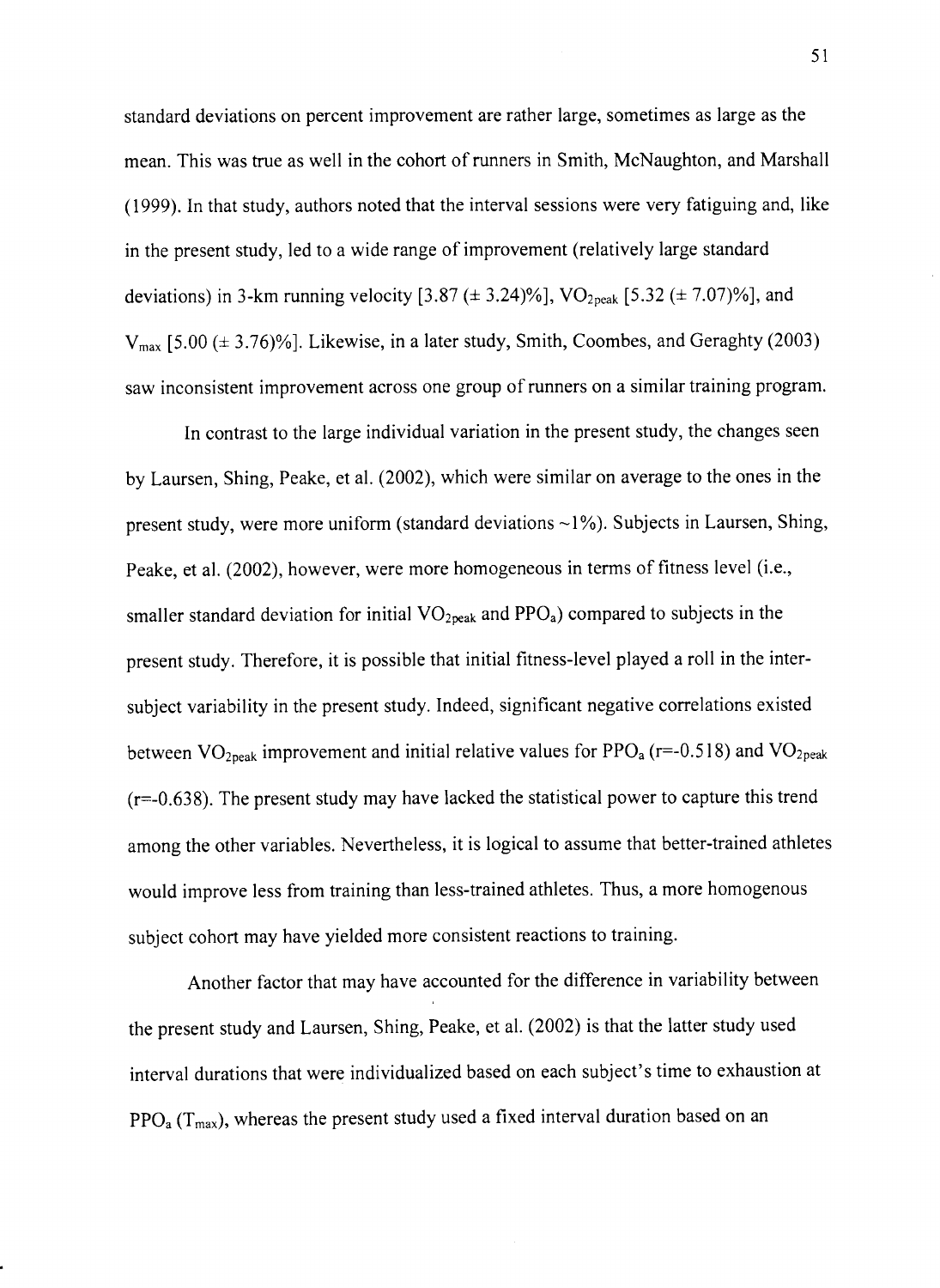standard deviations on percent improvement are rather large, sometimes as large as the mean. This was true as well in the cohort of runners in Smith, McNaughton, and Marshall (1999). In that study, authors noted that the interval sessions were very fatiguing and, like in the present study, led to a wide range of improvement (relatively large standard deviations) in 3-km running velocity [3.87 (± 3.24)%], $VO_{2peak}$ [5.32 (± 7.07)%], and $V_{max}$ [5.00 (± 3.76)%]. Likewise, in a later study, Smith, Coombes, and Geraghty (2003) saw inconsistent improvement across one group of runners on a similar training program.

In contrast to the large individual variation in the present study, the changes seen by Laursen, Shing, Peake, et al. (2002), which were similar on average to the ones in the present study, were more uniform (standard deviations ~1%). Subjects in Laursen, Shing, Peake, et al. (2002), however, were more homogeneous in terms of fitness level (i.e., smaller standard deviation for initial $VO_{2peak}$ and $PPO_a$) compared to subjects in the present study. Therefore, it is possible that initial fitness-level played a roll in the inter-subject variability in the present study. Indeed, significant negative correlations existed between $VO_{2peak}$ improvement and initial relative values for $PPO_a$ ($r$=-0.518) and $VO_{2peak}$ ($r$=-0.638). The present study may have lacked the statistical power to capture this trend among the other variables. Nevertheless, it is logical to assume that better-trained athletes would improve less from training than less-trained athletes. Thus, a more homogenous subject cohort may have yielded more consistent reactions to training.

Another factor that may have accounted for the difference in variability between the present study and Laursen, Shing, Peake, et al. (2002) is that the latter study used interval durations that were individualized based on each subject's time to exhaustion at $PPO_a$ ($T_{max}$), whereas the present study used a fixed interval duration based on an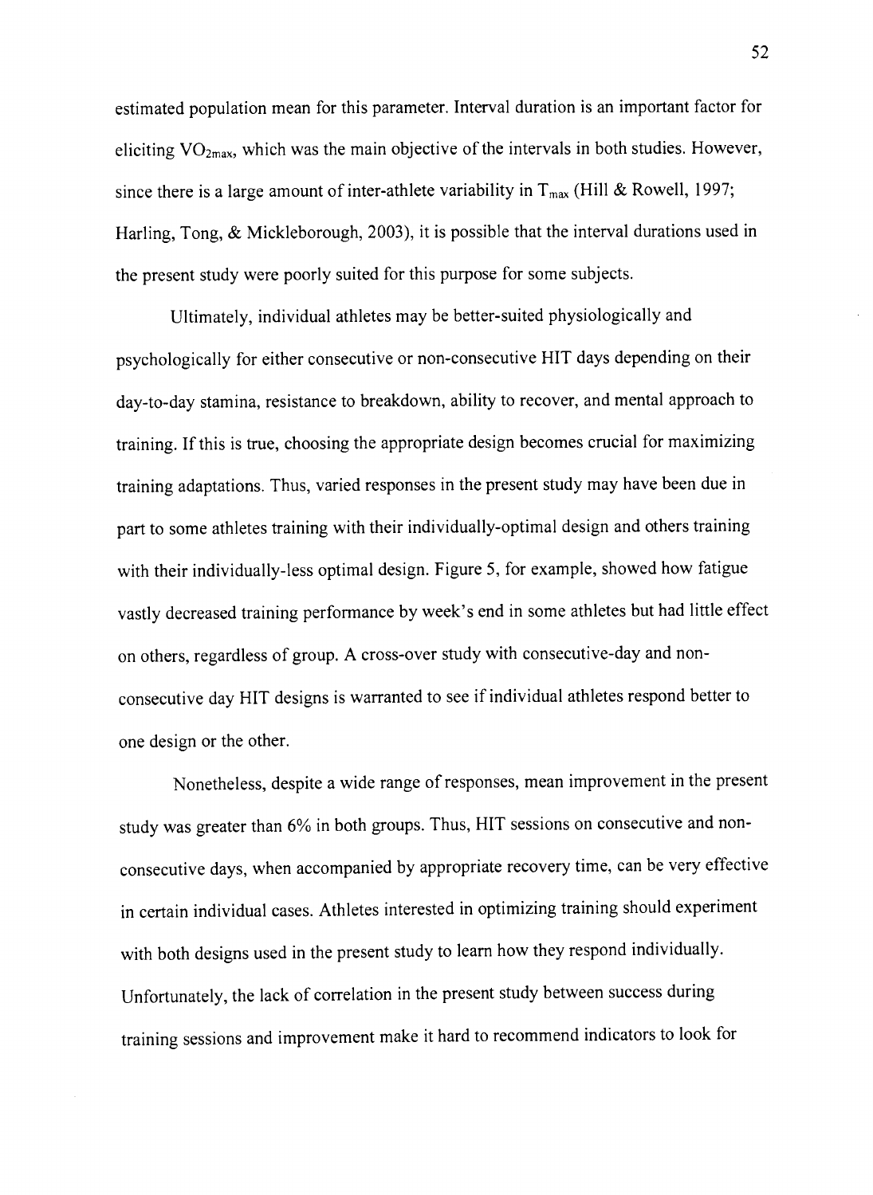estimated population mean for this parameter. Interval duration is an important factor for eliciting $VO_{2max}$, which was the main objective of the intervals in both studies. However, since there is a large amount of inter-athlete variability in $T_{max}$ (Hill & Rowell, 1997; Harling, Tong, & Mickleborough, 2003), it is possible that the interval durations used in the present study were poorly suited for this purpose for some subjects.

Ultimately, individual athletes may be better-suited physiologically and psychologically for either consecutive or non-consecutive HIT days depending on their day-to-day stamina, resistance to breakdown, ability to recover, and mental approach to training. If this is true, choosing the appropriate design becomes crucial for maximizing training adaptations. Thus, varied responses in the present study may have been due in part to some athletes training with their individually-optimal design and others training with their individually-less optimal design. Figure 5, for example, showed how fatigue vastly decreased training performance by week's end in some athletes but had little effect on others, regardless of group. A cross-over study with consecutive-day and non-consecutive day HIT designs is warranted to see if individual athletes respond better to one design or the other.

Nonetheless, despite a wide range of responses, mean improvement in the present study was greater than 6% in both groups. Thus, HIT sessions on consecutive and non-consecutive days, when accompanied by appropriate recovery time, can be very effective in certain individual cases. Athletes interested in optimizing training should experiment with both designs used in the present study to learn how they respond individually. Unfortunately, the lack of correlation in the present study between success during training sessions and improvement make it hard to recommend indicators to look for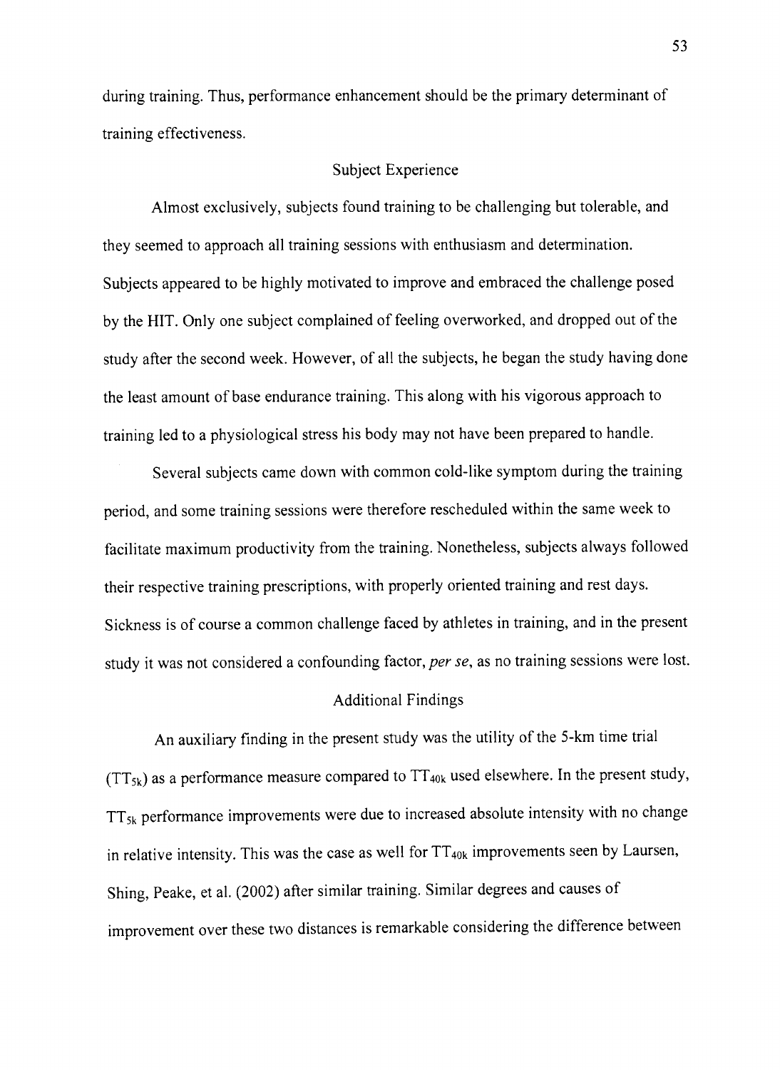during training. Thus, performance enhancement should be the primary determinant of training effectiveness.

## Subject Experience

Almost exclusively, subjects found training to be challenging but tolerable, and they seemed to approach all training sessions with enthusiasm and determination. Subjects appeared to be highly motivated to improve and embraced the challenge posed by the HIT. Only one subject complained of feeling overworked, and dropped out of the study after the second week. However, of all the subjects, he began the study having done the least amount of base endurance training. This along with his vigorous approach to training led to a physiological stress his body may not have been prepared to handle.

Several subjects came down with common cold-like symptom during the training period, and some training sessions were therefore rescheduled within the same week to facilitate maximum productivity from the training. Nonetheless, subjects always followed their respective training prescriptions, with properly oriented training and rest days. Sickness is of course a common challenge faced by athletes in training, and in the present study it was not considered a confounding factor, *per se*, as no training sessions were lost.

## Additional Findings

An auxiliary finding in the present study was the utility of the 5-km time trial ($TT_{5k}$) as a performance measure compared to $TT_{40k}$ used elsewhere. In the present study, $TT_{5k}$ performance improvements were due to increased absolute intensity with no change in relative intensity. This was the case as well for $TT_{40k}$ improvements seen by Laursen, Shing, Peake, et al. (2002) after similar training. Similar degrees and causes of improvement over these two distances is remarkable considering the difference between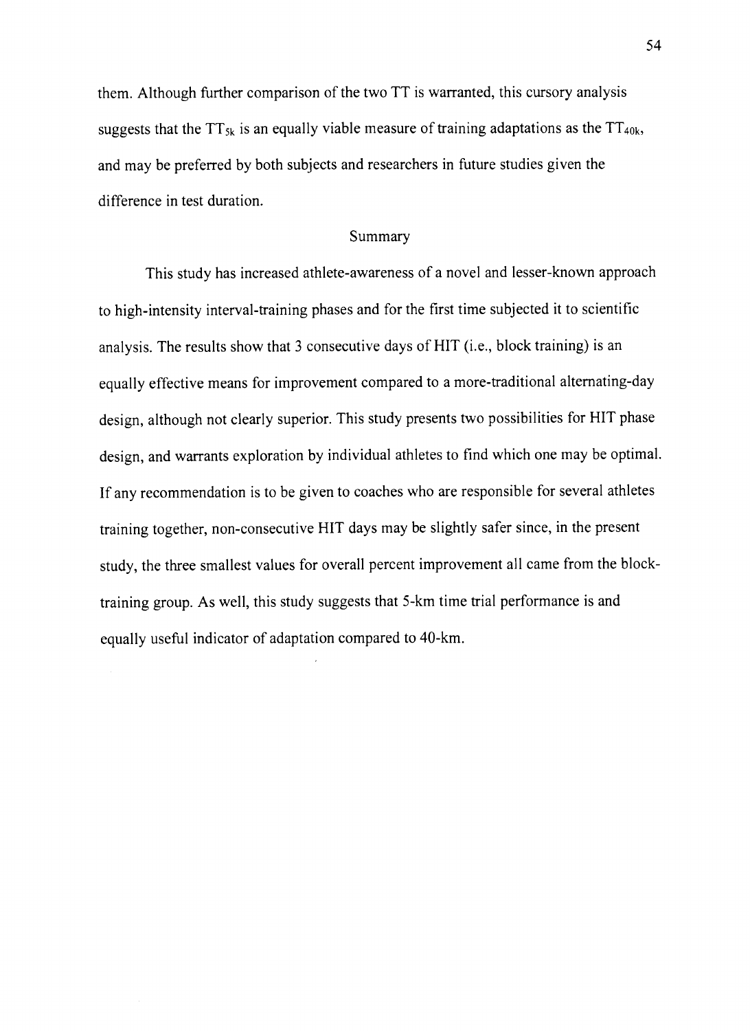them. Although further comparison of the two TT is warranted, this cursory analysis suggests that the $TT_{5k}$ is an equally viable measure of training adaptations as the $TT_{40k}$, and may be preferred by both subjects and researchers in future studies given the difference in test duration.

## Summary

This study has increased athlete-awareness of a novel and lesser-known approach to high-intensity interval-training phases and for the first time subjected it to scientific analysis. The results show that 3 consecutive days of HIT (i.e., block training) is an equally effective means for improvement compared to a more-traditional alternating-day design, although not clearly superior. This study presents two possibilities for HIT phase design, and warrants exploration by individual athletes to find which one may be optimal. If any recommendation is to be given to coaches who are responsible for several athletes training together, non-consecutive HIT days may be slightly safer since, in the present study, the three smallest values for overall percent improvement all came from the block-training group. As well, this study suggests that 5-km time trial performance is and equally useful indicator of adaptation compared to 40-km.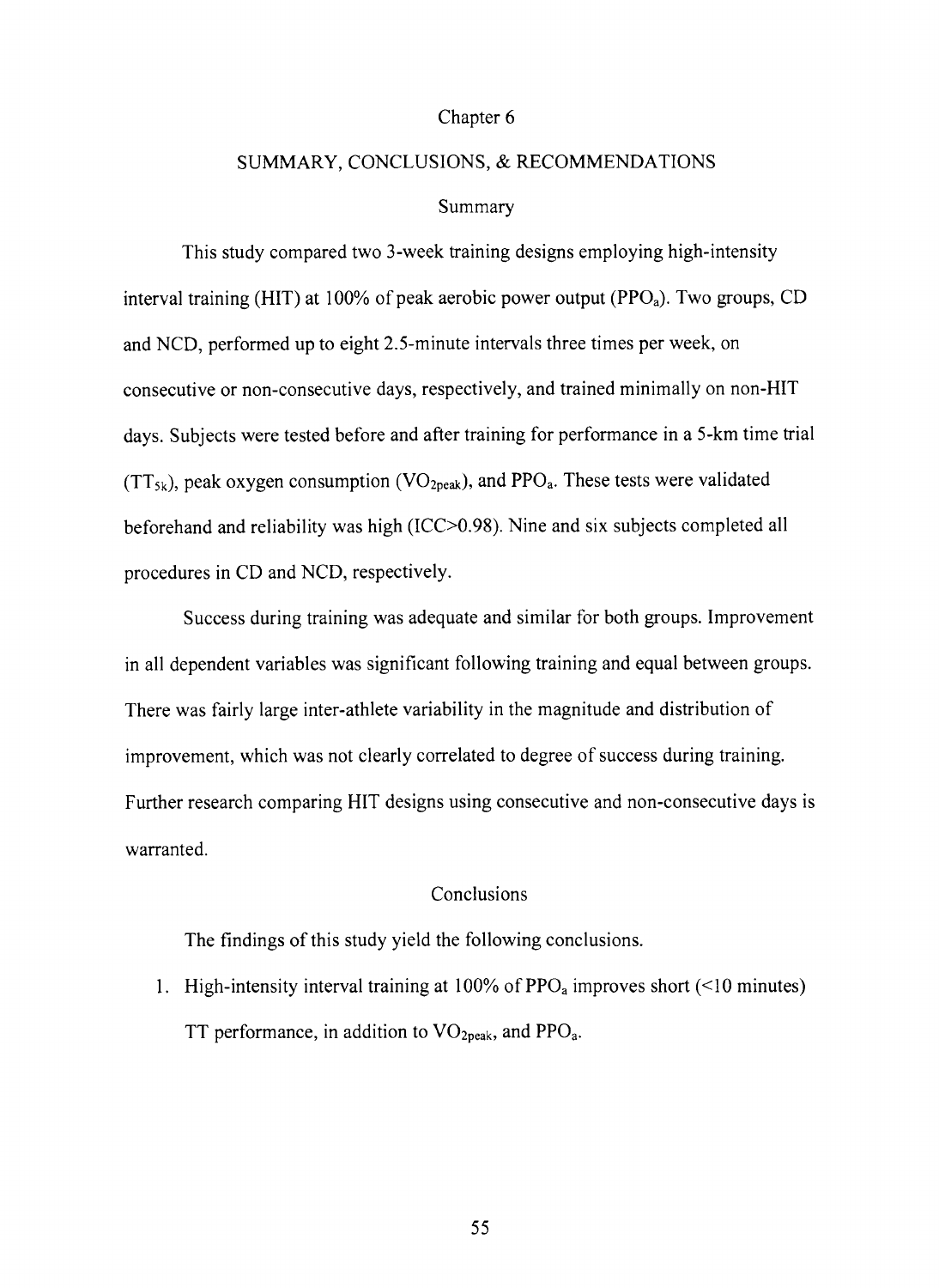# Chapter 6

## SUMMARY, CONCLUSIONS, & RECOMMENDATIONS

### Summary

This study compared two 3-week training designs employing high-intensity interval training (HIT) at 100% of peak aerobic power output ($PPO_a$). Two groups, CD and NCD, performed up to eight 2.5-minute intervals three times per week, on consecutive or non-consecutive days, respectively, and trained minimally on non-HIT days. Subjects were tested before and after training for performance in a 5-km time trial ($TT_{5k}$), peak oxygen consumption ($VO_{2peak}$), and $PPO_a$. These tests were validated beforehand and reliability was high (ICC>0.98). Nine and six subjects completed all procedures in CD and NCD, respectively.

Success during training was adequate and similar for both groups. Improvement in all dependent variables was significant following training and equal between groups. There was fairly large inter-athlete variability in the magnitude and distribution of improvement, which was not clearly correlated to degree of success during training. Further research comparing HIT designs using consecutive and non-consecutive days is warranted.

### Conclusions

The findings of this study yield the following conclusions.

1. High-intensity interval training at 100% of $PPO_a$ improves short (<10 minutes) TT performance, in addition to $VO_{2peak}$, and $PPO_a$.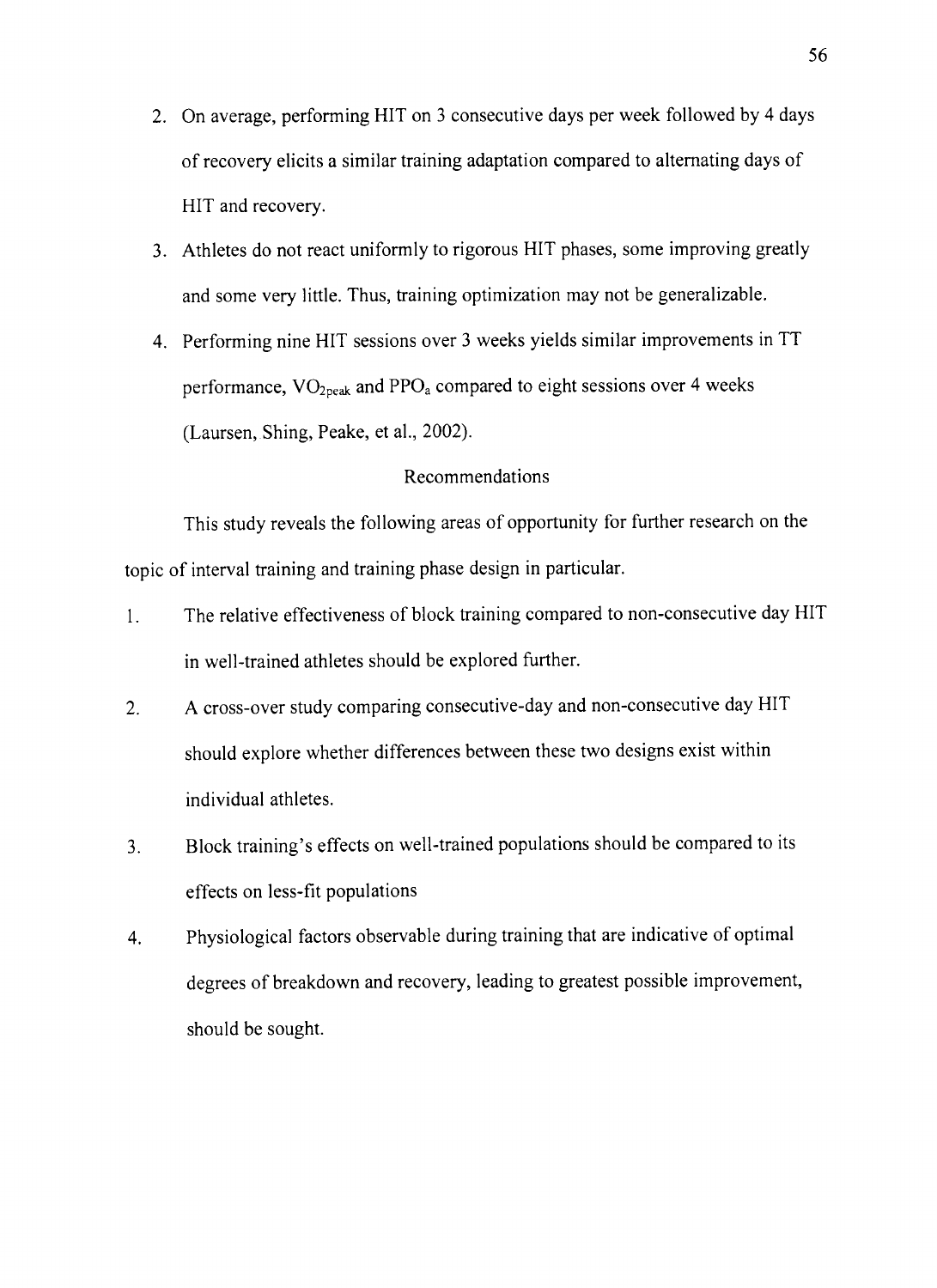2. On average, performing HIT on 3 consecutive days per week followed by 4 days of recovery elicits a similar training adaptation compared to alternating days of HIT and recovery.
3. Athletes do not react uniformly to rigorous HIT phases, some improving greatly and some very little. Thus, training optimization may not be generalizable.
4. Performing nine HIT sessions over 3 weeks yields similar improvements in TT performance, $VO_{2peak}$ and $PPO_a$ compared to eight sessions over 4 weeks (Laursen, Shing, Peake, et al., 2002).

## Recommendations

This study reveals the following areas of opportunity for further research on the topic of interval training and training phase design in particular.

1. The relative effectiveness of block training compared to non-consecutive day HIT in well-trained athletes should be explored further.
2. A cross-over study comparing consecutive-day and non-consecutive day HIT should explore whether differences between these two designs exist within individual athletes.
3. Block training's effects on well-trained populations should be compared to its effects on less-fit populations
4. Physiological factors observable during training that are indicative of optimal degrees of breakdown and recovery, leading to greatest possible improvement, should be sought.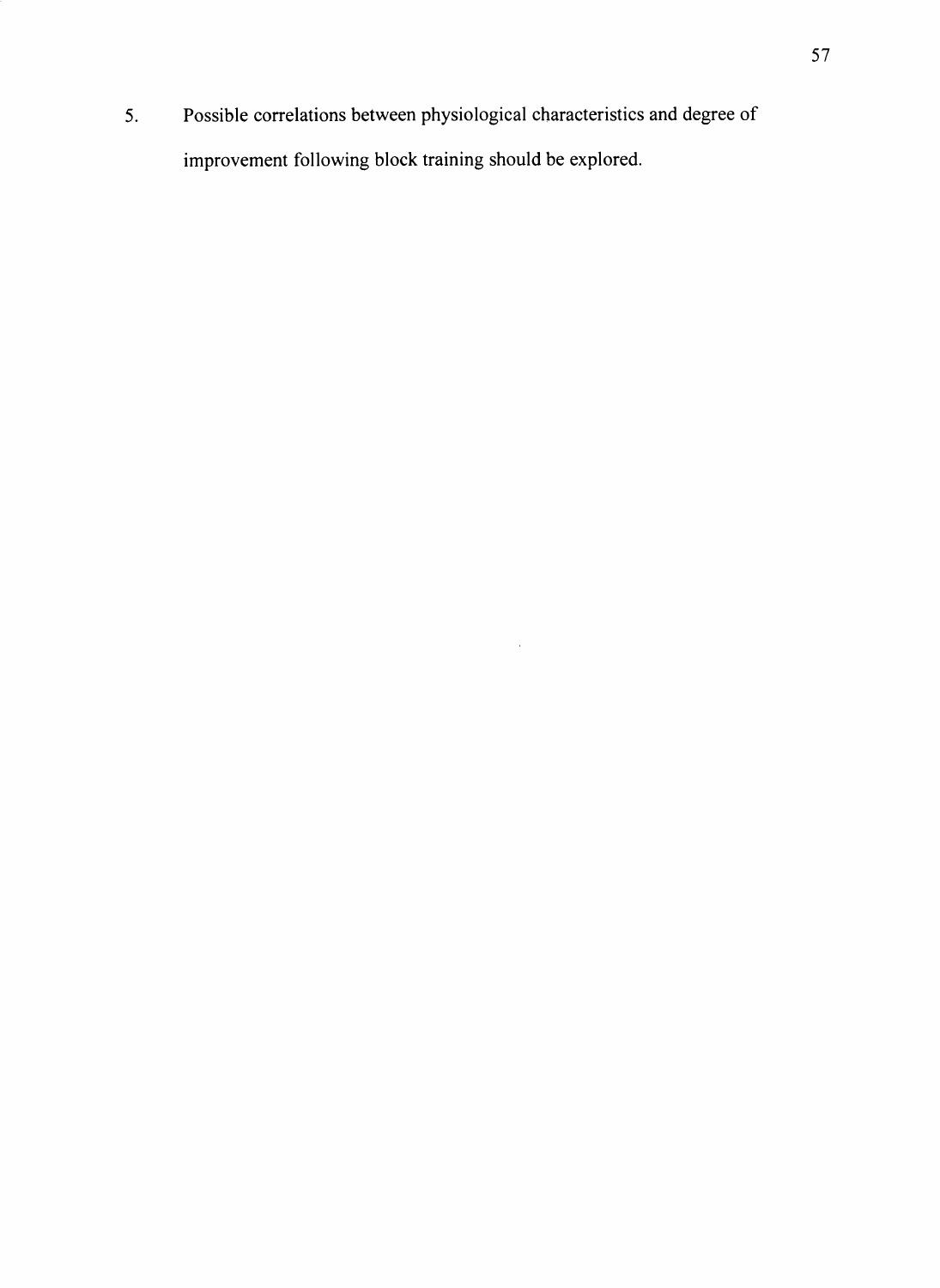5. Possible correlations between physiological characteristics and degree of improvement following block training should be explored.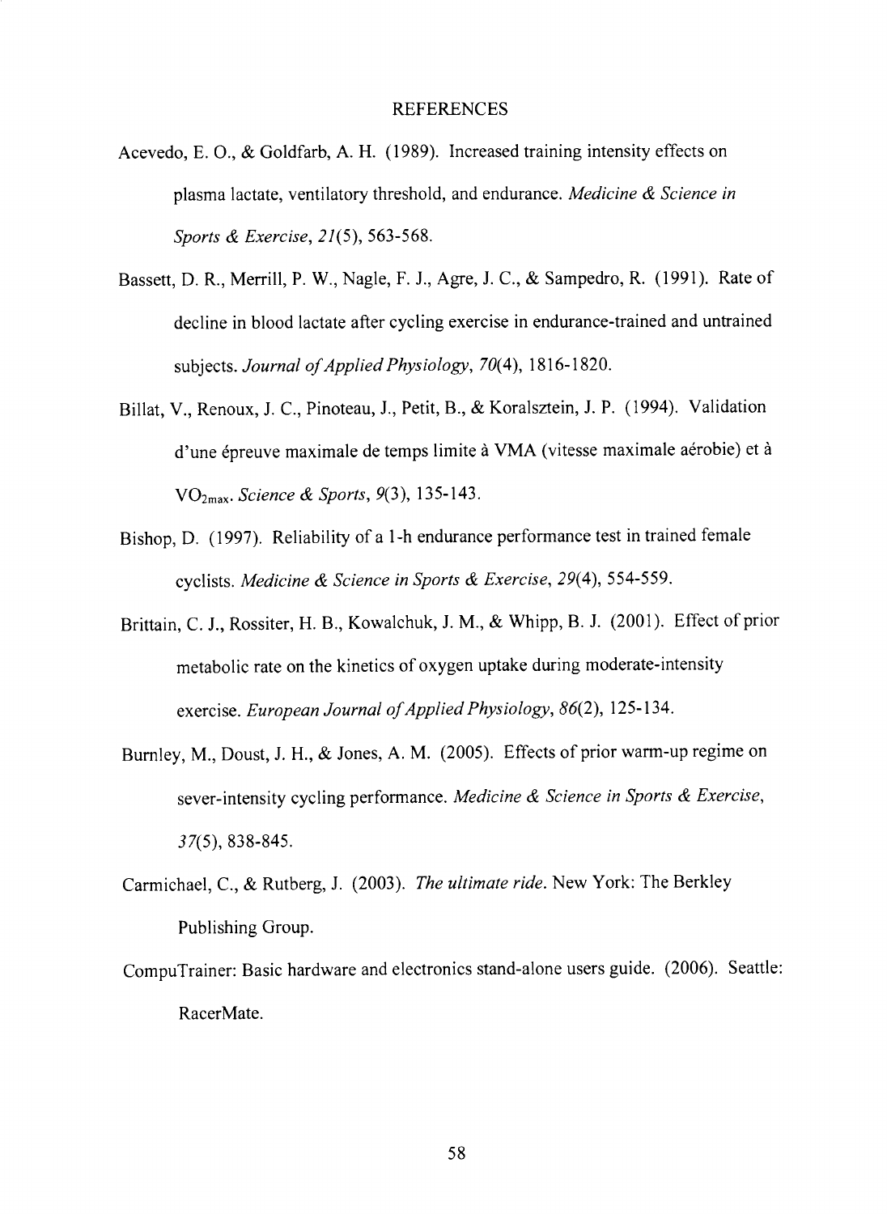# REFERENCES

Acevedo, E. O., & Goldfarb, A. H. (1989). Increased training intensity effects on plasma lactate, ventilatory threshold, and endurance. *Medicine & Science in Sports & Exercise, 21*(5), 563-568.

Bassett, D. R., Merrill, P. W., Nagle, F. J., Agre, J. C., & Sampedro, R. (1991). Rate of decline in blood lactate after cycling exercise in endurance-trained and untrained subjects. *Journal of Applied Physiology, 70*(4), 1816-1820.

Billat, V., Renoux, J. C., Pinoteau, J., Petit, B., & Koralsztein, J. P. (1994). Validation d'une épreuve maximale de temps limite à VMA (vitesse maximale aérobie) et à $VO_{2max}$. *Science & Sports, 9*(3), 135-143.

Bishop, D. (1997). Reliability of a 1-h endurance performance test in trained female cyclists. *Medicine & Science in Sports & Exercise, 29*(4), 554-559.

Brittain, C. J., Rossiter, H. B., Kowalchuk, J. M., & Whipp, B. J. (2001). Effect of prior metabolic rate on the kinetics of oxygen uptake during moderate-intensity exercise. *European Journal of Applied Physiology, 86*(2), 125-134.

Burnley, M., Doust, J. H., & Jones, A. M. (2005). Effects of prior warm-up regime on sever-intensity cycling performance. *Medicine & Science in Sports & Exercise, 37*(5), 838-845.

Carmichael, C., & Rutberg, J. (2003). *The ultimate ride.* New York: The Berkley Publishing Group.

CompuTrainer: Basic hardware and electronics stand-alone users guide. (2006). Seattle: RacerMate.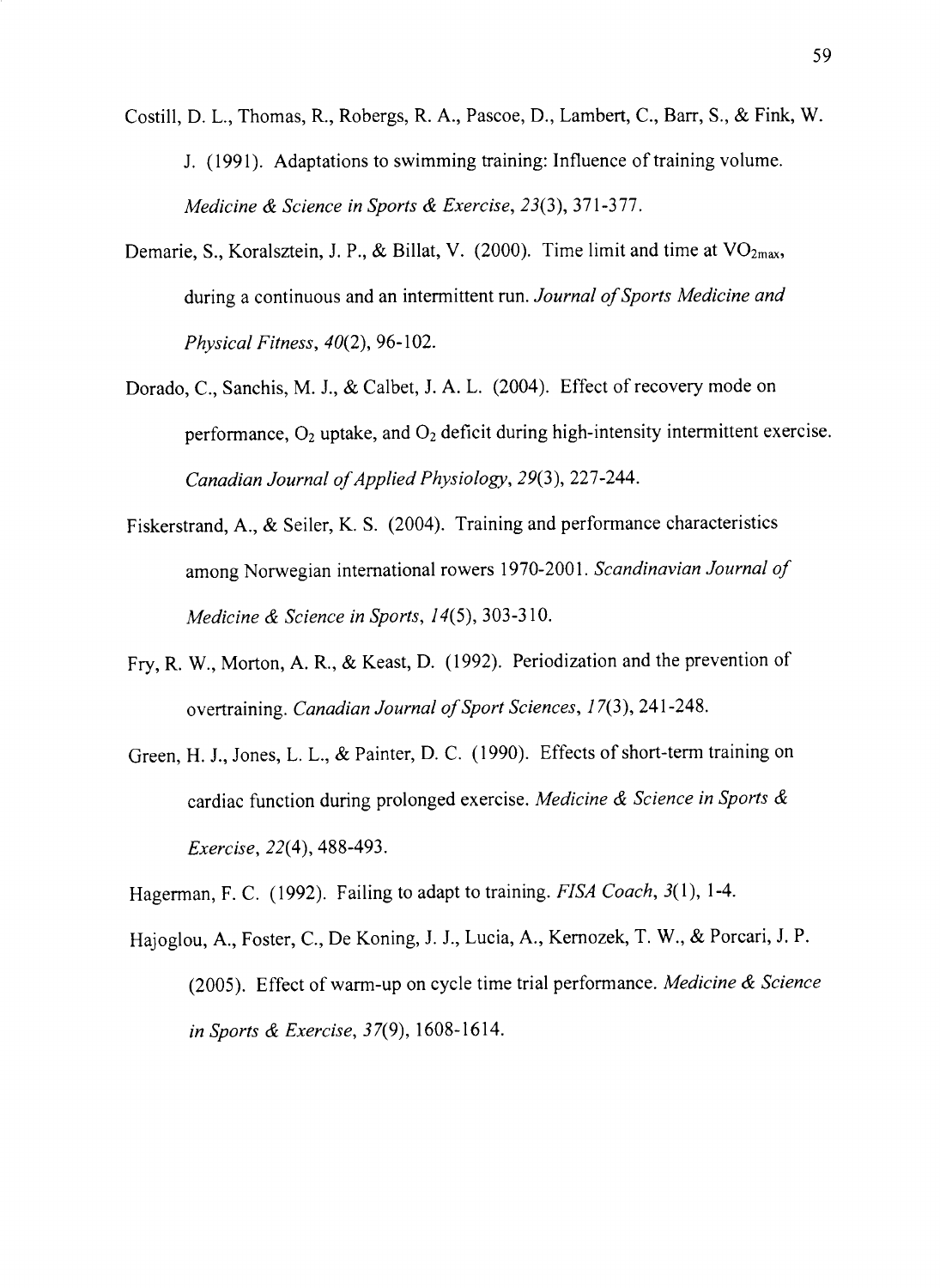Costill, D. L., Thomas, R., Robergs, R. A., Pascoe, D., Lambert, C., Barr, S., & Fink, W. J. (1991). Adaptations to swimming training: Influence of training volume. *Medicine & Science in Sports & Exercise, 23*(3), 371-377.

Demarie, S., Koralsztein, J. P., & Billat, V. (2000). Time limit and time at $VO_{2max}$, during a continuous and an intermittent run. *Journal of Sports Medicine and Physical Fitness, 40*(2), 96-102.

Dorado, C., Sanchis, M. J., & Calbet, J. A. L. (2004). Effect of recovery mode on performance, $O_2$ uptake, and $O_2$ deficit during high-intensity intermittent exercise. *Canadian Journal of Applied Physiology, 29*(3), 227-244.

Fiskerstrand, A., & Seiler, K. S. (2004). Training and performance characteristics among Norwegian international rowers 1970-2001. *Scandinavian Journal of Medicine & Science in Sports, 14*(5), 303-310.

Fry, R. W., Morton, A. R., & Keast, D. (1992). Periodization and the prevention of overtraining. *Canadian Journal of Sport Sciences, 17*(3), 241-248.

Green, H. J., Jones, L. L., & Painter, D. C. (1990). Effects of short-term training on cardiac function during prolonged exercise. *Medicine & Science in Sports & Exercise, 22*(4), 488-493.

Hagerman, F. C. (1992). Failing to adapt to training. *FISA Coach, 3*(1), 1-4.

Hajoglou, A., Foster, C., De Koning, J. J., Lucia, A., Kernozek, T. W., & Porcari, J. P. (2005). Effect of warm-up on cycle time trial performance. *Medicine & Science in Sports & Exercise, 37*(9), 1608-1614.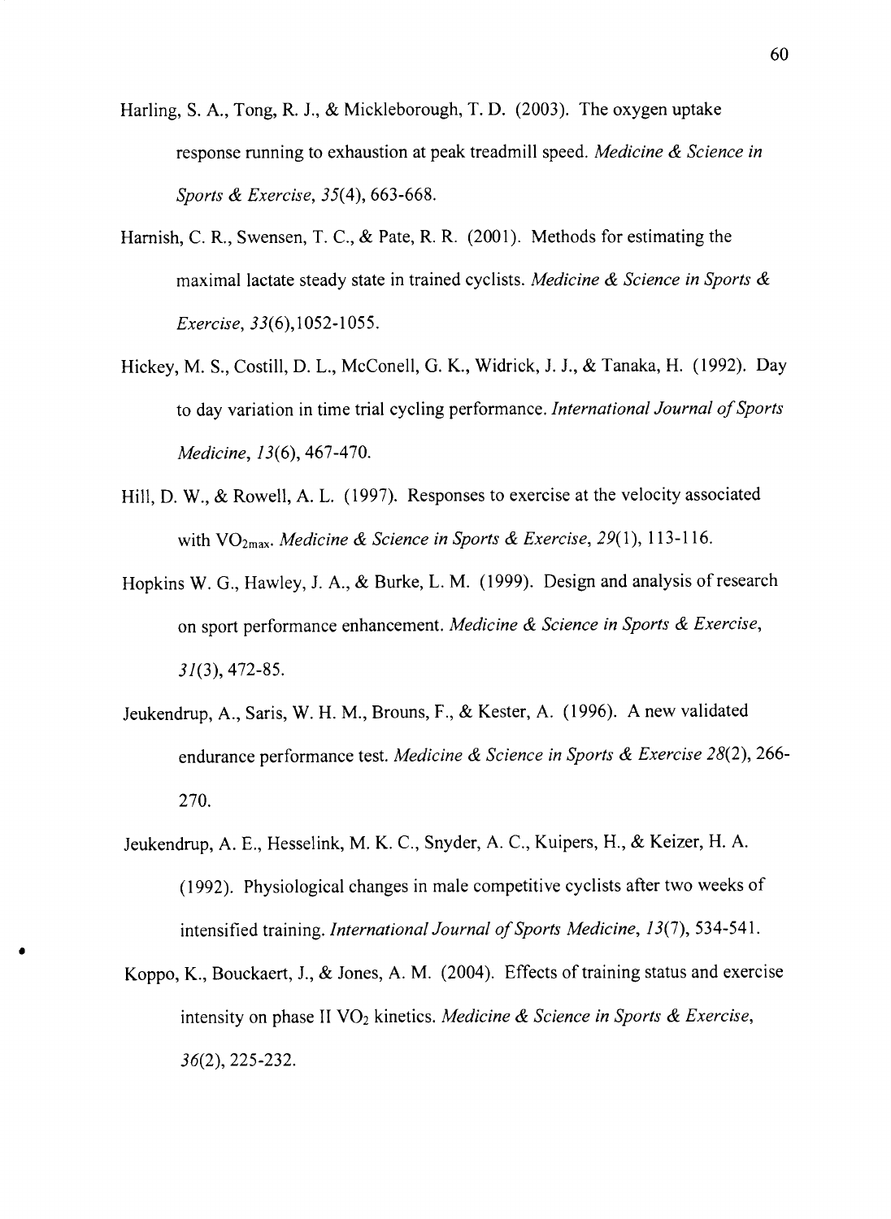Harling, S. A., Tong, R. J., & Mickleborough, T. D. (2003). The oxygen uptake response running to exhaustion at peak treadmill speed. *Medicine & Science in Sports & Exercise, 35*(4), 663-668.

Harnish, C. R., Swensen, T. C., & Pate, R. R. (2001). Methods for estimating the maximal lactate steady state in trained cyclists. *Medicine & Science in Sports & Exercise, 33*(6),1052-1055.

Hickey, M. S., Costill, D. L., McConell, G. K., Widrick, J. J., & Tanaka, H. (1992). Day to day variation in time trial cycling performance. *International Journal of Sports Medicine, 13*(6), 467-470.

Hill, D. W., & Rowell, A. L. (1997). Responses to exercise at the velocity associated with $VO_{2max}$. *Medicine & Science in Sports & Exercise, 29*(1), 113-116.

Hopkins W. G., Hawley, J. A., & Burke, L. M. (1999). Design and analysis of research on sport performance enhancement. *Medicine & Science in Sports & Exercise, 31*(3), 472-85.

Jeukendrup, A., Saris, W. H. M., Brouns, F., & Kester, A. (1996). A new validated endurance performance test. *Medicine & Science in Sports & Exercise 28*(2), 266-270.

Jeukendrup, A. E., Hesselink, M. K. C., Snyder, A. C., Kuipers, H., & Keizer, H. A. (1992). Physiological changes in male competitive cyclists after two weeks of intensified training. *International Journal of Sports Medicine, 13*(7), 534-541.

Koppo, K., Bouckaert, J., & Jones, A. M. (2004). Effects of training status and exercise intensity on phase II $VO_2$ kinetics. *Medicine & Science in Sports & Exercise, 36*(2), 225-232.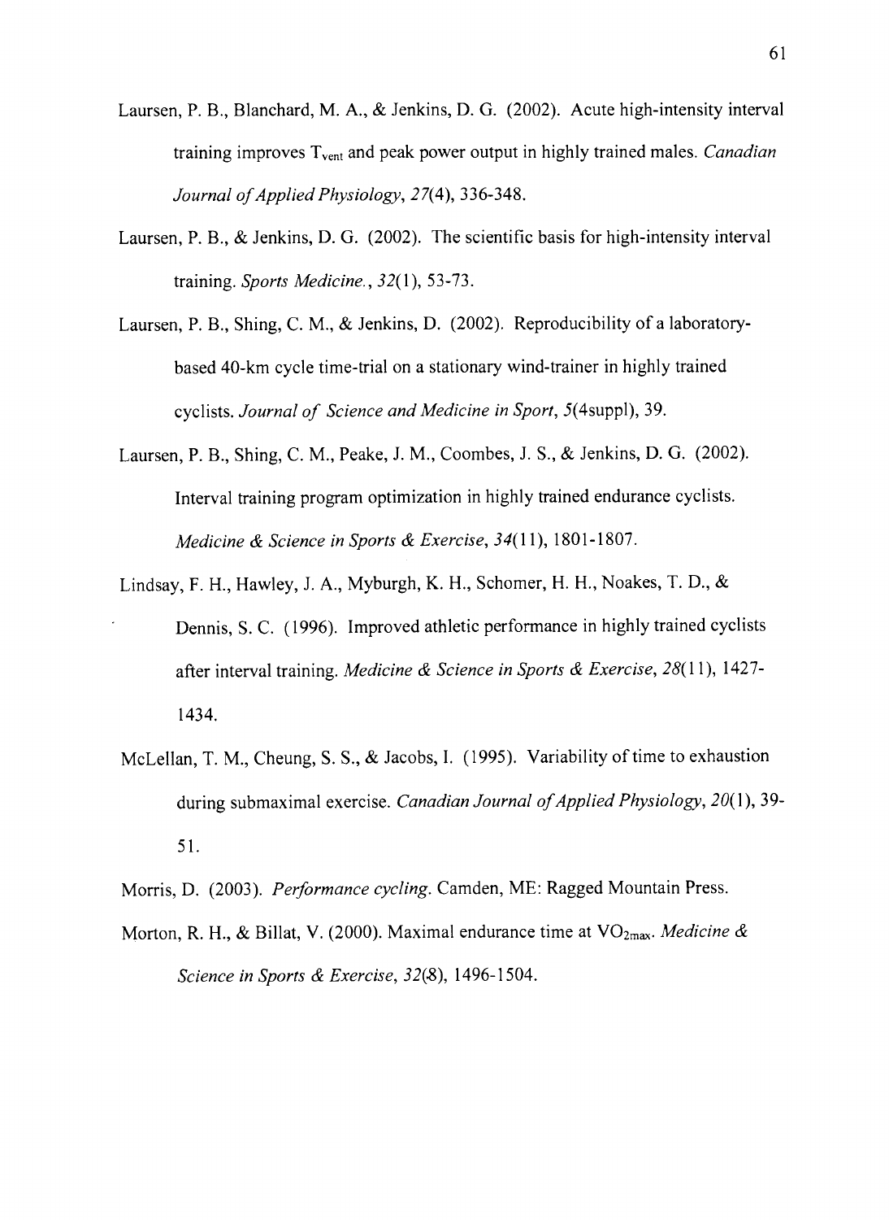Laursen, P. B., Blanchard, M. A., & Jenkins, D. G. (2002). Acute high-intensity interval training improves $T_{vent}$ and peak power output in highly trained males. *Canadian Journal of Applied Physiology, 27*(4), 336-348.

Laursen, P. B., & Jenkins, D. G. (2002). The scientific basis for high-intensity interval training. *Sports Medicine., 32*(1), 53-73.

Laursen, P. B., Shing, C. M., & Jenkins, D. (2002). Reproducibility of a laboratory-based 40-km cycle time-trial on a stationary wind-trainer in highly trained cyclists. *Journal of Science and Medicine in Sport, 5*(4suppl), 39.

Laursen, P. B., Shing, C. M., Peake, J. M., Coombes, J. S., & Jenkins, D. G. (2002). Interval training program optimization in highly trained endurance cyclists. *Medicine & Science in Sports & Exercise, 34*(11), 1801-1807.

Lindsay, F. H., Hawley, J. A., Myburgh, K. H., Schomer, H. H., Noakes, T. D., & Dennis, S. C. (1996). Improved athletic performance in highly trained cyclists after interval training. *Medicine & Science in Sports & Exercise, 28*(11), 1427-1434.

McLellan, T. M., Cheung, S. S., & Jacobs, I. (1995). Variability of time to exhaustion during submaximal exercise. *Canadian Journal of Applied Physiology, 20*(1), 39-51.

Morris, D. (2003). *Performance cycling.* Camden, ME: Ragged Mountain Press.

Morton, R. H., & Billat, V. (2000). Maximal endurance time at $VO_{2max}$. *Medicine & Science in Sports & Exercise, 32*(8), 1496-1504.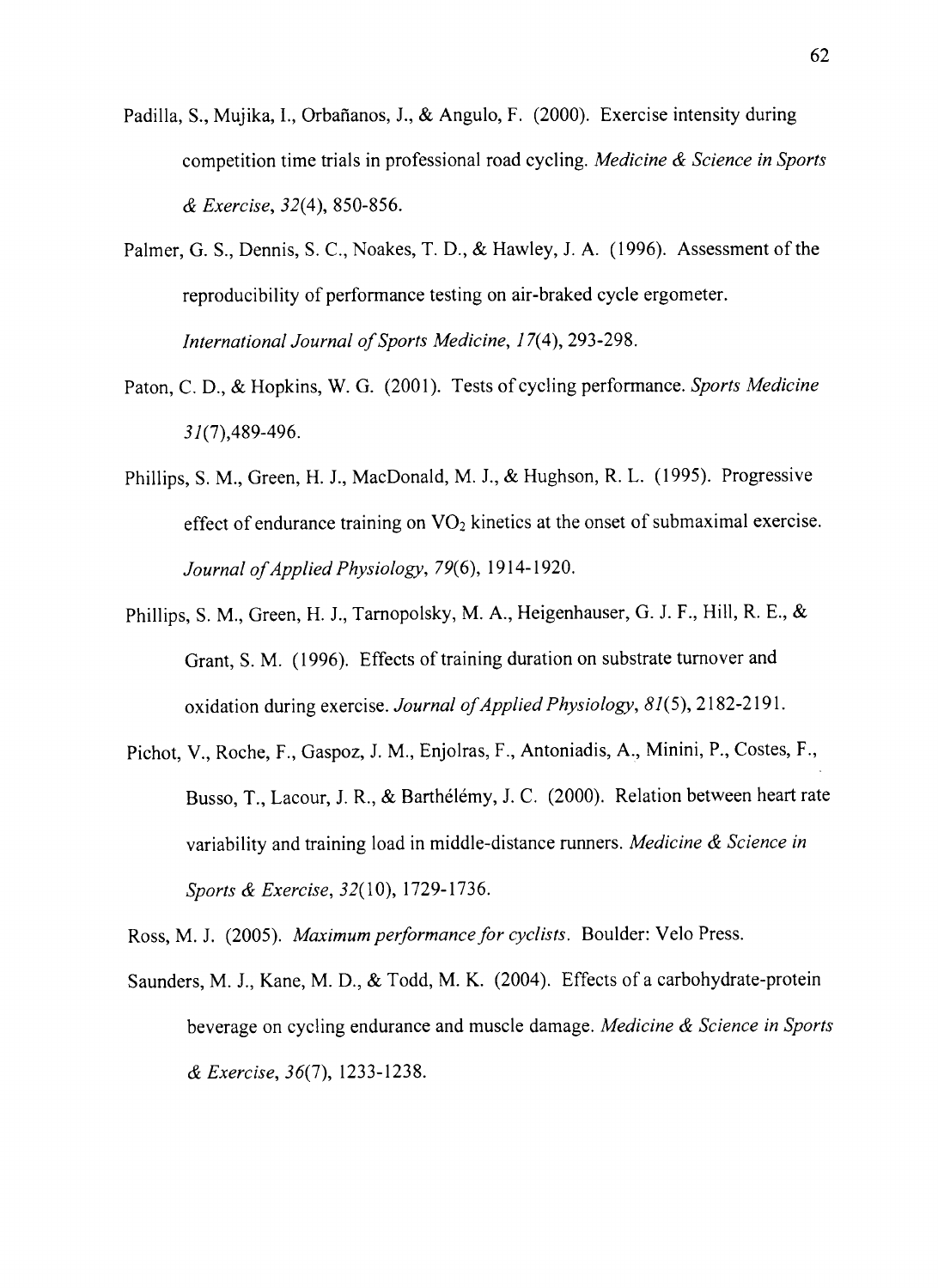Padilla, S., Mujika, I., Orbañanos, J., & Angulo, F. (2000). Exercise intensity during competition time trials in professional road cycling. *Medicine & Science in Sports & Exercise, 32*(4), 850-856.

Palmer, G. S., Dennis, S. C., Noakes, T. D., & Hawley, J. A. (1996). Assessment of the reproducibility of performance testing on air-braked cycle ergometer. *International Journal of Sports Medicine, 17*(4), 293-298.

Paton, C. D., & Hopkins, W. G. (2001). Tests of cycling performance. *Sports Medicine 31*(7),489-496.

Phillips, S. M., Green, H. J., MacDonald, M. J., & Hughson, R. L. (1995). Progressive effect of endurance training on $VO_2$ kinetics at the onset of submaximal exercise. *Journal of Applied Physiology, 79*(6), 1914-1920.

Phillips, S. M., Green, H. J., Tarnopolsky, M. A., Heigenhauser, G. J. F., Hill, R. E., & Grant, S. M. (1996). Effects of training duration on substrate turnover and oxidation during exercise. *Journal of Applied Physiology, 81*(5), 2182-2191.

Pichot, V., Roche, F., Gaspoz, J. M., Enjolras, F., Antoniadis, A., Minini, P., Costes, F., Busso, T., Lacour, J. R., & Barthélémy, J. C. (2000). Relation between heart rate variability and training load in middle-distance runners. *Medicine & Science in Sports & Exercise, 32*(10), 1729-1736.

Ross, M. J. (2005). *Maximum performance for cyclists.* Boulder: Velo Press.

Saunders, M. J., Kane, M. D., & Todd, M. K. (2004). Effects of a carbohydrate-protein beverage on cycling endurance and muscle damage. *Medicine & Science in Sports & Exercise, 36*(7), 1233-1238.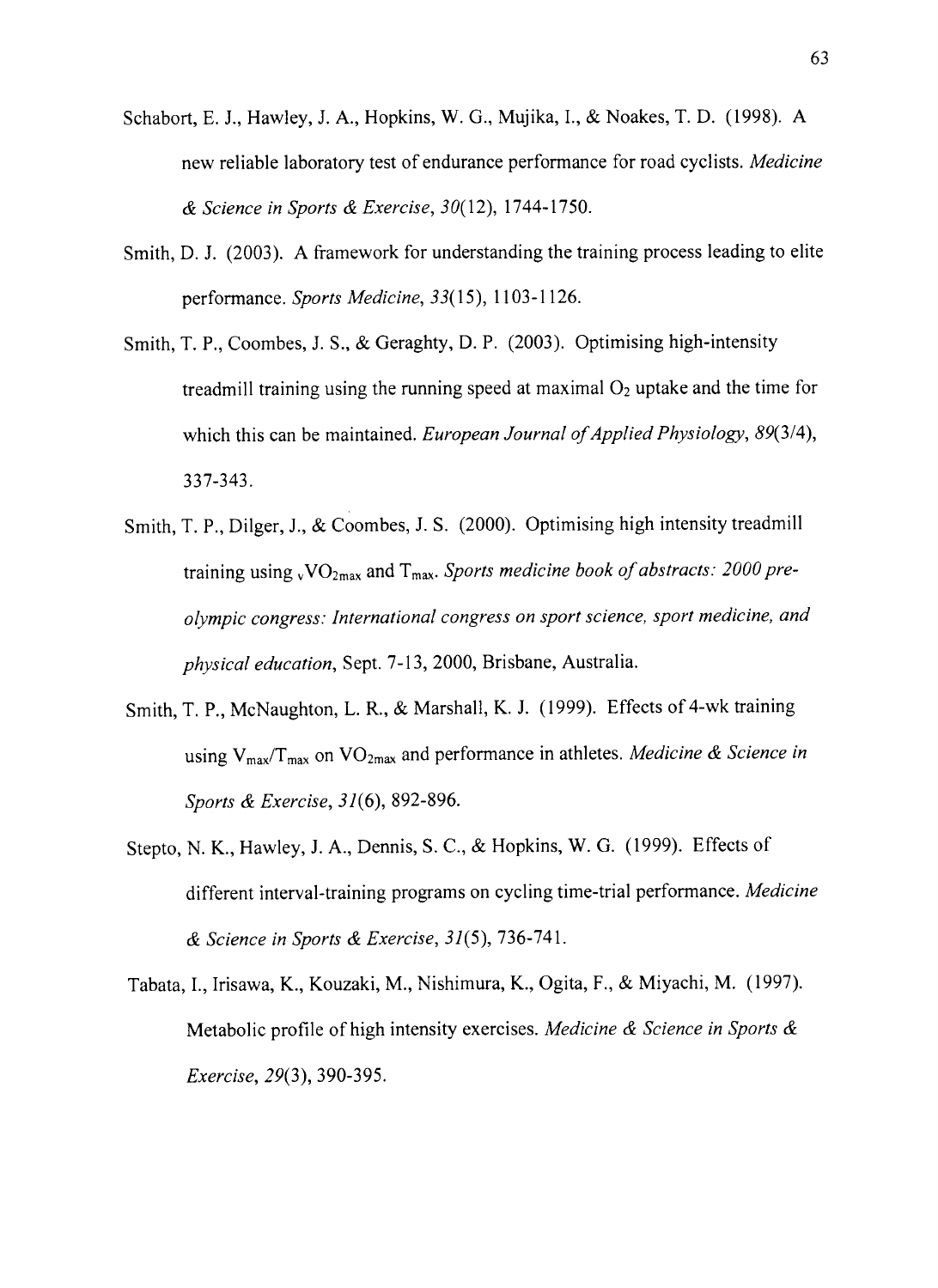Schabort, E. J., Hawley, J. A., Hopkins, W. G., Mujika, I., & Noakes, T. D. (1998). A new reliable laboratory test of endurance performance for road cyclists. *Medicine & Science in Sports & Exercise, 30*(12), 1744-1750.

Smith, D. J. (2003). A framework for understanding the training process leading to elite performance. *Sports Medicine, 33*(15), 1103-1126.

Smith, T. P., Coombes, J. S., & Geraghty, D. P. (2003). Optimising high-intensity treadmill training using the running speed at maximal $O_2$ uptake and the time for which this can be maintained. *European Journal of Applied Physiology, 89*(3/4), 337-343.

Smith, T. P., Dilger, J., & Coombes, J. S. (2000). Optimising high intensity treadmill training using $_vVO_{2max}$ and $T_{max}$. *Sports medicine book of abstracts: 2000 pre-olympic congress: International congress on sport science, sport medicine, and physical education*, Sept. 7-13, 2000, Brisbane, Australia.

Smith, T. P., McNaughton, L. R., & Marshall, K. J. (1999). Effects of 4-wk training using $V_{max}/T_{max}$ on $VO_{2max}$ and performance in athletes. *Medicine & Science in Sports & Exercise, 31*(6), 892-896.

Stepto, N. K., Hawley, J. A., Dennis, S. C., & Hopkins, W. G. (1999). Effects of different interval-training programs on cycling time-trial performance. *Medicine & Science in Sports & Exercise, 31*(5), 736-741.

Tabata, I., Irisawa, K., Kouzaki, M., Nishimura, K., Ogita, F., & Miyachi, M. (1997). Metabolic profile of high intensity exercises. *Medicine & Science in Sports & Exercise, 29*(3), 390-395.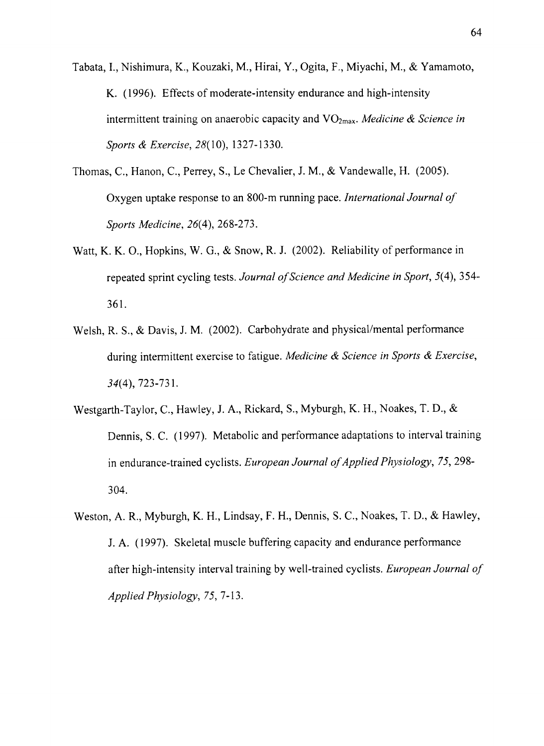Tabata, I., Nishimura, K., Kouzaki, M., Hirai, Y., Ogita, F., Miyachi, M., & Yamamoto, K. (1996). Effects of moderate-intensity endurance and high-intensity intermittent training on anaerobic capacity and $VO_{2max}$. *Medicine & Science in Sports & Exercise, 28*(10), 1327-1330.

Thomas, C., Hanon, C., Perrey, S., Le Chevalier, J. M., & Vandewalle, H. (2005). Oxygen uptake response to an 800-m running pace. *International Journal of Sports Medicine, 26*(4), 268-273.

Watt, K. K. O., Hopkins, W. G., & Snow, R. J. (2002). Reliability of performance in repeated sprint cycling tests. *Journal of Science and Medicine in Sport, 5*(4), 354-361.

Welsh, R. S., & Davis, J. M. (2002). Carbohydrate and physical/mental performance during intermittent exercise to fatigue. *Medicine & Science in Sports & Exercise, 34*(4), 723-731.

Westgarth-Taylor, C., Hawley, J. A., Rickard, S., Myburgh, K. H., Noakes, T. D., & Dennis, S. C. (1997). Metabolic and performance adaptations to interval training in endurance-trained cyclists. *European Journal of Applied Physiology, 75*, 298-304.

Weston, A. R., Myburgh, K. H., Lindsay, F. H., Dennis, S. C., Noakes, T. D., & Hawley, J. A. (1997). Skeletal muscle buffering capacity and endurance performance after high-intensity interval training by well-trained cyclists. *European Journal of Applied Physiology, 75*, 7-13.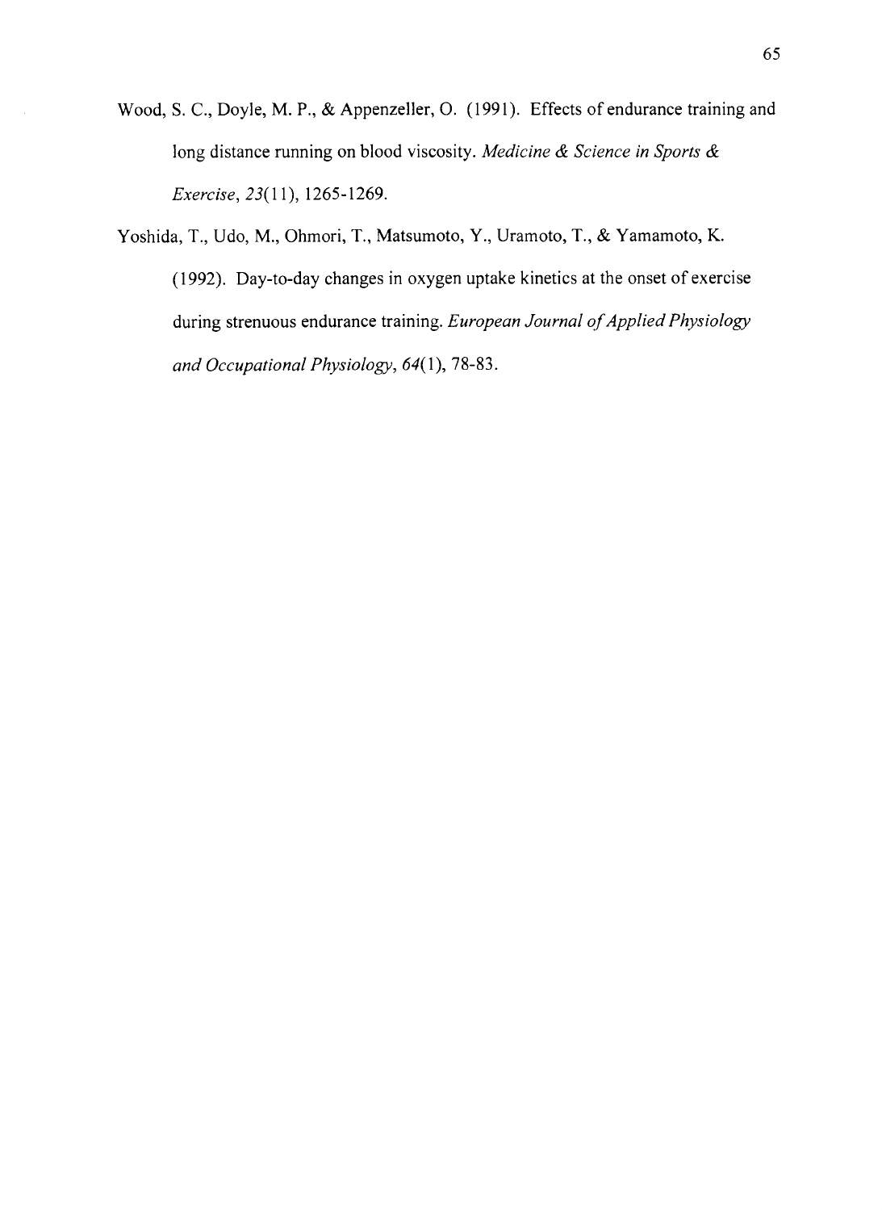Wood, S. C., Doyle, M. P., & Appenzeller, O. (1991). Effects of endurance training and long distance running on blood viscosity. *Medicine & Science in Sports & Exercise, 23*(11), 1265-1269.

Yoshida, T., Udo, M., Ohmori, T., Matsumoto, Y., Uramoto, T., & Yamamoto, K. (1992). Day-to-day changes in oxygen uptake kinetics at the onset of exercise during strenuous endurance training. *European Journal of Applied Physiology and Occupational Physiology, 64*(1), 78-83.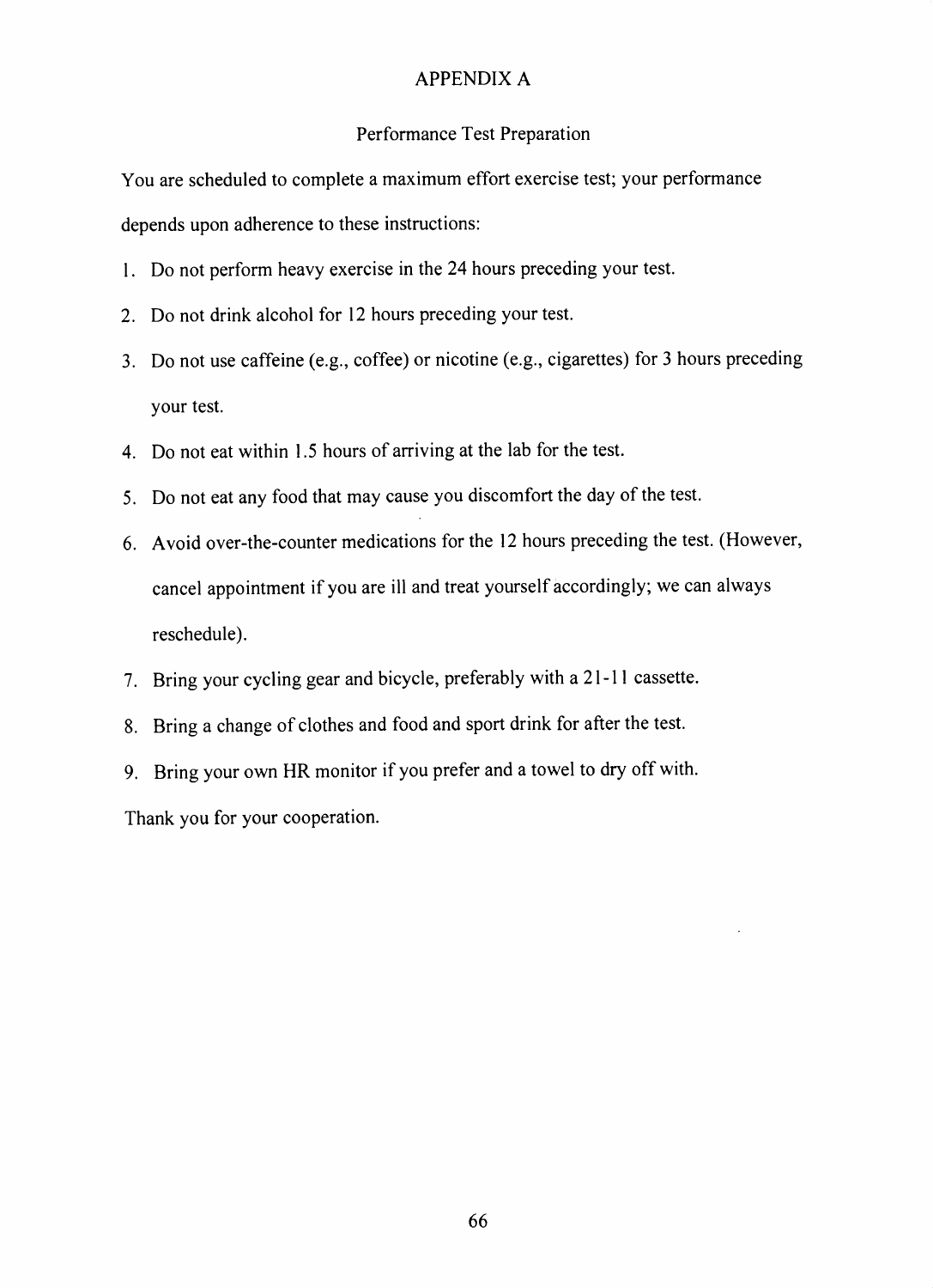# APPENDIX A

## Performance Test Preparation

You are scheduled to complete a maximum effort exercise test; your performance depends upon adherence to these instructions:

1. Do not perform heavy exercise in the 24 hours preceding your test.
2. Do not drink alcohol for 12 hours preceding your test.
3. Do not use caffeine (e.g., coffee) or nicotine (e.g., cigarettes) for 3 hours preceding your test.
4. Do not eat within 1.5 hours of arriving at the lab for the test.
5. Do not eat any food that may cause you discomfort the day of the test.
6. Avoid over-the-counter medications for the 12 hours preceding the test. (However, cancel appointment if you are ill and treat yourself accordingly; we can always reschedule).
7. Bring your cycling gear and bicycle, preferably with a 21-11 cassette.
8. Bring a change of clothes and food and sport drink for after the test.
9. Bring your own HR monitor if you prefer and a towel to dry off with.

Thank you for your cooperation.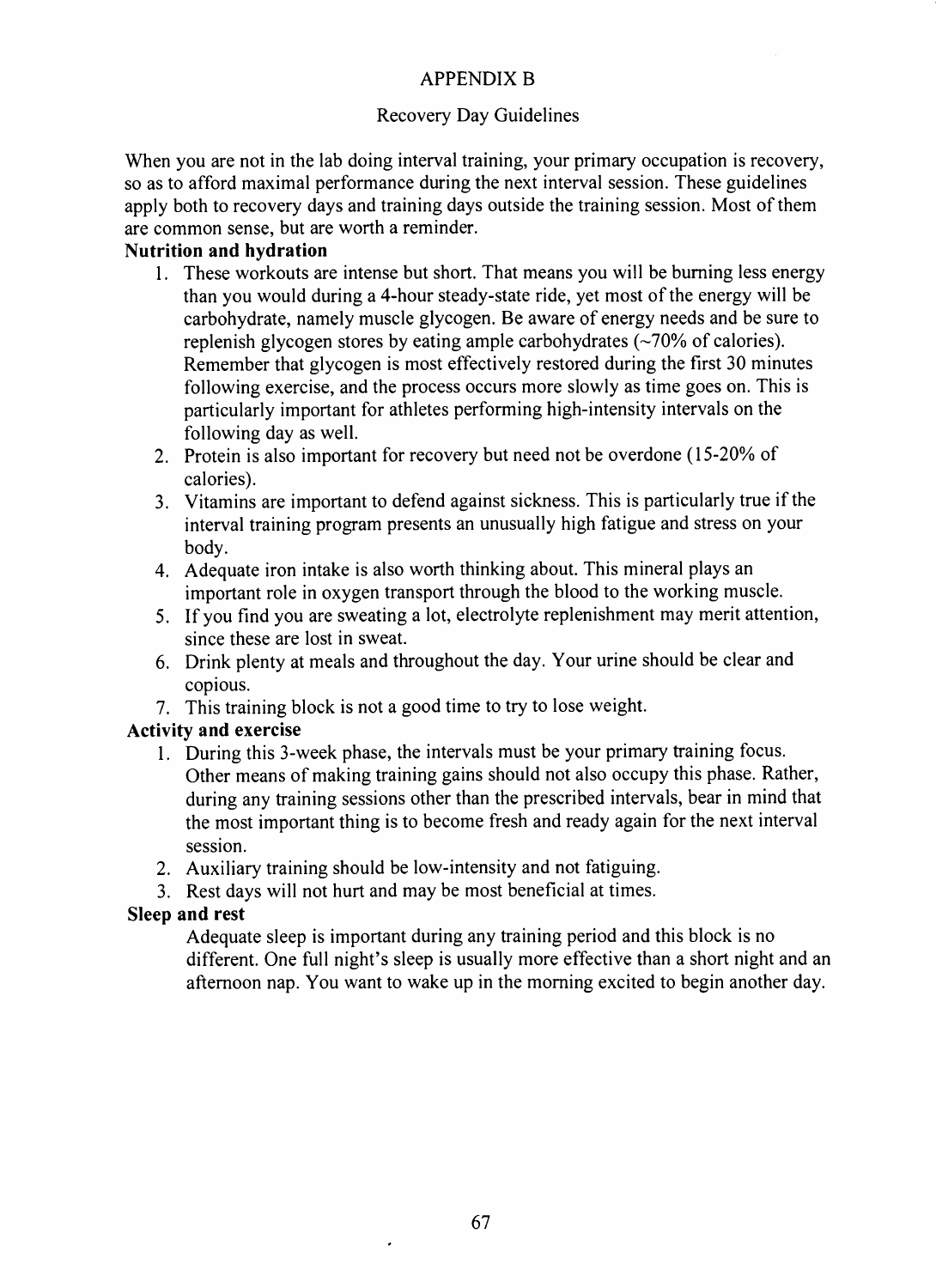# APPENDIX B

## Recovery Day Guidelines

When you are not in the lab doing interval training, your primary occupation is recovery, so as to afford maximal performance during the next interval session. These guidelines apply both to recovery days and training days outside the training session. Most of them are common sense, but are worth a reminder.

**Nutrition and hydration**

1. These workouts are intense but short. That means you will be burning less energy than you would during a 4-hour steady-state ride, yet most of the energy will be carbohydrate, namely muscle glycogen. Be aware of energy needs and be sure to replenish glycogen stores by eating ample carbohydrates (~70% of calories). Remember that glycogen is most effectively restored during the first 30 minutes following exercise, and the process occurs more slowly as time goes on. This is particularly important for athletes performing high-intensity intervals on the following day as well.
2. Protein is also important for recovery but need not be overdone (15-20% of calories).
3. Vitamins are important to defend against sickness. This is particularly true if the interval training program presents an unusually high fatigue and stress on your body.
4. Adequate iron intake is also worth thinking about. This mineral plays an important role in oxygen transport through the blood to the working muscle.
5. If you find you are sweating a lot, electrolyte replenishment may merit attention, since these are lost in sweat.
6. Drink plenty at meals and throughout the day. Your urine should be clear and copious.
7. This training block is not a good time to try to lose weight.

**Activity and exercise**

1. During this 3-week phase, the intervals must be your primary training focus. Other means of making training gains should not also occupy this phase. Rather, during any training sessions other than the prescribed intervals, bear in mind that the most important thing is to become fresh and ready again for the next interval session.
2. Auxiliary training should be low-intensity and not fatiguing.
3. Rest days will not hurt and may be most beneficial at times.

**Sleep and rest**

Adequate sleep is important during any training period and this block is no different. One full night's sleep is usually more effective than a short night and an afternoon nap. You want to wake up in the morning excited to begin another day.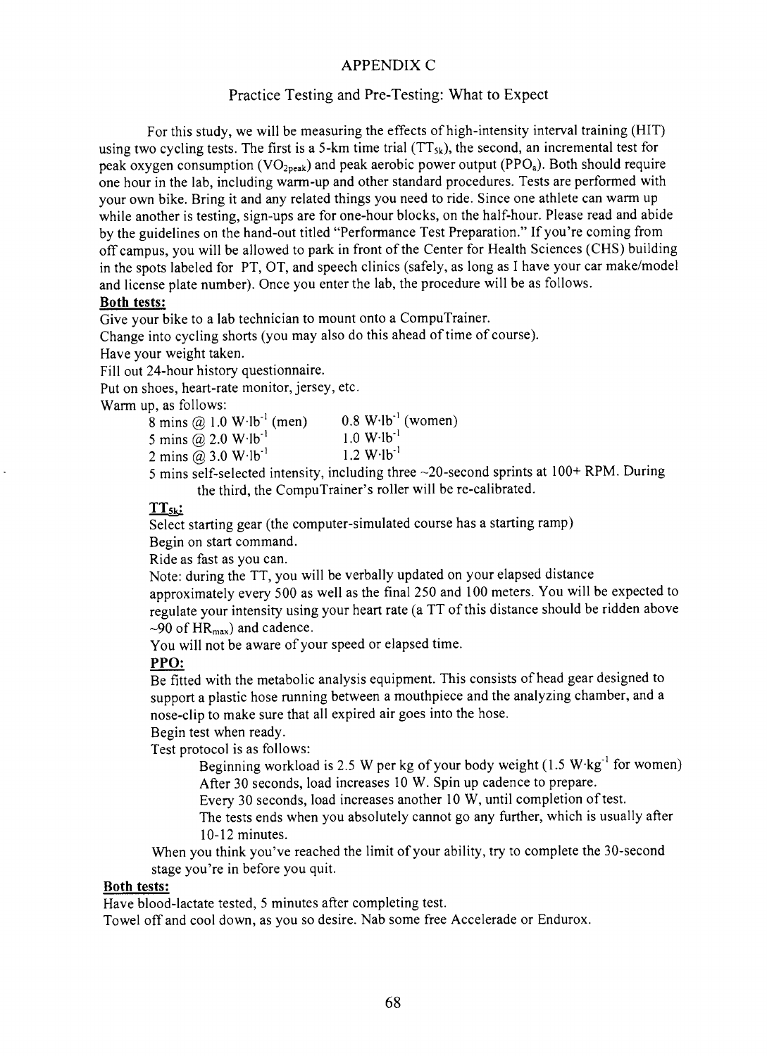# APPENDIX C

## Practice Testing and Pre-Testing: What to Expect

For this study, we will be measuring the effects of high-intensity interval training (HIT) using two cycling tests. The first is a 5-km time trial ($TT_{5k}$), the second, an incremental test for peak oxygen consumption ($VO_{2peak}$) and peak aerobic power output ($PPO_a$). Both should require one hour in the lab, including warm-up and other standard procedures. Tests are performed with your own bike. Bring it and any related things you need to ride. Since one athlete can warm up while another is testing, sign-ups are for one-hour blocks, on the half-hour. Please read and abide by the guidelines on the hand-out titled "Performance Test Preparation." If you're coming from off campus, you will be allowed to park in front of the Center for Health Sciences (CHS) building in the spots labeled for PT, OT, and speech clinics (safely, as long as I have your car make/model and license plate number). Once you enter the lab, the procedure will be as follows.

**Both tests:**

Give your bike to a lab technician to mount onto a CompuTrainer.
Change into cycling shorts (you may also do this ahead of time of course).
Have your weight taken.
Fill out 24-hour history questionnaire.
Put on shoes, heart-rate monitor, jersey, etc.
Warm up, as follows:

| | |
|---|---|
| 8 mins @ 1.0 $W{\cdot}lb^{-1}$ (men) | 0.8 $W{\cdot}lb^{-1}$ (women) |
| 5 mins @ 2.0 $W{\cdot}lb^{-1}$ | 1.0 $W{\cdot}lb^{-1}$ |
| 2 mins @ 3.0 $W{\cdot}lb^{-1}$ | 1.2 $W{\cdot}lb^{-1}$ |

5 mins self-selected intensity, including three ~20-second sprints at 100+ RPM. During the third, the CompuTrainer's roller will be re-calibrated.

**$TT_{5k}$:**

Select starting gear (the computer-simulated course has a starting ramp)
Begin on start command.
Ride as fast as you can.
Note: during the TT, you will be verbally updated on your elapsed distance approximately every 500 as well as the final 250 and 100 meters. You will be expected to regulate your intensity using your heart rate (a TT of this distance should be ridden above ~90 of $HR_{max}$) and cadence.
You will not be aware of your speed or elapsed time.

**PPO:**

Be fitted with the metabolic analysis equipment. This consists of head gear designed to support a plastic hose running between a mouthpiece and the analyzing chamber, and a nose-clip to make sure that all expired air goes into the hose.
Begin test when ready.
Test protocol is as follows:

Beginning workload is 2.5 W per kg of your body weight (1.5 $W{\cdot}kg^{-1}$ for women)
After 30 seconds, load increases 10 W. Spin up cadence to prepare.
Every 30 seconds, load increases another 10 W, until completion of test.
The tests ends when you absolutely cannot go any further, which is usually after 10-12 minutes.

When you think you've reached the limit of your ability, try to complete the 30-second stage you're in before you quit.

**Both tests:**

Have blood-lactate tested, 5 minutes after completing test.
Towel off and cool down, as you so desire. Nab some free Accelerade or Endurox.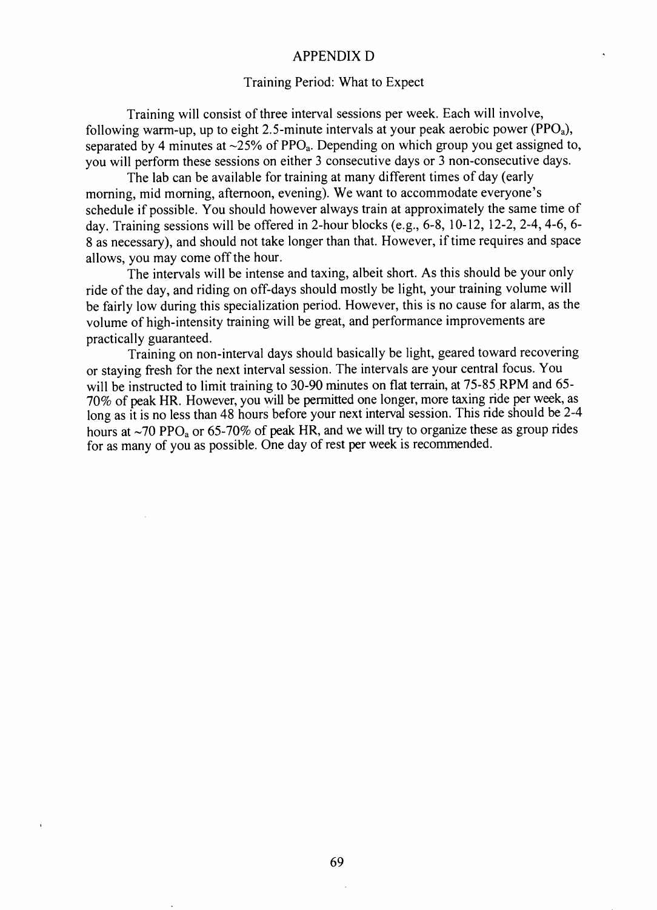# APPENDIX D

## Training Period: What to Expect

Training will consist of three interval sessions per week. Each will involve, following warm-up, up to eight 2.5-minute intervals at your peak aerobic power ($PPO_a$), separated by 4 minutes at ~25% of $PPO_a$. Depending on which group you get assigned to, you will perform these sessions on either 3 consecutive days or 3 non-consecutive days.

The lab can be available for training at many different times of day (early morning, mid morning, afternoon, evening). We want to accommodate everyone's schedule if possible. You should however always train at approximately the same time of day. Training sessions will be offered in 2-hour blocks (e.g., 6-8, 10-12, 12-2, 2-4, 4-6, 6-8 as necessary), and should not take longer than that. However, if time requires and space allows, you may come off the hour.

The intervals will be intense and taxing, albeit short. As this should be your only ride of the day, and riding on off-days should mostly be light, your training volume will be fairly low during this specialization period. However, this is no cause for alarm, as the volume of high-intensity training will be great, and performance improvements are practically guaranteed.

Training on non-interval days should basically be light, geared toward recovering or staying fresh for the next interval session. The intervals are your central focus. You will be instructed to limit training to 30-90 minutes on flat terrain, at 75-85 RPM and 65-70% of peak HR. However, you will be permitted one longer, more taxing ride per week, as long as it is no less than 48 hours before your next interval session. This ride should be 2-4 hours at ~70 $PPO_a$ or 65-70% of peak HR, and we will try to organize these as group rides for as many of you as possible. One day of rest per week is recommended.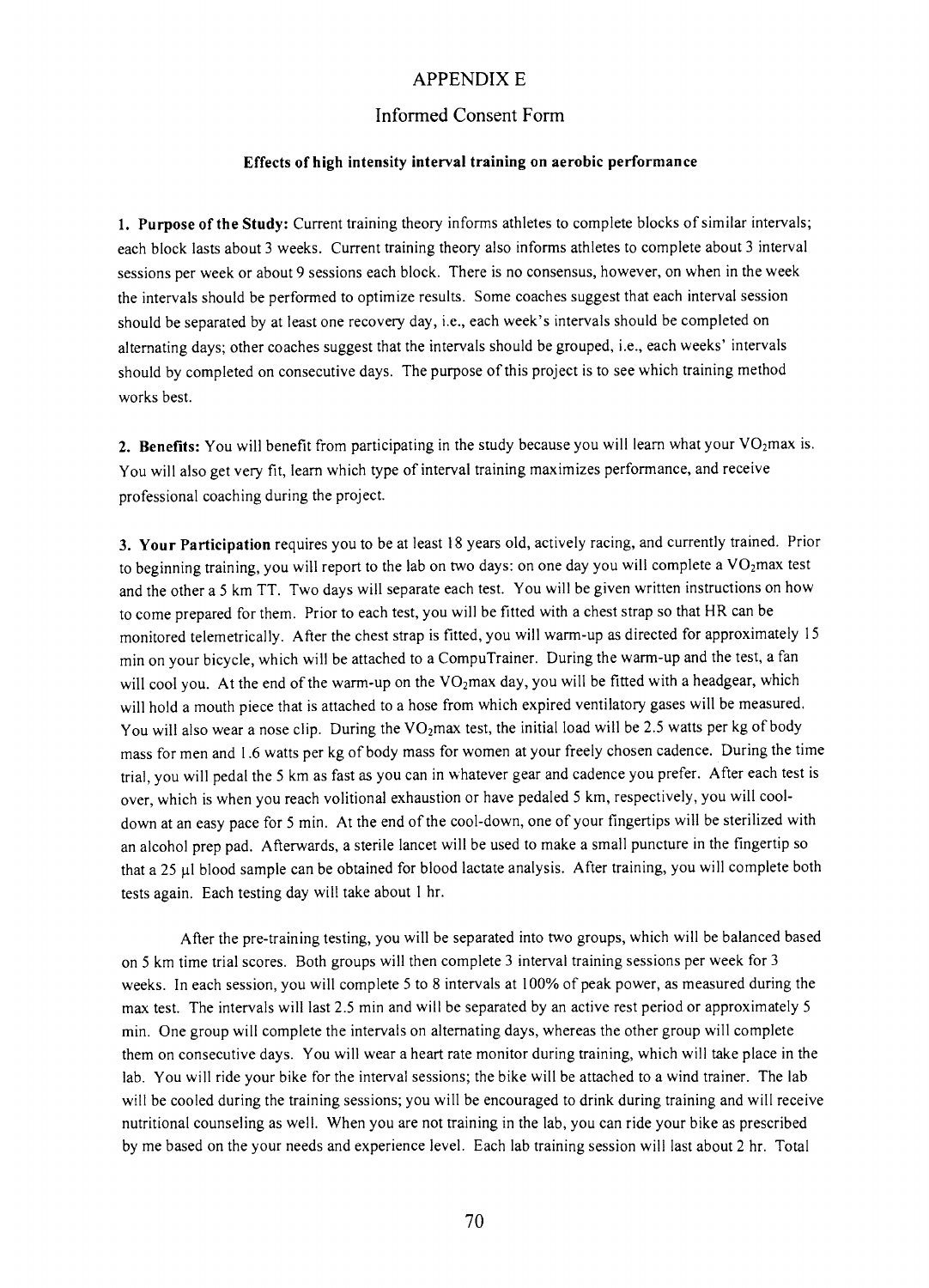# APPENDIX E

## Informed Consent Form

**Effects of high intensity interval training on aerobic performance**

**1. Purpose of the Study:** Current training theory informs athletes to complete blocks of similar intervals; each block lasts about 3 weeks. Current training theory also informs athletes to complete about 3 interval sessions per week or about 9 sessions each block. There is no consensus, however, on when in the week the intervals should be performed to optimize results. Some coaches suggest that each interval session should be separated by at least one recovery day, i.e., each week's intervals should be completed on alternating days; other coaches suggest that the intervals should be grouped, i.e., each weeks' intervals should by completed on consecutive days. The purpose of this project is to see which training method works best.

**2. Benefits:** You will benefit from participating in the study because you will learn what your $VO_2max$ is. You will also get very fit, learn which type of interval training maximizes performance, and receive professional coaching during the project.

**3. Your Participation** requires you to be at least 18 years old, actively racing, and currently trained. Prior to beginning training, you will report to the lab on two days: on one day you will complete a $VO_2max$ test and the other a 5 km TT. Two days will separate each test. You will be given written instructions on how to come prepared for them. Prior to each test, you will be fitted with a chest strap so that HR can be monitored telemetrically. After the chest strap is fitted, you will warm-up as directed for approximately 15 min on your bicycle, which will be attached to a CompuTrainer. During the warm-up and the test, a fan will cool you. At the end of the warm-up on the $VO_2max$ day, you will be fitted with a headgear, which will hold a mouth piece that is attached to a hose from which expired ventilatory gases will be measured. You will also wear a nose clip. During the $VO_2max$ test, the initial load will be 2.5 watts per kg of body mass for men and 1.6 watts per kg of body mass for women at your freely chosen cadence. During the time trial, you will pedal the 5 km as fast as you can in whatever gear and cadence you prefer. After each test is over, which is when you reach volitional exhaustion or have pedaled 5 km, respectively, you will cool-down at an easy pace for 5 min. At the end of the cool-down, one of your fingertips will be sterilized with an alcohol prep pad. Afterwards, a sterile lancet will be used to make a small puncture in the fingertip so that a 25 μl blood sample can be obtained for blood lactate analysis. After training, you will complete both tests again. Each testing day will take about 1 hr.

After the pre-training testing, you will be separated into two groups, which will be balanced based on 5 km time trial scores. Both groups will then complete 3 interval training sessions per week for 3 weeks. In each session, you will complete 5 to 8 intervals at 100% of peak power, as measured during the max test. The intervals will last 2.5 min and will be separated by an active rest period or approximately 5 min. One group will complete the intervals on alternating days, whereas the other group will complete them on consecutive days. You will wear a heart rate monitor during training, which will take place in the lab. You will ride your bike for the interval sessions; the bike will be attached to a wind trainer. The lab will be cooled during the training sessions; you will be encouraged to drink during training and will receive nutritional counseling as well. When you are not training in the lab, you can ride your bike as prescribed by me based on the your needs and experience level. Each lab training session will last about 2 hr. Total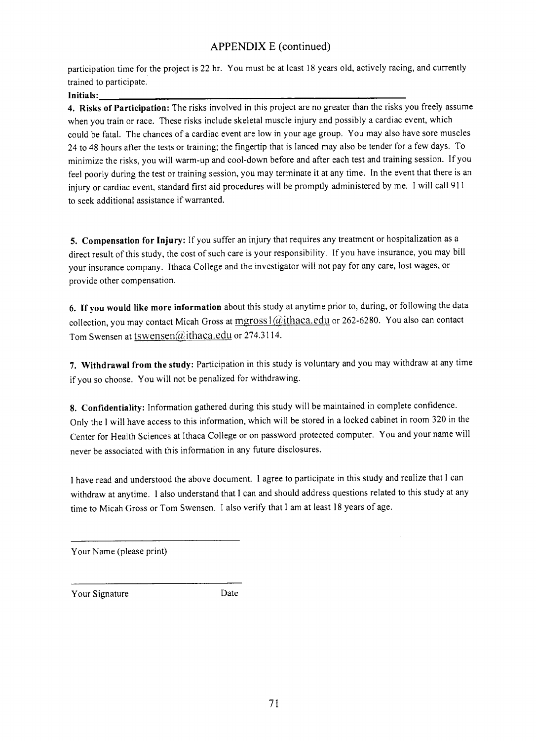## APPENDIX E (continued)

participation time for the project is 22 hr. You must be at least 18 years old, actively racing, and currently trained to participate.

**Initials:**\_\_\_\_\_\_\_\_\_\_\_\_\_\_\_\_\_\_\_\_\_\_\_\_\_\_\_\_\_\_\_\_\_\_\_\_\_\_\_\_\_\_\_\_\_\_\_\_\_\_\_\_\_\_\_\_\_\_

**4. Risks of Participation:** The risks involved in this project are no greater than the risks you freely assume when you train or race. These risks include skeletal muscle injury and possibly a cardiac event, which could be fatal. The chances of a cardiac event are low in your age group. You may also have sore muscles 24 to 48 hours after the tests or training; the fingertip that is lanced may also be tender for a few days. To minimize the risks, you will warm-up and cool-down before and after each test and training session. If you feel poorly during the test or training session, you may terminate it at any time. In the event that there is an injury or cardiac event, standard first aid procedures will be promptly administered by me. I will call 911 to seek additional assistance if warranted.

**5. Compensation for Injury:** If you suffer an injury that requires any treatment or hospitalization as a direct result of this study, the cost of such care is your responsibility. If you have insurance, you may bill your insurance company. Ithaca College and the investigator will not pay for any care, lost wages, or provide other compensation.

**6. If you would like more information** about this study at anytime prior to, during, or following the data collection, you may contact Micah Gross at mgross1@ithaca.edu or 262-6280. You also can contact Tom Swensen at tswensen@ithaca.edu or 274.3114.

**7. Withdrawal from the study:** Participation in this study is voluntary and you may withdraw at any time if you so choose. You will not be penalized for withdrawing.

**8. Confidentiality:** Information gathered during this study will be maintained in complete confidence. Only the I will have access to this information, which will be stored in a locked cabinet in room 320 in the Center for Health Sciences at Ithaca College or on password protected computer. You and your name will never be associated with this information in any future disclosures.

I have read and understood the above document. I agree to participate in this study and realize that I can withdraw at anytime. I also understand that I can and should address questions related to this study at any time to Micah Gross or Tom Swensen. I also verify that I am at least 18 years of age.

\_\_\_\_\_\_\_\_\_\_\_\_\_\_\_\_\_\_\_\_\_\_\_\_\_\_\_\_\_\_\_\_

Your Name (please print)

\_\_\_\_\_\_\_\_\_\_\_\_\_\_\_\_\_\_\_\_\_\_\_\_\_\_\_\_\_\_\_\_

Your Signature Date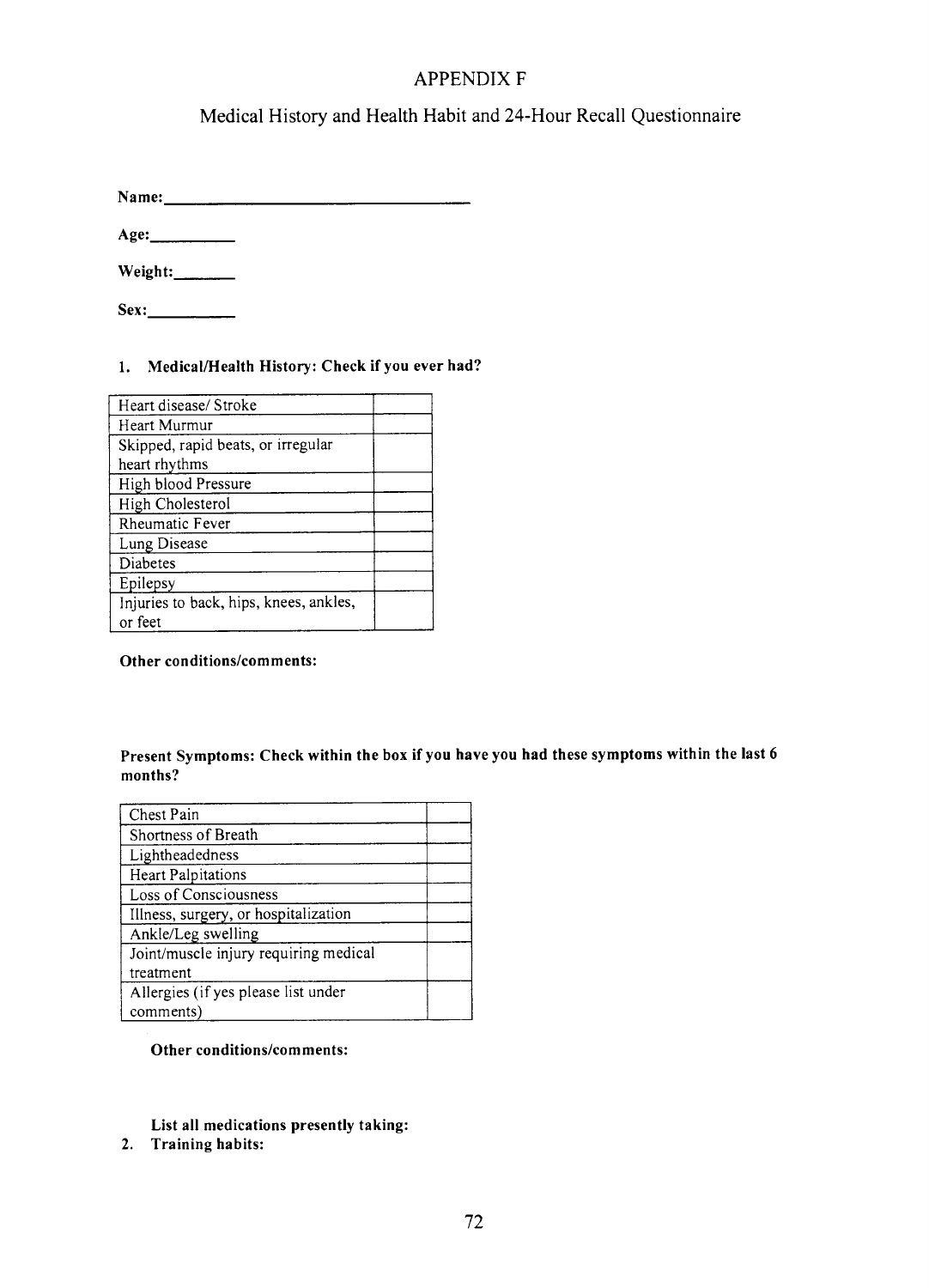# APPENDIX F

## Medical History and Health Habit and 24-Hour Recall Questionnaire

**Name:** ___________________________________

**Age:** __________

**Weight:** _______

**Sex:** __________

**1. Medical/Health History: Check if you ever had?**

| | |
|---|---|
| Heart disease/ Stroke | |
| Heart Murmur | |
| Skipped, rapid beats, or irregular heart rhythms | |
| High blood Pressure | |
| High Cholesterol | |
| Rheumatic Fever | |
| Lung Disease | |
| Diabetes | |
| Epilepsy | |
| Injuries to back, hips, knees, ankles, or feet | |

**Other conditions/comments:**

**Present Symptoms: Check within the box if you have you had these symptoms within the last 6 months?**

| | |
|---|---|
| Chest Pain | |
| Shortness of Breath | |
| Lightheadedness | |
| Heart Palpitations | |
| Loss of Consciousness | |
| Illness, surgery, or hospitalization | |
| Ankle/Leg swelling | |
| Joint/muscle injury requiring medical treatment | |
| Allergies (if yes please list under comments) | |

**Other conditions/comments:**

**List all medications presently taking:**

**2. Training habits:**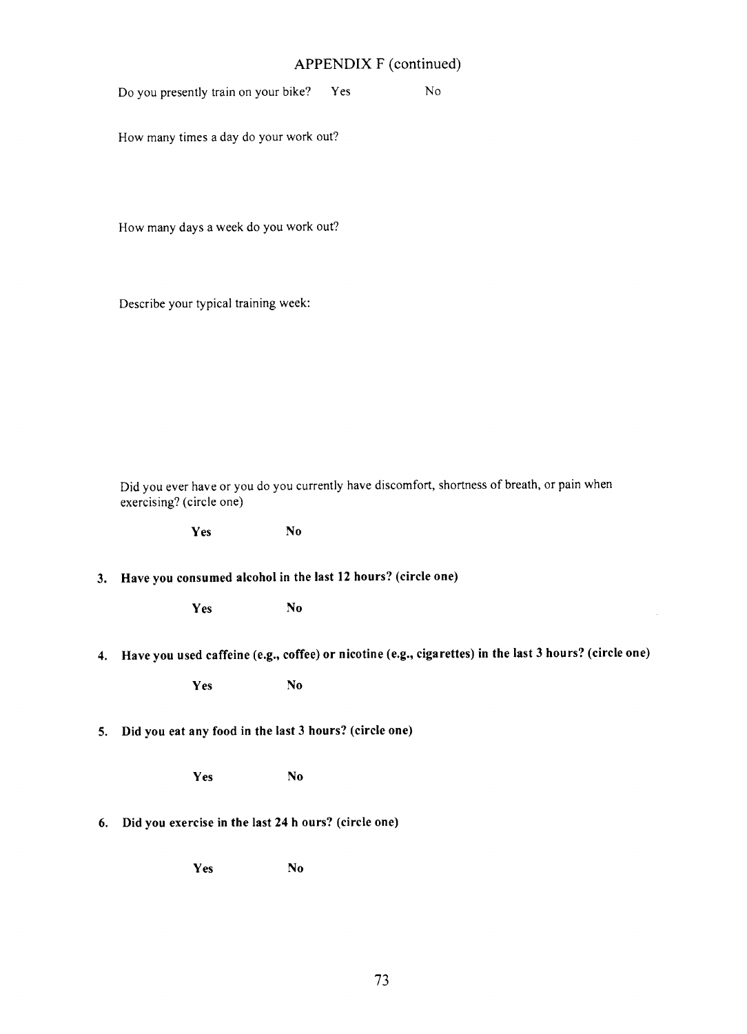## APPENDIX F (continued)

Do you presently train on your bike? Yes No

How many times a day do your work out?

How many days a week do you work out?

Describe your typical training week:

Did you ever have or you do you currently have discomfort, shortness of breath, or pain when exercising? (circle one)

**Yes** **No**

3. **Have you consumed alcohol in the last 12 hours? (circle one)**

   **Yes** **No**

4. **Have you used caffeine (e.g., coffee) or nicotine (e.g., cigarettes) in the last 3 hours? (circle one)**

   **Yes** **No**

5. **Did you eat any food in the last 3 hours? (circle one)**

   **Yes** **No**

6. **Did you exercise in the last 24 h ours? (circle one)**

   **Yes** **No**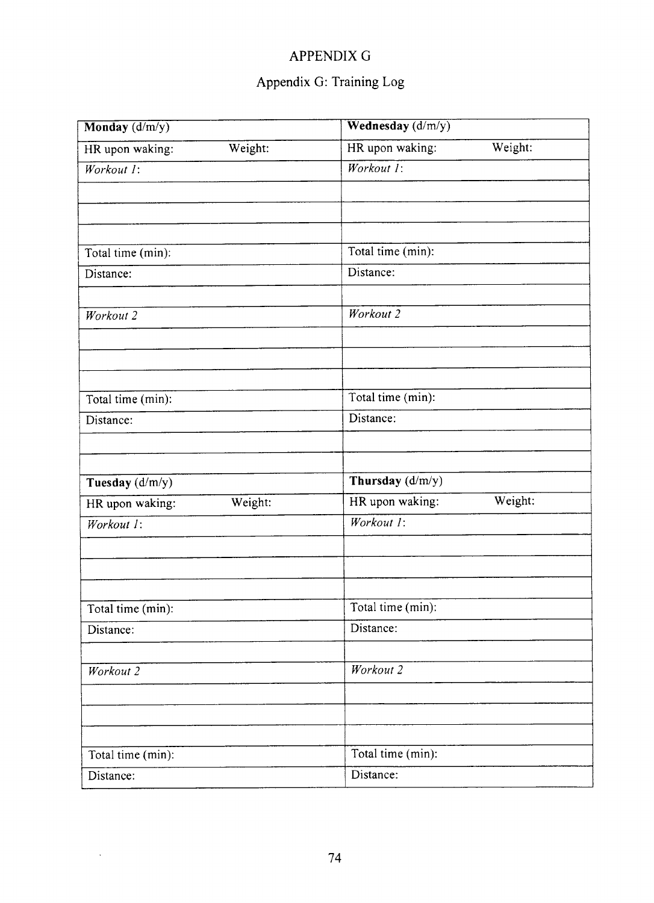# APPENDIX G

## Appendix G: Training Log

| **Monday** (d/m/y) | | **Wednesday** (d/m/y) | |
|---|---|---|---|
| HR upon waking: | Weight: | HR upon waking: | Weight: |
| *Workout 1*: | | *Workout 1*: | |
| | | | |
| | | | |
| | | | |
| Total time (min): | | Total time (min): | |
| Distance: | | Distance: | |
| | | | |
| *Workout 2* | | *Workout 2* | |
| | | | |
| | | | |
| | | | |
| Total time (min): | | Total time (min): | |
| Distance: | | Distance: | |
| | | | |
| | | | |
| **Tuesday** (d/m/y) | | **Thursday** (d/m/y) | |
| HR upon waking: | Weight: | HR upon waking: | Weight: |
| *Workout 1*: | | *Workout 1*: | |
| | | | |
| | | | |
| | | | |
| Total time (min): | | Total time (min): | |
| Distance: | | Distance: | |
| | | | |
| *Workout 2* | | *Workout 2* | |
| | | | |
| | | | |
| | | | |
| Total time (min): | | Total time (min): | |
| Distance: | | Distance: | |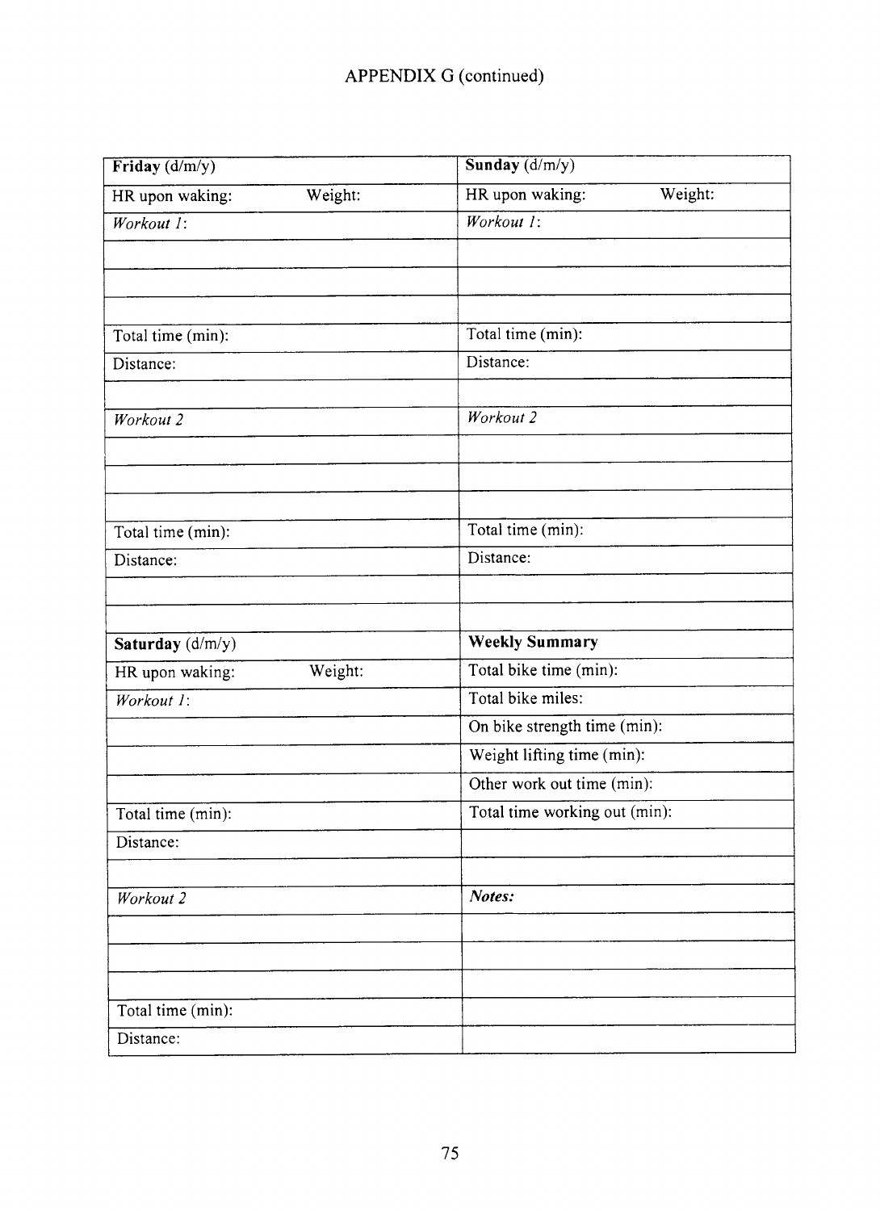## APPENDIX G (continued)

| | |
|---|---|
| **Friday** (d/m/y) | **Sunday** (d/m/y) |
| HR upon waking: Weight: | HR upon waking: Weight: |
| *Workout 1*: | *Workout 1*: |
| | |
| | |
| | |
| Total time (min): | Total time (min): |
| Distance: | Distance: |
| | |
| *Workout 2* | *Workout 2* |
| | |
| | |
| | |
| Total time (min): | Total time (min): |
| Distance: | Distance: |
| | |
| | |
| **Saturday** (d/m/y) | **Weekly Summary** |
| HR upon waking: Weight: | Total bike time (min): |
| *Workout 1*: | Total bike miles: |
| | On bike strength time (min): |
| | Weight lifting time (min): |
| | Other work out time (min): |
| Total time (min): | Total time working out (min): |
| Distance: | |
| | |
| *Workout 2* | ***Notes:*** |
| | |
| | |
| | |
| Total time (min): | |
| Distance: | |